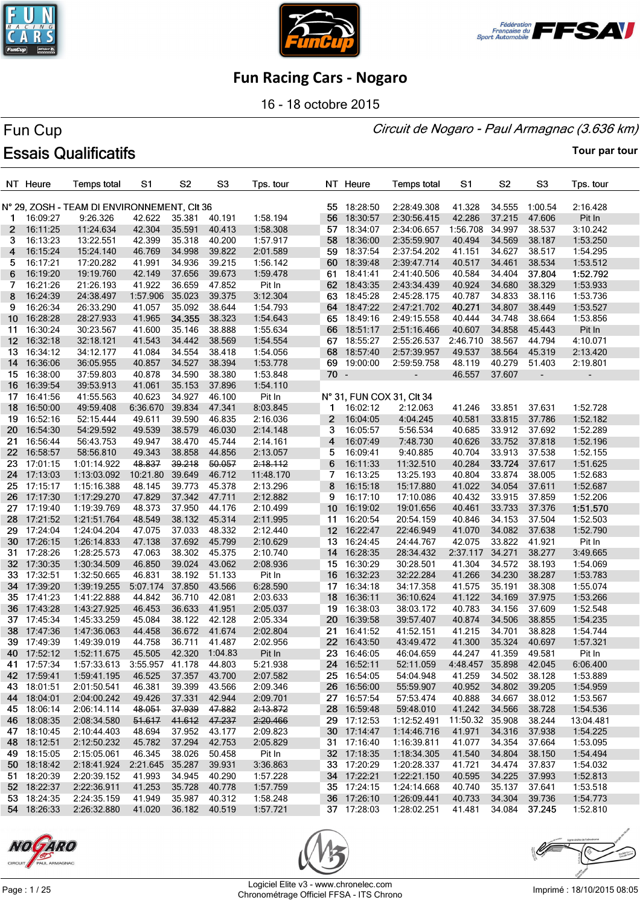# Fun Racing Cars - Nogaro

16 - 18 octobre 2015

## Fun Cup

*Circuit de Nogaro - Paul Armagnac (3.636 km)*

## Essais Qualificatifs

Tour par tour

### N° 29, ZOSH - TEAM DI ENVIRONNEMENT, Clt 36

| NT | Heure | Temps total | S1 | S2 | S3 | Tps. tour |
|---|---|---|---|---|---|---|
| 1 | 16:09:27 | 9:26.326 | 42.622 | 35.381 | 40.191 | 1:58.194 |
| 2 | 16:11:25 | 11:24.634 | 42.304 | 35.591 | 40.413 | 1:58.308 |
| 3 | 16:13:23 | 13:22.551 | 42.399 | 35.318 | 40.200 | 1:57.917 |
| 4 | 16:15:24 | 15:24.140 | 46.769 | 34.998 | 39.822 | 2:01.589 |
| 5 | 16:17:21 | 17:20.282 | 41.991 | 34.936 | 39.215 | 1:56.142 |
| 6 | 16:19:20 | 19:19.760 | 42.149 | 37.656 | 39.673 | 1:59.478 |
| 7 | 16:21:26 | 21:26.193 | 41.922 | 36.659 | 47.852 | Pit In |
| 8 | 16:24:39 | 24:38.497 | 1:57.906 | 35.023 | 39.375 | 3:12.304 |
| 9 | 16:26:34 | 26:33.290 | 41.057 | 35.092 | 38.644 | 1:54.793 |
| 10 | 16:28:28 | 28:27.933 | 41.965 | 34.355 | 38.323 | 1:54.643 |
| 11 | 16:30:24 | 30:23.567 | 41.600 | 35.146 | 38.888 | 1:55.634 |
| 12 | 16:32:18 | 32:18.121 | 41.543 | 34.442 | 38.569 | 1:54.554 |
| 13 | 16:34:12 | 34:12.177 | 41.084 | 34.554 | 38.418 | 1:54.056 |
| 14 | 16:36:06 | 36:05.955 | 40.857 | 34.527 | 38.394 | 1:53.778 |
| 15 | 16:38:00 | 37:59.803 | 40.878 | 34.590 | 38.380 | 1:53.848 |
| 16 | 16:39:54 | 39:53.913 | 41.061 | 35.153 | 37.896 | 1:54.110 |
| 17 | 16:41:56 | 41:55.563 | 40.623 | 34.927 | 46.100 | Pit In |
| 18 | 16:50:00 | 49:59.408 | 6:36.670 | 39.834 | 47.341 | 8:03.845 |
| 19 | 16:52:16 | 52:15.444 | 49.611 | 39.590 | 46.835 | 2:16.036 |
| 20 | 16:54:30 | 54:29.592 | 49.539 | 38.579 | 46.030 | 2:14.148 |
| 21 | 16:56:44 | 56:43.753 | 49.947 | 38.470 | 45.744 | 2:14.161 |
| 22 | 16:58:57 | 58:56.810 | 49.343 | 38.858 | 44.856 | 2:13.057 |
| 23 | 17:01:15 | 1:01:14.922 | ~~48.837~~ | ~~39.218~~ | ~~50.057~~ | ~~2:18.112~~ |
| 24 | 17:13:03 | 1:13:03.092 | 10:21.80 | 39.649 | 46.712 | 11:48.170 |
| 25 | 17:15:17 | 1:15:16.388 | 48.145 | 39.773 | 45.378 | 2:13.296 |
| 26 | 17:17:30 | 1:17:29.270 | 47.829 | 37.342 | 47.711 | 2:12.882 |
| 27 | 17:19:40 | 1:19:39.769 | 48.373 | 37.950 | 44.176 | 2:10.499 |
| 28 | 17:21:52 | 1:21:51.764 | 48.549 | 38.132 | 45.314 | 2:11.995 |
| 29 | 17:24:04 | 1:24:04.204 | 47.075 | 37.033 | 48.332 | 2:12.440 |
| 30 | 17:26:15 | 1:26:14.833 | 47.138 | 37.692 | 45.799 | 2:10.629 |
| 31 | 17:28:26 | 1:28:25.573 | 47.063 | 38.302 | 45.375 | 2:10.740 |
| 32 | 17:30:35 | 1:30:34.509 | 46.850 | 39.024 | 43.062 | 2:08.936 |
| 33 | 17:32:51 | 1:32:50.665 | 46.831 | 38.192 | 51.133 | Pit In |
| 34 | 17:39:20 | 1:39:19.255 | 5:07.174 | 37.850 | 43.566 | 6:28.590 |
| 35 | 17:41:23 | 1:41:22.888 | 44.842 | 36.710 | 42.081 | 2:03.633 |
| 36 | 17:43:28 | 1:43:27.925 | 46.453 | 36.633 | 41.951 | 2:05.037 |
| 37 | 17:45:34 | 1:45:33.259 | 45.084 | 38.122 | 42.128 | 2:05.334 |
| 38 | 17:47:36 | 1:47:36.063 | 44.458 | 36.672 | 41.674 | 2:02.804 |
| 39 | 17:49:39 | 1:49:39.019 | 44.758 | 36.711 | 41.487 | 2:02.956 |
| 40 | 17:52:12 | 1:52:11.675 | 45.505 | 42.320 | 1:04.83 | Pit In |
| 41 | 17:57:34 | 1:57:33.613 | 3:55.957 | 41.178 | 44.803 | 5:21.938 |
| 42 | 17:59:41 | 1:59:41.195 | 46.525 | 37.357 | 43.700 | 2:07.582 |
| 43 | 18:01:51 | 2:01:50.541 | 46.381 | 39.399 | 43.566 | 2:09.346 |
| 44 | 18:04:01 | 2:04:00.242 | 49.426 | 37.331 | 42.944 | 2:09.701 |
| 45 | 18:06:14 | 2:06:14.114 | ~~48.051~~ | ~~37.939~~ | ~~47.882~~ | ~~2:13.872~~ |
| 46 | 18:08:35 | 2:08:34.580 | ~~51.617~~ | ~~41.612~~ | ~~47.237~~ | ~~2:20.466~~ |
| 47 | 18:10:45 | 2:10:44.403 | 48.694 | 37.952 | 43.177 | 2:09.823 |
| 48 | 18:12:51 | 2:12:50.232 | 45.782 | 37.294 | 42.753 | 2:05.829 |
| 49 | 18:15:05 | 2:15:05.061 | 46.345 | 38.026 | 50.458 | Pit In |
| 50 | 18:18:42 | 2:18:41.924 | 2:21.645 | 35.287 | 39.931 | 3:36.863 |
| 51 | 18:20:39 | 2:20:39.152 | 41.993 | 34.945 | 40.290 | 1:57.228 |
| 52 | 18:22:37 | 2:22:36.911 | 41.253 | 35.728 | 40.778 | 1:57.759 |
| 53 | 18:24:35 | 2:24:35.159 | 41.949 | 35.987 | 40.312 | 1:58.248 |
| 54 | 18:26:33 | 2:26:32.880 | 41.020 | 36.182 | 40.519 | 1:57.721 |
| 55 | 18:28:50 | 2:28:49.308 | 41.328 | 34.555 | 1:00.54 | 2:16.428 |
| 56 | 18:30:57 | 2:30:56.415 | 42.286 | 37.215 | 47.606 | Pit In |
| 57 | 18:34:07 | 2:34:06.657 | 1:56.708 | 34.997 | 38.537 | 3:10.242 |
| 58 | 18:36:00 | 2:35:59.907 | 40.494 | 34.569 | 38.187 | 1:53.250 |
| 59 | 18:37:54 | 2:37:54.202 | 41.151 | 34.627 | 38.517 | 1:54.295 |
| 60 | 18:39:48 | 2:39:47.714 | 40.517 | 34.461 | 38.534 | 1:53.512 |
| 61 | 18:41:41 | 2:41:40.506 | 40.584 | 34.404 | 37.804 | 1:52.792 |
| 62 | 18:43:35 | 2:43:34.439 | 40.924 | 34.680 | 38.329 | 1:53.933 |
| 63 | 18:45:28 | 2:45:28.175 | 40.787 | 34.833 | 38.116 | 1:53.736 |
| 64 | 18:47:22 | 2:47:21.702 | 40.271 | 34.807 | 38.449 | 1:53.527 |
| 65 | 18:49:16 | 2:49:15.558 | 40.444 | 34.748 | 38.664 | 1:53.856 |
| 66 | 18:51:17 | 2:51:16.466 | 40.607 | 34.858 | 45.443 | Pit In |
| 67 | 18:55:27 | 2:55:26.537 | 2:46.710 | 38.567 | 44.794 | 4:10.071 |
| 68 | 18:57:40 | 2:57:39.957 | 49.537 | 38.564 | 45.319 | 2:13.420 |
| 69 | 19:00:00 | 2:59:59.758 | 48.119 | 40.279 | 51.403 | 2:19.801 |
| 70 | - | - | 46.557 | 37.607 | - | - |

### N° 31, FUN COX 31, Clt 34

| NT | Heure | Temps total | S1 | S2 | S3 | Tps. tour |
|---|---|---|---|---|---|---|
| 1 | 16:02:12 | 2:12.063 | 41.246 | 33.851 | 37.631 | 1:52.728 |
| 2 | 16:04:05 | 4:04.245 | 40.581 | 33.815 | 37.786 | 1:52.182 |
| 3 | 16:05:57 | 5:56.534 | 40.685 | 33.912 | 37.692 | 1:52.289 |
| 4 | 16:07:49 | 7:48.730 | 40.626 | 33.752 | 37.818 | 1:52.196 |
| 5 | 16:09:41 | 9:40.885 | 40.704 | 33.913 | 37.538 | 1:52.155 |
| 6 | 16:11:33 | 11:32.510 | 40.284 | 33.724 | 37.617 | 1:51.625 |
| 7 | 16:13:25 | 13:25.193 | 40.804 | 33.874 | 38.005 | 1:52.683 |
| 8 | 16:15:18 | 15:17.880 | 41.022 | 34.054 | 37.611 | 1:52.687 |
| 9 | 16:17:10 | 17:10.086 | 40.432 | 33.915 | 37.859 | 1:52.206 |
| 10 | 16:19:02 | 19:01.656 | 40.461 | 33.733 | 37.376 | 1:51.570 |
| 11 | 16:20:54 | 20:54.159 | 40.846 | 34.153 | 37.504 | 1:52.503 |
| 12 | 16:22:47 | 22:46.949 | 41.070 | 34.082 | 37.638 | 1:52.790 |
| 13 | 16:24:45 | 24:44.767 | 42.075 | 33.822 | 41.921 | Pit In |
| 14 | 16:28:35 | 28:34.432 | 2:37.117 | 34.271 | 38.277 | 3:49.665 |
| 15 | 16:30:29 | 30:28.501 | 41.304 | 34.572 | 38.193 | 1:54.069 |
| 16 | 16:32:23 | 32:22.284 | 41.266 | 34.230 | 38.287 | 1:53.783 |
| 17 | 16:34:18 | 34:17.358 | 41.575 | 35.191 | 38.308 | 1:55.074 |
| 18 | 16:36:11 | 36:10.624 | 41.122 | 34.169 | 37.975 | 1:53.266 |
| 19 | 16:38:03 | 38:03.172 | 40.783 | 34.156 | 37.609 | 1:52.548 |
| 20 | 16:39:58 | 39:57.407 | 40.874 | 34.506 | 38.855 | 1:54.235 |
| 21 | 16:41:52 | 41:52.151 | 41.215 | 34.701 | 38.828 | 1:54.744 |
| 22 | 16:43:50 | 43:49.472 | 41.300 | 35.324 | 40.697 | 1:57.321 |
| 23 | 16:46:05 | 46:04.659 | 44.247 | 41.359 | 49.581 | Pit In |
| 24 | 16:52:11 | 52:11.059 | 4:48.457 | 35.898 | 42.045 | 6:06.400 |
| 25 | 16:54:05 | 54:04.948 | 41.259 | 34.502 | 38.128 | 1:53.889 |
| 26 | 16:56:00 | 55:59.907 | 40.952 | 34.802 | 39.205 | 1:54.959 |
| 27 | 16:57:54 | 57:53.474 | 40.888 | 34.667 | 38.012 | 1:53.567 |
| 28 | 16:59:48 | 59:48.010 | 41.242 | 34.566 | 38.728 | 1:54.536 |
| 29 | 17:12:53 | 1:12:52.491 | 11:50.32 | 35.908 | 38.244 | 13:04.481 |
| 30 | 17:14:47 | 1:14:46.716 | 41.971 | 34.316 | 37.938 | 1:54.225 |
| 31 | 17:16:40 | 1:16:39.811 | 41.077 | 34.354 | 37.664 | 1:53.095 |
| 32 | 17:18:35 | 1:18:34.305 | 41.540 | 34.804 | 38.150 | 1:54.494 |
| 33 | 17:20:29 | 1:20:28.337 | 41.721 | 34.474 | 37.837 | 1:54.032 |
| 34 | 17:22:21 | 1:22:21.150 | 40.595 | 34.225 | 37.993 | 1:52.813 |
| 35 | 17:24:15 | 1:24:14.668 | 40.740 | 35.137 | 37.641 | 1:53.518 |
| 36 | 17:26:10 | 1:26:09.441 | 40.733 | 34.304 | 39.736 | 1:54.773 |
| 37 | 17:28:03 | 1:28:02.251 | 41.481 | 34.084 | 37.245 | 1:52.810 |

Logiciel Elite v3 - www.chronelec.com
Chronométrage Officiel FFSA - ITS Chrono

Imprimé : 18/10/2015 08:05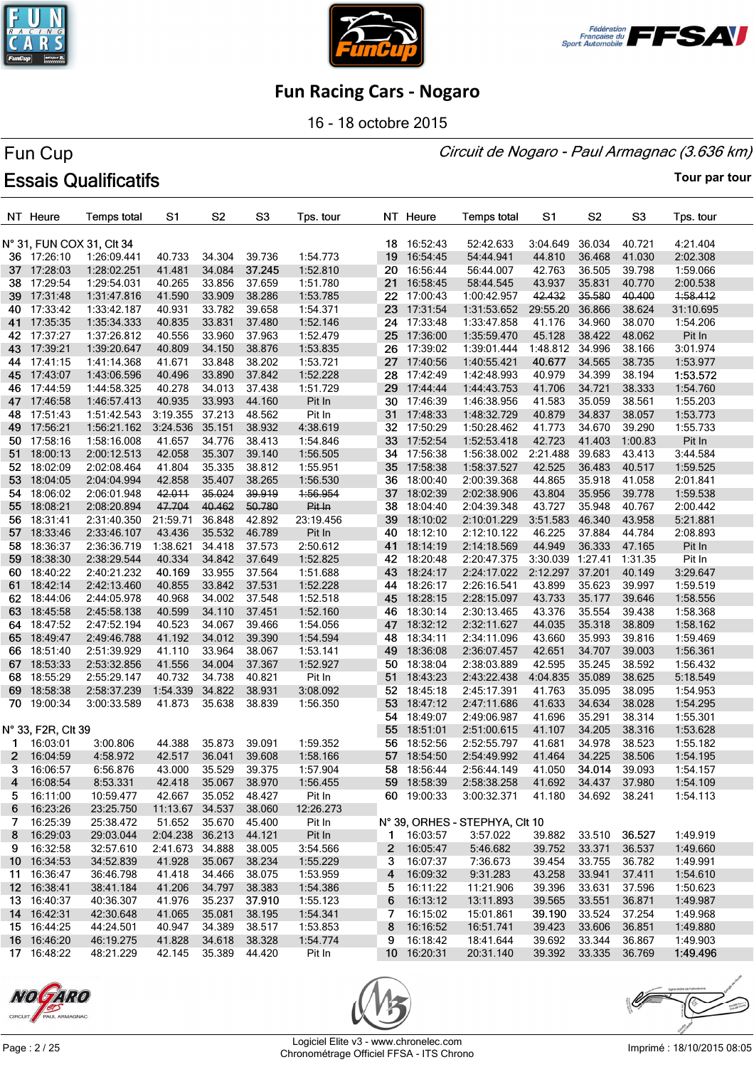# Fun Racing Cars - Nogaro

16 - 18 octobre 2015

## Fun Cup

*Circuit de Nogaro - Paul Armagnac (3.636 km)*

## Essais Qualificatifs

**Tour par tour**

| NT | Heure | Temps total | S1 | S2 | S3 | Tps. tour |
|---|---|---|---|---|---|---|
| **N° 31, FUN COX 31, Clt 34** | | | | | | |
| 36 | 17:26:10 | 1:26:09.441 | 40.733 | 34.304 | 39.736 | 1:54.773 |
| 37 | 17:28:03 | 1:28:02.251 | 41.481 | 34.084 | 37.245 | 1:52.810 |
| 38 | 17:29:54 | 1:29:54.031 | 40.265 | 33.856 | 37.659 | 1:51.780 |
| 39 | 17:31:48 | 1:31:47.816 | 41.590 | 33.909 | 38.286 | 1:53.785 |
| 40 | 17:33:42 | 1:33:42.187 | 40.931 | 33.782 | 39.658 | 1:54.371 |
| 41 | 17:35:35 | 1:35:34.333 | 40.835 | 33.831 | 37.480 | 1:52.146 |
| 42 | 17:37:27 | 1:37:26.812 | 40.556 | 33.960 | 37.963 | 1:52.479 |
| 43 | 17:39:21 | 1:39:20.647 | 40.809 | 34.150 | 38.876 | 1:53.835 |
| 44 | 17:41:15 | 1:41:14.368 | 41.671 | 33.848 | 38.202 | 1:53.721 |
| 45 | 17:43:07 | 1:43:06.596 | 40.496 | 33.890 | 37.842 | 1:52.228 |
| 46 | 17:44:59 | 1:44:58.325 | 40.278 | 34.013 | 37.438 | 1:51.729 |
| 47 | 17:46:58 | 1:46:57.413 | 40.935 | 33.893 | 44.160 | Pit In |
| 48 | 17:51:43 | 1:51:42.543 | 3:19.355 | 37.213 | 48.562 | Pit In |
| 49 | 17:56:21 | 1:56:21.162 | 3:24.536 | 35.151 | 38.932 | 4:38.619 |
| 50 | 17:58:16 | 1:58:16.008 | 41.657 | 34.776 | 38.413 | 1:54.846 |
| 51 | 18:00:13 | 2:00:12.513 | 42.058 | 35.307 | 39.140 | 1:56.505 |
| 52 | 18:02:09 | 2:02:08.464 | 41.804 | 35.335 | 38.812 | 1:55.951 |
| 53 | 18:04:05 | 2:04:04.994 | 42.858 | 35.407 | 38.265 | 1:56.530 |
| 54 | 18:06:02 | 2:06:01.948 | ~~42.011~~ | ~~35.024~~ | ~~39.919~~ | ~~1:56.954~~ |
| 55 | 18:08:21 | 2:08:20.894 | ~~47.704~~ | ~~40.462~~ | ~~50.780~~ | ~~Pit In~~ |
| 56 | 18:31:41 | 2:31:40.350 | 21:59.71 | 36.848 | 42.892 | 23:19.456 |
| 57 | 18:33:46 | 2:33:46.107 | 43.436 | 35.532 | 46.789 | Pit In |
| 58 | 18:36:37 | 2:36:36.719 | 1:38.621 | 34.418 | 37.573 | 2:50.612 |
| 59 | 18:38:30 | 2:38:29.544 | 40.334 | 34.842 | 37.649 | 1:52.825 |
| 60 | 18:40:22 | 2:40:21.232 | 40.169 | 33.955 | 37.564 | 1:51.688 |
| 61 | 18:42:14 | 2:42:13.460 | 40.855 | 33.842 | 37.531 | 1:52.228 |
| 62 | 18:44:06 | 2:44:05.978 | 40.968 | 34.002 | 37.548 | 1:52.518 |
| 63 | 18:45:58 | 2:45:58.138 | 40.599 | 34.110 | 37.451 | 1:52.160 |
| 64 | 18:47:52 | 2:47:52.194 | 40.523 | 34.067 | 39.466 | 1:54.056 |
| 65 | 18:49:47 | 2:49:46.788 | 41.192 | 34.012 | 39.390 | 1:54.594 |
| 66 | 18:51:40 | 2:51:39.929 | 41.110 | 33.964 | 38.067 | 1:53.141 |
| 67 | 18:53:33 | 2:53:32.856 | 41.556 | 34.004 | 37.367 | 1:52.927 |
| 68 | 18:55:29 | 2:55:29.147 | 40.732 | 34.738 | 40.821 | Pit In |
| 69 | 18:58:38 | 2:58:37.239 | 1:54.339 | 34.822 | 38.931 | 3:08.092 |
| 70 | 19:00:34 | 3:00:33.589 | 41.873 | 35.638 | 38.839 | 1:56.350 |
| **N° 33, F2R, Clt 39** | | | | | | |
| 1 | 16:03:01 | 3:00.806 | 44.388 | 35.873 | 39.091 | 1:59.352 |
| 2 | 16:04:59 | 4:58.972 | 42.517 | 36.041 | 39.608 | 1:58.166 |
| 3 | 16:06:57 | 6:56.876 | 43.000 | 35.529 | 39.375 | 1:57.904 |
| 4 | 16:08:54 | 8:53.331 | 42.418 | 35.067 | 38.970 | 1:56.455 |
| 5 | 16:11:00 | 10:59.477 | 42.667 | 35.052 | 48.427 | Pit In |
| 6 | 16:23:26 | 23:25.750 | 11:13.67 | 34.537 | 38.060 | 12:26.273 |
| 7 | 16:25:39 | 25:38.472 | 51.652 | 35.670 | 45.400 | Pit In |
| 8 | 16:29:03 | 29:03.044 | 2:04.238 | 36.213 | 44.121 | Pit In |
| 9 | 16:32:58 | 32:57.610 | 2:41.673 | 34.888 | 38.005 | 3:54.566 |
| 10 | 16:34:53 | 34:52.839 | 41.928 | 35.067 | 38.234 | 1:55.229 |
| 11 | 16:36:47 | 36:46.798 | 41.418 | 34.466 | 38.075 | 1:53.959 |
| 12 | 16:38:41 | 38:41.184 | 41.206 | 34.797 | 38.383 | 1:54.386 |
| 13 | 16:40:37 | 40:36.307 | 41.976 | 35.237 | 37.910 | 1:55.123 |
| 14 | 16:42:31 | 42:30.648 | 41.065 | 35.081 | 38.195 | 1:54.341 |
| 15 | 16:44:25 | 44:24.501 | 40.947 | 34.389 | 38.517 | 1:53.853 |
| 16 | 16:46:20 | 46:19.275 | 41.828 | 34.618 | 38.328 | 1:54.774 |
| 17 | 16:48:22 | 48:21.229 | 42.145 | 35.389 | 44.420 | Pit In |
| 18 | 16:52:43 | 52:42.633 | 3:04.649 | 36.034 | 40.721 | 4:21.404 |
| 19 | 16:54:45 | 54:44.941 | 44.810 | 36.468 | 41.030 | 2:02.308 |
| 20 | 16:56:44 | 56:44.007 | 42.763 | 36.505 | 39.798 | 1:59.066 |
| 21 | 16:58:45 | 58:44.545 | 43.937 | 35.831 | 40.770 | 2:00.538 |
| 22 | 17:00:43 | 1:00:42.957 | ~~42.432~~ | ~~35.580~~ | ~~40.400~~ | ~~1:58.412~~ |
| 23 | 17:31:54 | 1:31:53.652 | 29:55.20 | 36.866 | 38.624 | 31:10.695 |
| 24 | 17:33:48 | 1:33:47.858 | 41.176 | 34.960 | 38.070 | 1:54.206 |
| 25 | 17:36:00 | 1:35:59.470 | 45.128 | 38.422 | 48.062 | Pit In |
| 26 | 17:39:02 | 1:39:01.444 | 1:48.812 | 34.996 | 38.166 | 3:01.974 |
| 27 | 17:40:56 | 1:40:55.421 | 40.677 | 34.565 | 38.735 | 1:53.977 |
| 28 | 17:42:49 | 1:42:48.993 | 40.979 | 34.399 | 38.194 | 1:53.572 |
| 29 | 17:44:44 | 1:44:43.753 | 41.706 | 34.721 | 38.333 | 1:54.760 |
| 30 | 17:46:39 | 1:46:38.956 | 41.583 | 35.059 | 38.561 | 1:55.203 |
| 31 | 17:48:33 | 1:48:32.729 | 40.879 | 34.837 | 38.057 | 1:53.773 |
| 32 | 17:50:29 | 1:50:28.462 | 41.773 | 34.670 | 39.290 | 1:55.733 |
| 33 | 17:52:54 | 1:52:53.418 | 42.723 | 41.403 | 1:00.83 | Pit In |
| 34 | 17:56:38 | 1:56:38.002 | 2:21.488 | 39.683 | 43.413 | 3:44.584 |
| 35 | 17:58:38 | 1:58:37.527 | 42.525 | 36.483 | 40.517 | 1:59.525 |
| 36 | 18:00:40 | 2:00:39.368 | 44.865 | 35.918 | 41.058 | 2:01.841 |
| 37 | 18:02:39 | 2:02:38.906 | 43.804 | 35.956 | 39.778 | 1:59.538 |
| 38 | 18:04:40 | 2:04:39.348 | 43.727 | 35.948 | 40.767 | 2:00.442 |
| 39 | 18:10:02 | 2:10:01.229 | 3:51.583 | 46.340 | 43.958 | 5:21.881 |
| 40 | 18:12:10 | 2:12:10.122 | 46.225 | 37.884 | 44.784 | 2:08.893 |
| 41 | 18:14:19 | 2:14:18.569 | 44.949 | 36.333 | 47.165 | Pit In |
| 42 | 18:20:48 | 2:20:47.375 | 3:30.039 | 1:27.41 | 1:31.35 | Pit In |
| 43 | 18:24:17 | 2:24:17.022 | 2:12.297 | 37.201 | 40.149 | 3:29.647 |
| 44 | 18:26:17 | 2:26:16.541 | 43.899 | 35.623 | 39.997 | 1:59.519 |
| 45 | 18:28:15 | 2:28:15.097 | 43.733 | 35.177 | 39.646 | 1:58.556 |
| 46 | 18:30:14 | 2:30:13.465 | 43.376 | 35.554 | 39.438 | 1:58.368 |
| 47 | 18:32:12 | 2:32:11.627 | 44.035 | 35.318 | 38.809 | 1:58.162 |
| 48 | 18:34:11 | 2:34:11.096 | 43.660 | 35.993 | 39.816 | 1:59.469 |
| 49 | 18:36:08 | 2:36:07.457 | 42.651 | 34.707 | 39.003 | 1:56.361 |
| 50 | 18:38:04 | 2:38:03.889 | 42.595 | 35.245 | 38.592 | 1:56.432 |
| 51 | 18:43:23 | 2:43:22.438 | 4:04.835 | 35.089 | 38.625 | 5:18.549 |
| 52 | 18:45:18 | 2:45:17.391 | 41.763 | 35.095 | 38.095 | 1:54.953 |
| 53 | 18:47:12 | 2:47:11.686 | 41.633 | 34.634 | 38.028 | 1:54.295 |
| 54 | 18:49:07 | 2:49:06.987 | 41.696 | 35.291 | 38.314 | 1:55.301 |
| 55 | 18:51:01 | 2:51:00.615 | 41.107 | 34.205 | 38.316 | 1:53.628 |
| 56 | 18:52:56 | 2:52:55.797 | 41.681 | 34.978 | 38.523 | 1:55.182 |
| 57 | 18:54:50 | 2:54:49.992 | 41.464 | 34.225 | 38.506 | 1:54.195 |
| 58 | 18:56:44 | 2:56:44.149 | 41.050 | 34.014 | 39.093 | 1:54.157 |
| 59 | 18:58:39 | 2:58:38.258 | 41.692 | 34.437 | 37.980 | 1:54.109 |
| 60 | 19:00:33 | 3:00:32.371 | 41.180 | 34.692 | 38.241 | 1:54.113 |
| **N° 39, ORHES - STEPHYA, Clt 10** | | | | | | |
| 1 | 16:03:57 | 3:57.022 | 39.882 | 33.510 | 36.527 | 1:49.919 |
| 2 | 16:05:47 | 5:46.682 | 39.752 | 33.371 | 36.537 | 1:49.660 |
| 3 | 16:07:37 | 7:36.673 | 39.454 | 33.755 | 36.782 | 1:49.991 |
| 4 | 16:09:32 | 9:31.283 | 43.258 | 33.941 | 37.411 | 1:54.610 |
| 5 | 16:11:22 | 11:21.906 | 39.396 | 33.631 | 37.596 | 1:50.623 |
| 6 | 16:13:12 | 13:11.893 | 39.565 | 33.551 | 36.871 | 1:49.987 |
| 7 | 16:15:02 | 15:01.861 | 39.190 | 33.524 | 37.254 | 1:49.968 |
| 8 | 16:16:52 | 16:51.741 | 39.423 | 33.606 | 36.851 | 1:49.880 |
| 9 | 16:18:42 | 18:41.644 | 39.692 | 33.344 | 36.867 | 1:49.903 |
| 10 | 16:20:31 | 20:31.140 | 39.392 | 33.335 | 36.769 | 1:49.496 |

Logiciel Elite v3 - www.chronelec.com
Chronométrage Officiel FFSA - ITS Chrono

Imprimé : 18/10/2015 08:05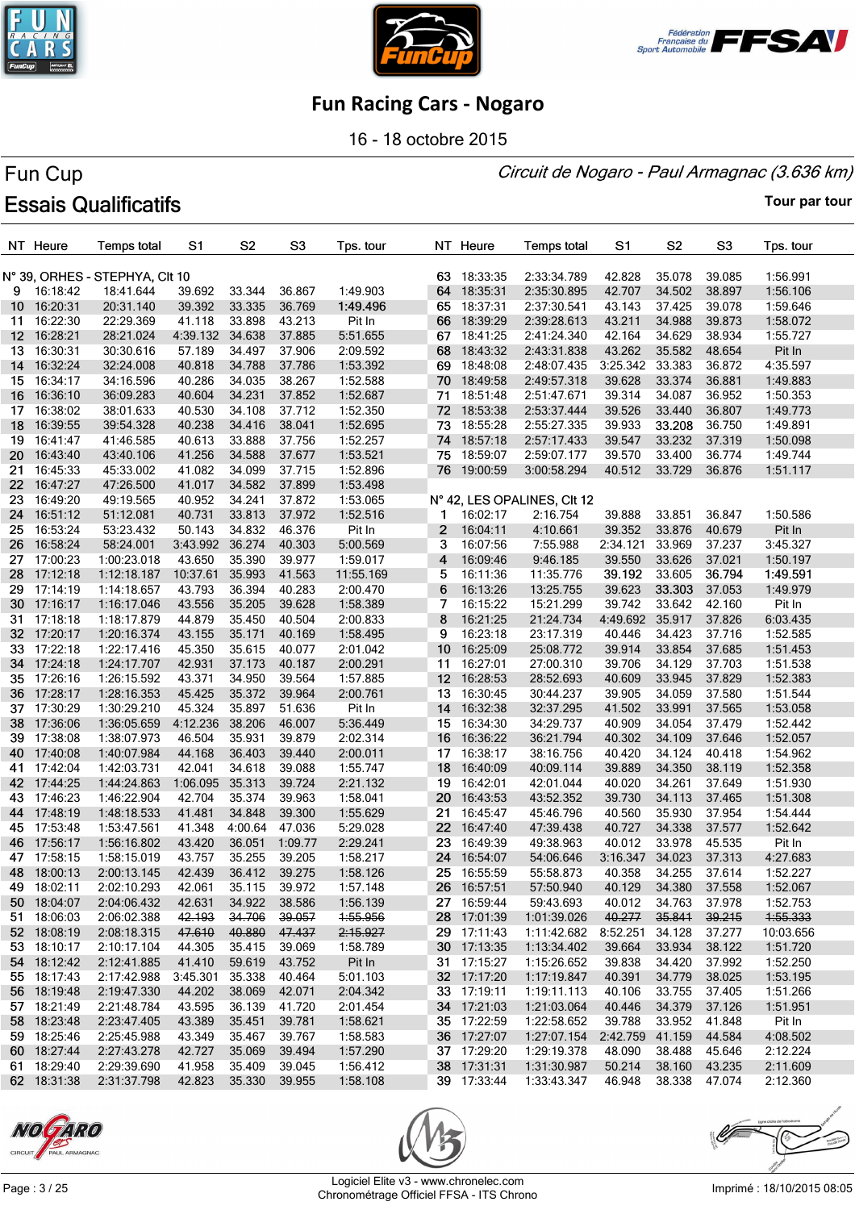# Fun Racing Cars - Nogaro

16 - 18 octobre 2015

## Fun Cup

*Circuit de Nogaro - Paul Armagnac (3.636 km)*

## Essais Qualificatifs

**Tour par tour**

| NT | Heure | Temps total | S1 | S2 | S3 | Tps. tour |
|---|---|---|---|---|---|---|
| **N° 39, ORHES - STEPHYA, Clt 10** | | | | | | |
| 9 | 16:18:42 | 18:41.644 | 39.692 | 33.344 | 36.867 | 1:49.903 |
| 10 | 16:20:31 | 20:31.140 | 39.392 | 33.335 | 36.769 | **1:49.496** |
| 11 | 16:22:30 | 22:29.369 | 41.118 | 33.898 | 43.213 | Pit In |
| 12 | 16:28:21 | 28:21.024 | 4:39.132 | 34.638 | 37.885 | 5:51.655 |
| 13 | 16:30:31 | 30:30.616 | 57.189 | 34.497 | 37.906 | 2:09.592 |
| 14 | 16:32:24 | 32:24.008 | 40.818 | 34.788 | 37.786 | 1:53.392 |
| 15 | 16:34:17 | 34:16.596 | 40.286 | 34.035 | 38.267 | 1:52.588 |
| 16 | 16:36:10 | 36:09.283 | 40.604 | 34.231 | 37.852 | 1:52.687 |
| 17 | 16:38:02 | 38:01.633 | 40.530 | 34.108 | 37.712 | 1:52.350 |
| 18 | 16:39:55 | 39:54.328 | 40.238 | 34.416 | 38.041 | 1:52.695 |
| 19 | 16:41:47 | 41:46.585 | 40.613 | 33.888 | 37.756 | 1:52.257 |
| 20 | 16:43:40 | 43:40.106 | 41.256 | 34.588 | 37.677 | 1:53.521 |
| 21 | 16:45:33 | 45:33.002 | 41.082 | 34.099 | 37.715 | 1:52.896 |
| 22 | 16:47:27 | 47:26.500 | 41.017 | 34.582 | 37.899 | 1:53.498 |
| 23 | 16:49:20 | 49:19.565 | 40.952 | 34.241 | 37.872 | 1:53.065 |
| 24 | 16:51:12 | 51:12.081 | 40.731 | 33.813 | 37.972 | 1:52.516 |
| 25 | 16:53:24 | 53:23.432 | 50.143 | 34.832 | 46.376 | Pit In |
| 26 | 16:58:24 | 58:24.001 | 3:43.992 | 36.274 | 40.303 | 5:00.569 |
| 27 | 17:00:23 | 1:00:23.018 | 43.650 | 35.390 | 39.977 | 1:59.017 |
| 28 | 17:12:18 | 1:12:18.187 | 10:37.61 | 35.993 | 41.563 | 11:55.169 |
| 29 | 17:14:19 | 1:14:18.657 | 43.793 | 36.394 | 40.283 | 2:00.470 |
| 30 | 17:16:17 | 1:16:17.046 | 43.556 | 35.205 | 39.628 | 1:58.389 |
| 31 | 17:18:18 | 1:18:17.879 | 44.879 | 35.450 | 40.504 | 2:00.833 |
| 32 | 17:20:17 | 1:20:16.374 | 43.155 | 35.171 | 40.169 | 1:58.495 |
| 33 | 17:22:18 | 1:22:17.416 | 45.350 | 35.615 | 40.077 | 2:01.042 |
| 34 | 17:24:18 | 1:24:17.707 | 42.931 | 37.173 | 40.187 | 2:00.291 |
| 35 | 17:26:16 | 1:26:15.592 | 43.371 | 34.950 | 39.564 | 1:57.885 |
| 36 | 17:28:17 | 1:28:16.353 | 45.425 | 35.372 | 39.964 | 2:00.761 |
| 37 | 17:30:29 | 1:30:29.210 | 45.324 | 35.897 | 51.636 | Pit In |
| 38 | 17:36:06 | 1:36:05.659 | 4:12.236 | 38.206 | 46.007 | 5:36.449 |
| 39 | 17:38:08 | 1:38:07.973 | 46.504 | 35.931 | 39.879 | 2:02.314 |
| 40 | 17:40:08 | 1:40:07.984 | 44.168 | 36.403 | 39.440 | 2:00.011 |
| 41 | 17:42:04 | 1:42:03.731 | 42.041 | 34.618 | 39.088 | 1:55.747 |
| 42 | 17:44:25 | 1:44:24.863 | 1:06.095 | 35.313 | 39.724 | 2:21.132 |
| 43 | 17:46:23 | 1:46:22.904 | 42.704 | 35.374 | 39.963 | 1:58.041 |
| 44 | 17:48:19 | 1:48:18.533 | 41.481 | 34.848 | 39.300 | 1:55.629 |
| 45 | 17:53:48 | 1:53:47.561 | 41.348 | 4:00.64 | 47.036 | 5:29.028 |
| 46 | 17:56:17 | 1:56:16.802 | 43.420 | 36.051 | 1:09.77 | 2:29.241 |
| 47 | 17:58:15 | 1:58:15.019 | 43.757 | 35.255 | 39.205 | 1:58.217 |
| 48 | 18:00:13 | 2:00:13.145 | 42.439 | 36.412 | 39.275 | 1:58.126 |
| 49 | 18:02:11 | 2:02:10.293 | 42.061 | 35.115 | 39.972 | 1:57.148 |
| 50 | 18:04:07 | 2:04:06.432 | 42.631 | 34.922 | 38.586 | 1:56.139 |
| 51 | 18:06:03 | 2:06:02.388 | ~~42.193~~ | ~~34.706~~ | ~~39.057~~ | ~~1:55.956~~ |
| 52 | 18:08:19 | 2:08:18.315 | ~~47.610~~ | ~~40.880~~ | ~~47.437~~ | ~~2:15.927~~ |
| 53 | 18:10:17 | 2:10:17.104 | 44.305 | 35.415 | 39.069 | 1:58.789 |
| 54 | 18:12:42 | 2:12:41.885 | 41.410 | 59.619 | 43.752 | Pit In |
| 55 | 18:17:43 | 2:17:42.988 | 3:45.301 | 35.338 | 40.464 | 5:01.103 |
| 56 | 18:19:48 | 2:19:47.330 | 44.202 | 38.069 | 42.071 | 2:04.342 |
| 57 | 18:21:49 | 2:21:48.784 | 43.595 | 36.139 | 41.720 | 2:01.454 |
| 58 | 18:23:48 | 2:23:47.405 | 43.389 | 35.451 | 39.781 | 1:58.621 |
| 59 | 18:25:46 | 2:25:45.988 | 43.349 | 35.467 | 39.767 | 1:58.583 |
| 60 | 18:27:44 | 2:27:43.278 | 42.727 | 35.069 | 39.494 | 1:57.290 |
| 61 | 18:29:40 | 2:29:39.690 | 41.958 | 35.409 | 39.045 | 1:56.412 |
| 62 | 18:31:38 | 2:31:37.798 | 42.823 | 35.330 | 39.955 | 1:58.108 |
| 63 | 18:33:35 | 2:33:34.789 | 42.828 | 35.078 | 39.085 | 1:56.991 |
| 64 | 18:35:31 | 2:35:30.895 | 42.707 | 34.502 | 38.897 | 1:56.106 |
| 65 | 18:37:31 | 2:37:30.541 | 43.143 | 37.425 | 39.078 | 1:59.646 |
| 66 | 18:39:29 | 2:39:28.613 | 43.211 | 34.988 | 39.873 | 1:58.072 |
| 67 | 18:41:25 | 2:41:24.340 | 42.164 | 34.629 | 38.934 | 1:55.727 |
| 68 | 18:43:32 | 2:43:31.838 | 43.262 | 35.582 | 48.654 | Pit In |
| 69 | 18:48:08 | 2:48:07.435 | 3:25.342 | 33.383 | 36.872 | 4:35.597 |
| 70 | 18:49:58 | 2:49:57.318 | 39.628 | 33.374 | 36.881 | 1:49.883 |
| 71 | 18:51:48 | 2:51:47.671 | 39.314 | 34.087 | 36.952 | 1:50.353 |
| 72 | 18:53:38 | 2:53:37.444 | 39.526 | 33.440 | 36.807 | 1:49.773 |
| 73 | 18:55:28 | 2:55:27.335 | 39.933 | **33.208** | 36.750 | 1:49.891 |
| 74 | 18:57:18 | 2:57:17.433 | 39.547 | 33.232 | 37.319 | 1:50.098 |
| 75 | 18:59:07 | 2:59:07.177 | 39.570 | 33.400 | 36.774 | 1:49.744 |
| 76 | 19:00:59 | 3:00:58.294 | 40.512 | 33.729 | 36.876 | 1:51.117 |
| **N° 42, LES OPALINES, Clt 12** | | | | | | |
| 1 | 16:02:17 | 2:16.754 | 39.888 | 33.851 | 36.847 | 1:50.586 |
| 2 | 16:04:11 | 4:10.661 | 39.352 | 33.876 | 40.679 | Pit In |
| 3 | 16:07:56 | 7:55.988 | 2:34.121 | 33.969 | 37.237 | 3:45.327 |
| 4 | 16:09:46 | 9:46.185 | 39.550 | 33.626 | 37.021 | 1:50.197 |
| 5 | 16:11:36 | 11:35.776 | **39.192** | 33.605 | **36.794** | **1:49.591** |
| 6 | 16:13:26 | 13:25.755 | 39.623 | **33.303** | 37.053 | 1:49.979 |
| 7 | 16:15:22 | 15:21.299 | 39.742 | 33.642 | 42.160 | Pit In |
| 8 | 16:21:25 | 21:24.734 | 4:49.692 | 35.917 | 37.826 | 6:03.435 |
| 9 | 16:23:18 | 23:17.319 | 40.446 | 34.423 | 37.716 | 1:52.585 |
| 10 | 16:25:09 | 25:08.772 | 39.914 | 33.854 | 37.685 | 1:51.453 |
| 11 | 16:27:01 | 27:00.310 | 39.706 | 34.129 | 37.703 | 1:51.538 |
| 12 | 16:28:53 | 28:52.693 | 40.609 | 33.945 | 37.829 | 1:52.383 |
| 13 | 16:30:45 | 30:44.237 | 39.905 | 34.059 | 37.580 | 1:51.544 |
| 14 | 16:32:38 | 32:37.295 | 41.502 | 33.991 | 37.565 | 1:53.058 |
| 15 | 16:34:30 | 34:29.737 | 40.909 | 34.054 | 37.479 | 1:52.442 |
| 16 | 16:36:22 | 36:21.794 | 40.302 | 34.109 | 37.646 | 1:52.057 |
| 17 | 16:38:17 | 38:16.756 | 40.420 | 34.124 | 40.418 | 1:54.962 |
| 18 | 16:40:09 | 40:09.114 | 39.889 | 34.350 | 38.119 | 1:52.358 |
| 19 | 16:42:01 | 42:01.044 | 40.020 | 34.261 | 37.649 | 1:51.930 |
| 20 | 16:43:53 | 43:52.352 | 39.730 | 34.113 | 37.465 | 1:51.308 |
| 21 | 16:45:47 | 45:46.796 | 40.560 | 35.930 | 37.954 | 1:54.444 |
| 22 | 16:47:40 | 47:39.438 | 40.727 | 34.338 | 37.577 | 1:52.642 |
| 23 | 16:49:39 | 49:38.963 | 40.012 | 33.978 | 45.535 | Pit In |
| 24 | 16:54:07 | 54:06.646 | 3:16.347 | 34.023 | 37.313 | 4:27.683 |
| 25 | 16:55:59 | 55:58.873 | 40.358 | 34.255 | 37.614 | 1:52.227 |
| 26 | 16:57:51 | 57:50.940 | 40.129 | 34.380 | 37.558 | 1:52.067 |
| 27 | 16:59:44 | 59:43.693 | 40.012 | 34.763 | 37.978 | 1:52.753 |
| 28 | 17:01:39 | 1:01:39.026 | ~~40.277~~ | ~~35.841~~ | ~~39.215~~ | ~~1:55.333~~ |
| 29 | 17:11:43 | 1:11:42.682 | 8:52.251 | 34.128 | 37.277 | 10:03.656 |
| 30 | 17:13:35 | 1:13:34.402 | 39.664 | 33.934 | 38.122 | 1:51.720 |
| 31 | 17:15:27 | 1:15:26.652 | 39.838 | 34.420 | 37.992 | 1:52.250 |
| 32 | 17:17:20 | 1:17:19.847 | 40.391 | 34.779 | 38.025 | 1:53.195 |
| 33 | 17:19:11 | 1:19:11.113 | 40.106 | 33.755 | 37.405 | 1:51.266 |
| 34 | 17:21:03 | 1:21:03.064 | 40.446 | 34.379 | 37.126 | 1:51.951 |
| 35 | 17:22:59 | 1:22:58.652 | 39.788 | 33.952 | 41.848 | Pit In |
| 36 | 17:27:07 | 1:27:07.154 | 2:42.759 | 41.159 | 44.584 | 4:08.502 |
| 37 | 17:29:20 | 1:29:19.378 | 48.090 | 38.488 | 45.646 | 2:12.224 |
| 38 | 17:31:31 | 1:31:30.987 | 50.214 | 38.160 | 43.235 | 2:11.609 |
| 39 | 17:33:44 | 1:33:43.347 | 46.948 | 38.338 | 47.074 | 2:12.360 |

Logiciel Elite v3 - www.chronelec.com
Chronométrage Officiel FFSA - ITS Chrono

Imprimé : 18/10/2015 08:05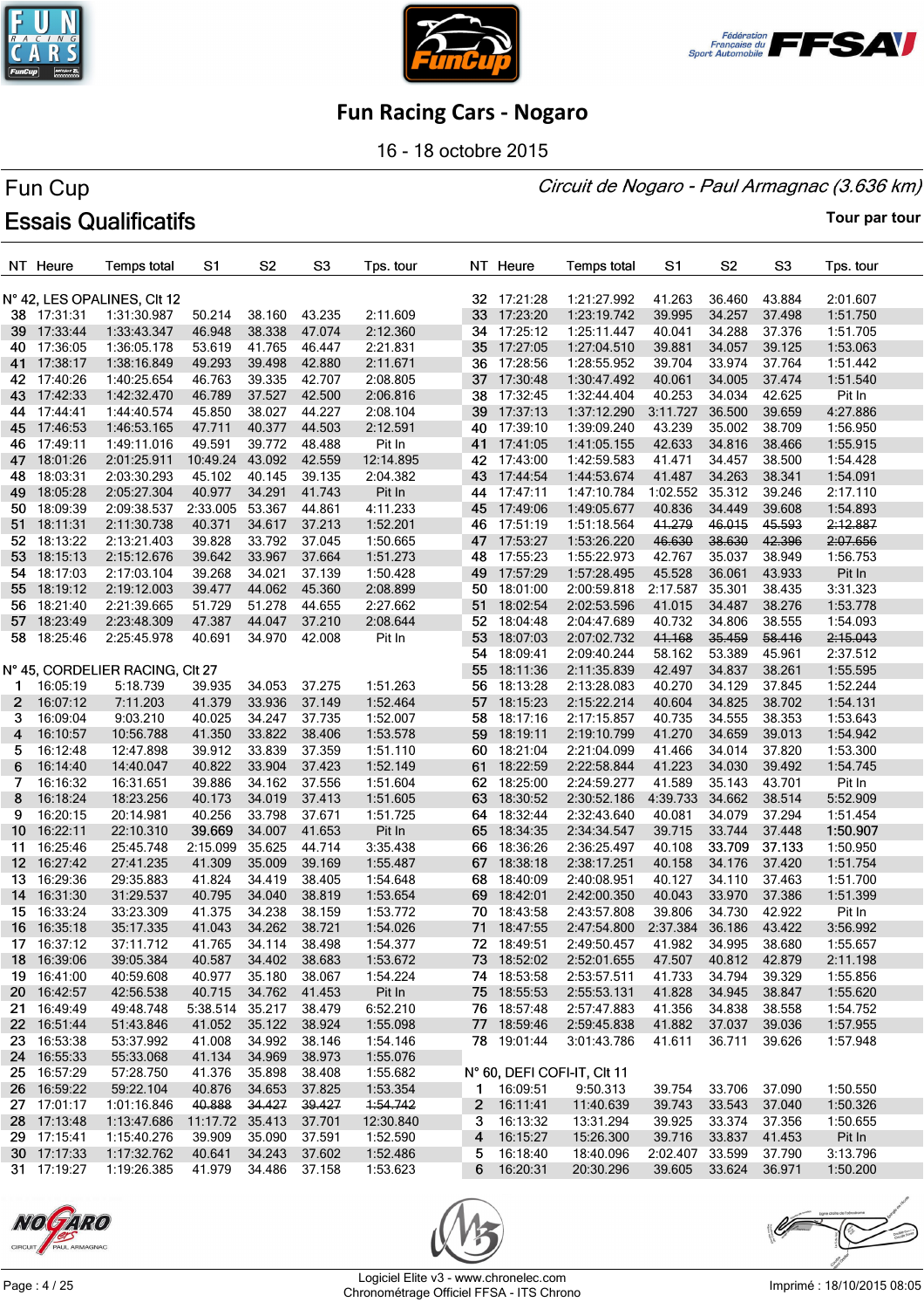# Fun Racing Cars - Nogaro

16 - 18 octobre 2015

## Fun Cup

*Circuit de Nogaro - Paul Armagnac (3.636 km)*

## Essais Qualificatifs

Tour par tour

### N° 42, LES OPALINES, Clt 12

| NT | Heure | Temps total | S1 | S2 | S3 | Tps. tour |
|---|---|---|---|---|---|---|
| 38 | 17:31:31 | 1:31:30.987 | 50.214 | 38.160 | 43.235 | 2:11.609 |
| 39 | 17:33:44 | 1:33:43.347 | 46.948 | 38.338 | 47.074 | 2:12.360 |
| 40 | 17:36:05 | 1:36:05.178 | 53.619 | 41.765 | 46.447 | 2:21.831 |
| 41 | 17:38:17 | 1:38:16.849 | 49.293 | 39.498 | 42.880 | 2:11.671 |
| 42 | 17:40:26 | 1:40:25.654 | 46.763 | 39.335 | 42.707 | 2:08.805 |
| 43 | 17:42:33 | 1:42:32.470 | 46.789 | 37.527 | 42.500 | 2:06.816 |
| 44 | 17:44:41 | 1:44:40.574 | 45.850 | 38.027 | 44.227 | 2:08.104 |
| 45 | 17:46:53 | 1:46:53.165 | 47.711 | 40.377 | 44.503 | 2:12.591 |
| 46 | 17:49:11 | 1:49:11.016 | 49.591 | 39.772 | 48.488 | Pit In |
| 47 | 18:01:26 | 2:01:25.911 | 10:49.24 | 43.092 | 42.559 | 12:14.895 |
| 48 | 18:03:31 | 2:03:30.293 | 45.102 | 40.145 | 39.135 | 2:04.382 |
| 49 | 18:05:28 | 2:05:27.304 | 40.977 | 34.291 | 41.743 | Pit In |
| 50 | 18:09:39 | 2:09:38.537 | 2:33.005 | 53.367 | 44.861 | 4:11.233 |
| 51 | 18:11:31 | 2:11:30.738 | 40.371 | 34.617 | 37.213 | 1:52.201 |
| 52 | 18:13:22 | 2:13:21.403 | 39.828 | 33.792 | 37.045 | 1:50.665 |
| 53 | 18:15:13 | 2:15:12.676 | 39.642 | 33.967 | 37.664 | 1:51.273 |
| 54 | 18:17:03 | 2:17:03.104 | 39.268 | 34.021 | 37.139 | 1:50.428 |
| 55 | 18:19:12 | 2:19:12.003 | 39.477 | 44.062 | 45.360 | 2:08.899 |
| 56 | 18:21:40 | 2:21:39.665 | 51.729 | 51.278 | 44.655 | 2:27.662 |
| 57 | 18:23:49 | 2:23:48.309 | 47.387 | 44.047 | 37.210 | 2:08.644 |
| 58 | 18:25:46 | 2:25:45.978 | 40.691 | 34.970 | 42.008 | Pit In |

### N° 45, CORDELIER RACING, Clt 27

| NT | Heure | Temps total | S1 | S2 | S3 | Tps. tour |
|---|---|---|---|---|---|---|
| 1 | 16:05:19 | 5:18.739 | 39.935 | 34.053 | 37.275 | 1:51.263 |
| 2 | 16:07:12 | 7:11.203 | 41.379 | 33.936 | 37.149 | 1:52.464 |
| 3 | 16:09:04 | 9:03.210 | 40.025 | 34.247 | 37.735 | 1:52.007 |
| 4 | 16:10:57 | 10:56.788 | 41.350 | 33.822 | 38.406 | 1:53.578 |
| 5 | 16:12:48 | 12:47.898 | 39.912 | 33.839 | 37.359 | 1:51.110 |
| 6 | 16:14:40 | 14:40.047 | 40.822 | 33.904 | 37.423 | 1:52.149 |
| 7 | 16:16:32 | 16:31.651 | 39.886 | 34.162 | 37.556 | 1:51.604 |
| 8 | 16:18:24 | 18:23.256 | 40.173 | 34.019 | 37.413 | 1:51.605 |
| 9 | 16:20:15 | 20:14.981 | 40.256 | 33.798 | 37.671 | 1:51.725 |
| 10 | 16:22:11 | 22:10.310 | **39.669** | 34.007 | 41.653 | Pit In |
| 11 | 16:25:46 | 25:45.748 | 2:15.099 | 35.625 | 44.714 | 3:35.438 |
| 12 | 16:27:42 | 27:41.235 | 41.309 | 35.009 | 39.169 | 1:55.487 |
| 13 | 16:29:36 | 29:35.883 | 41.824 | 34.419 | 38.405 | 1:54.648 |
| 14 | 16:31:30 | 31:29.537 | 40.795 | 34.040 | 38.819 | 1:53.654 |
| 15 | 16:33:24 | 33:23.309 | 41.375 | 34.238 | 38.159 | 1:53.772 |
| 16 | 16:35:18 | 35:17.335 | 41.043 | 34.262 | 38.721 | 1:54.026 |
| 17 | 16:37:12 | 37:11.712 | 41.765 | 34.114 | 38.498 | 1:54.377 |
| 18 | 16:39:06 | 39:05.384 | 40.587 | 34.402 | 38.683 | 1:53.672 |
| 19 | 16:41:00 | 40:59.608 | 40.977 | 35.180 | 38.067 | 1:54.224 |
| 20 | 16:42:57 | 42:56.538 | 40.715 | 34.762 | 41.453 | Pit In |
| 21 | 16:49:49 | 49:48.748 | 5:38.514 | 35.217 | 38.479 | 6:52.210 |
| 22 | 16:51:44 | 51:43.846 | 41.052 | 35.122 | 38.924 | 1:55.098 |
| 23 | 16:53:38 | 53:37.992 | 41.008 | 34.992 | 38.146 | 1:54.146 |
| 24 | 16:55:33 | 55:33.068 | 41.134 | 34.969 | 38.973 | 1:55.076 |
| 25 | 16:57:29 | 57:28.750 | 41.376 | 35.898 | 38.408 | 1:55.682 |
| 26 | 16:59:22 | 59:22.104 | 40.876 | 34.653 | 37.825 | 1:53.354 |
| 27 | 17:01:17 | 1:01:16.846 | ~~40.888~~ | ~~34.427~~ | ~~39.427~~ | ~~1:54.742~~ |
| 28 | 17:13:48 | 1:13:47.686 | 11:17.72 | 35.413 | 37.701 | 12:30.840 |
| 29 | 17:15:41 | 1:15:40.276 | 39.909 | 35.090 | 37.591 | 1:52.590 |
| 30 | 17:17:33 | 1:17:32.762 | 40.641 | 34.243 | 37.602 | 1:52.486 |
| 31 | 17:19:27 | 1:19:26.385 | 41.979 | 34.486 | 37.158 | 1:53.623 |
| 32 | 17:21:28 | 1:21:27.992 | 41.263 | 36.460 | 43.884 | 2:01.607 |
| 33 | 17:23:20 | 1:23:19.742 | 39.995 | 34.257 | 37.498 | 1:51.750 |
| 34 | 17:25:12 | 1:25:11.447 | 40.041 | 34.288 | 37.376 | 1:51.705 |
| 35 | 17:27:05 | 1:27:04.510 | 39.881 | 34.057 | 39.125 | 1:53.063 |
| 36 | 17:28:56 | 1:28:55.952 | 39.704 | 33.974 | 37.764 | 1:51.442 |
| 37 | 17:30:48 | 1:30:47.492 | 40.061 | 34.005 | 37.474 | 1:51.540 |
| 38 | 17:32:45 | 1:32:44.404 | 40.253 | 34.034 | 42.625 | Pit In |
| 39 | 17:37:13 | 1:37:12.290 | 3:11.727 | 36.500 | 39.659 | 4:27.886 |
| 40 | 17:39:10 | 1:39:09.240 | 43.239 | 35.002 | 38.709 | 1:56.950 |
| 41 | 17:41:05 | 1:41:05.155 | 42.633 | 34.816 | 38.466 | 1:55.915 |
| 42 | 17:43:00 | 1:42:59.583 | 41.471 | 34.457 | 38.500 | 1:54.428 |
| 43 | 17:44:54 | 1:44:53.674 | 41.487 | 34.263 | 38.341 | 1:54.091 |
| 44 | 17:47:11 | 1:47:10.784 | 1:02.552 | 35.312 | 39.246 | 2:17.110 |
| 45 | 17:49:06 | 1:49:05.677 | 40.836 | 34.449 | 39.608 | 1:54.893 |
| 46 | 17:51:19 | 1:51:18.564 | ~~41.279~~ | ~~46.015~~ | ~~45.593~~ | ~~2:12.887~~ |
| 47 | 17:53:27 | 1:53:26.220 | ~~46.630~~ | ~~38.630~~ | ~~42.396~~ | ~~2:07.656~~ |
| 48 | 17:55:23 | 1:55:22.973 | 42.767 | 35.037 | 38.949 | 1:56.753 |
| 49 | 17:57:29 | 1:57:28.495 | 45.528 | 36.061 | 43.933 | Pit In |
| 50 | 18:01:00 | 2:00:59.818 | 2:17.587 | 35.301 | 38.435 | 3:31.323 |
| 51 | 18:02:54 | 2:02:53.596 | 41.015 | 34.487 | 38.276 | 1:53.778 |
| 52 | 18:04:48 | 2:04:47.689 | 40.732 | 34.806 | 38.555 | 1:54.093 |
| 53 | 18:07:03 | 2:07:02.732 | ~~41.168~~ | ~~35.459~~ | ~~58.416~~ | ~~2:15.043~~ |
| 54 | 18:09:41 | 2:09:40.244 | 58.162 | 53.389 | 45.961 | 2:37.512 |
| 55 | 18:11:36 | 2:11:35.839 | 42.497 | 34.837 | 38.261 | 1:55.595 |
| 56 | 18:13:28 | 2:13:28.083 | 40.270 | 34.129 | 37.845 | 1:52.244 |
| 57 | 18:15:23 | 2:15:22.214 | 40.604 | 34.825 | 38.702 | 1:54.131 |
| 58 | 18:17:16 | 2:17:15.857 | 40.735 | 34.555 | 38.353 | 1:53.643 |
| 59 | 18:19:11 | 2:19:10.799 | 41.270 | 34.659 | 39.013 | 1:54.942 |
| 60 | 18:21:04 | 2:21:04.099 | 41.466 | 34.014 | 37.820 | 1:53.300 |
| 61 | 18:22:59 | 2:22:58.844 | 41.223 | 34.030 | 39.492 | 1:54.745 |
| 62 | 18:25:00 | 2:24:59.277 | 41.589 | 35.143 | 43.701 | Pit In |
| 63 | 18:30:52 | 2:30:52.186 | 4:39.733 | 34.662 | 38.514 | 5:52.909 |
| 64 | 18:32:44 | 2:32:43.640 | 40.081 | 34.079 | 37.294 | 1:51.454 |
| 65 | 18:34:35 | 2:34:34.547 | 39.715 | 33.744 | 37.448 | **1:50.907** |
| 66 | 18:36:26 | 2:36:25.497 | 40.108 | **33.709** | **37.133** | 1:50.950 |
| 67 | 18:38:18 | 2:38:17.251 | 40.158 | 34.176 | 37.420 | 1:51.754 |
| 68 | 18:40:09 | 2:40:08.951 | 40.127 | 34.110 | 37.463 | 1:51.700 |
| 69 | 18:42:01 | 2:42:00.350 | 40.043 | 33.970 | 37.386 | 1:51.399 |
| 70 | 18:43:58 | 2:43:57.808 | 39.806 | 34.256 | 42.922 | Pit In |
| 71 | 18:47:55 | 2:47:54.800 | 2:37.384 | 36.186 | 43.422 | 3:56.992 |
| 72 | 18:49:51 | 2:49:50.457 | 41.982 | 34.995 | 38.680 | 1:55.657 |
| 73 | 18:52:02 | 2:52:01.655 | 47.507 | 40.812 | 42.879 | 2:11.198 |
| 74 | 18:53:58 | 2:53:57.511 | 41.733 | 34.794 | 39.329 | 1:55.856 |
| 75 | 18:55:53 | 2:55:53.131 | 41.828 | 34.945 | 38.847 | 1:55.620 |
| 76 | 18:57:48 | 2:57:47.883 | 41.356 | 34.838 | 38.558 | 1:54.752 |
| 77 | 18:59:46 | 2:59:45.838 | 41.882 | 37.037 | 39.036 | 1:57.955 |
| 78 | 19:01:44 | 3:01:43.786 | 41.611 | 36.711 | 39.626 | 1:57.948 |

### N° 60, DEFI COFI-IT, Clt 11

| NT | Heure | Temps total | S1 | S2 | S3 | Tps. tour |
|---|---|---|---|---|---|---|
| 1 | 16:09:51 | 9:50.313 | 39.754 | 33.706 | 37.090 | 1:50.550 |
| 2 | 16:11:41 | 11:40.639 | 39.743 | 33.543 | 37.040 | 1:50.326 |
| 3 | 16:13:32 | 13:31.294 | 39.925 | 33.374 | 37.356 | 1:50.655 |
| 4 | 16:15:27 | 15:26.300 | 39.716 | 33.837 | 41.453 | Pit In |
| 5 | 16:18:40 | 18:40.096 | 2:02.407 | 33.599 | 37.790 | 3:13.796 |
| 6 | 16:20:31 | 20:30.296 | 39.605 | 33.624 | 36.971 | 1:50.200 |

Logiciel Elite v3 - www.chronelec.com
Chronométrage Officiel FFSA - ITS Chrono

Imprimé : 18/10/2015 08:05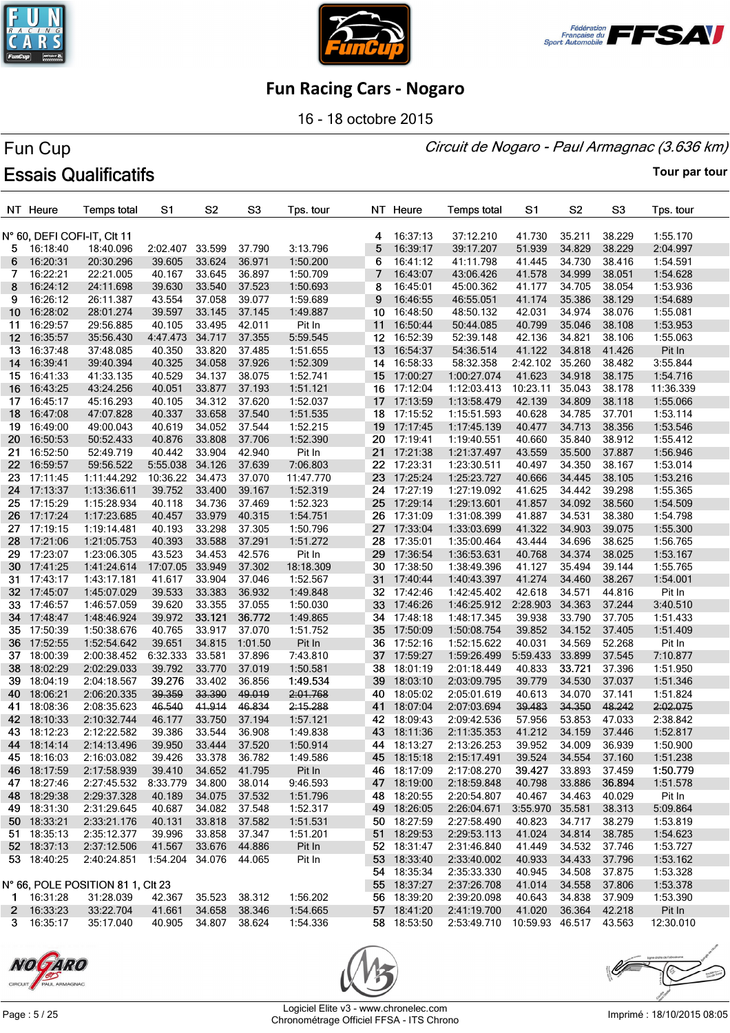# Fun Racing Cars - Nogaro

16 - 18 octobre 2015

## Fun Cup

*Circuit de Nogaro - Paul Armagnac (3.636 km)*

## Essais Qualificatifs

Tour par tour

N° 60, DEFI COFI-IT, Clt 11

| NT | Heure | Temps total | S1 | S2 | S3 | Tps. tour |
|---|---|---|---|---|---|---|
| 5 | 16:18:40 | 18:40.096 | 2:02.407 | 33.599 | 37.790 | 3:13.796 |
| 6 | 16:20:31 | 20:30.296 | 39.605 | 33.624 | 36.971 | 1:50.200 |
| 7 | 16:22:21 | 22:21.005 | 40.167 | 33.645 | 36.897 | 1:50.709 |
| 8 | 16:24:12 | 24:11.698 | 39.630 | 33.540 | 37.523 | 1:50.693 |
| 9 | 16:26:12 | 26:11.387 | 43.554 | 37.058 | 39.077 | 1:59.689 |
| 10 | 16:28:02 | 28:01.274 | 39.597 | 33.145 | 37.145 | 1:49.887 |
| 11 | 16:29:57 | 29:56.885 | 40.105 | 33.495 | 42.011 | Pit In |
| 12 | 16:35:57 | 35:56.430 | 4:47.473 | 34.717 | 37.355 | 5:59.545 |
| 13 | 16:37:48 | 37:48.085 | 40.350 | 33.820 | 37.485 | 1:51.655 |
| 14 | 16:39:41 | 39:40.394 | 40.325 | 34.058 | 37.926 | 1:52.309 |
| 15 | 16:41:33 | 41:33.135 | 40.529 | 34.137 | 38.075 | 1:52.741 |
| 16 | 16:43:25 | 43:24.256 | 40.051 | 33.877 | 37.193 | 1:51.121 |
| 17 | 16:45:17 | 45:16.293 | 40.105 | 34.312 | 37.620 | 1:52.037 |
| 18 | 16:47:08 | 47:07.828 | 40.337 | 33.658 | 37.540 | 1:51.535 |
| 19 | 16:49:00 | 49:00.043 | 40.619 | 34.052 | 37.544 | 1:52.215 |
| 20 | 16:50:53 | 50:52.433 | 40.876 | 33.808 | 37.706 | 1:52.390 |
| 21 | 16:52:50 | 52:49.719 | 40.442 | 33.904 | 42.940 | Pit In |
| 22 | 16:59:57 | 59:56.522 | 5:55.038 | 34.126 | 37.639 | 7:06.803 |
| 23 | 17:11:45 | 1:11:44.292 | 10:36.22 | 34.473 | 37.070 | 11:47.770 |
| 24 | 17:13:37 | 1:13:36.611 | 39.752 | 33.400 | 39.167 | 1:52.319 |
| 25 | 17:15:29 | 1:15:28.934 | 40.118 | 34.736 | 37.469 | 1:52.323 |
| 26 | 17:17:24 | 1:17:23.685 | 40.457 | 33.979 | 40.315 | 1:54.751 |
| 27 | 17:19:15 | 1:19:14.481 | 40.193 | 33.298 | 37.305 | 1:50.796 |
| 28 | 17:21:06 | 1:21:05.753 | 40.393 | 33.588 | 37.291 | 1:51.272 |
| 29 | 17:23:07 | 1:23:06.305 | 43.523 | 34.453 | 42.576 | Pit In |
| 30 | 17:41:25 | 1:41:24.614 | 17:07.05 | 33.949 | 37.302 | 18:18.309 |
| 31 | 17:43:17 | 1:43:17.181 | 41.617 | 33.904 | 37.046 | 1:52.567 |
| 32 | 17:45:07 | 1:45:07.029 | 39.533 | 33.383 | 36.932 | 1:49.848 |
| 33 | 17:46:57 | 1:46:57.059 | 39.620 | 33.355 | 37.055 | 1:50.030 |
| 34 | 17:48:47 | 1:48:46.924 | 39.972 | 33.121 | 36.772 | 1:49.865 |
| 35 | 17:50:39 | 1:50:38.676 | 40.765 | 33.917 | 37.070 | 1:51.752 |
| 36 | 17:52:55 | 1:52:54.642 | 39.651 | 34.815 | 1:01.50 | Pit In |
| 37 | 18:00:39 | 2:00:38.452 | 6:32.333 | 33.581 | 37.896 | 7:43.810 |
| 38 | 18:02:29 | 2:02:29.033 | 39.792 | 33.770 | 37.019 | 1:50.581 |
| 39 | 18:04:19 | 2:04:18.567 | 39.276 | 33.402 | 36.856 | 1:49.534 |
| 40 | 18:06:21 | 2:06:20.335 | ~~39.359~~ | ~~33.390~~ | ~~49.019~~ | ~~2:01.768~~ |
| 41 | 18:08:36 | 2:08:35.623 | ~~46.540~~ | ~~41.914~~ | ~~46.834~~ | ~~2:15.288~~ |
| 42 | 18:10:33 | 2:10:32.744 | 46.177 | 33.750 | 37.194 | 1:57.121 |
| 43 | 18:12:23 | 2:12:22.582 | 39.386 | 33.544 | 36.908 | 1:49.838 |
| 44 | 18:14:14 | 2:14:13.496 | 39.950 | 33.444 | 37.520 | 1:50.914 |
| 45 | 18:16:03 | 2:16:03.082 | 39.426 | 33.378 | 36.782 | 1:49.586 |
| 46 | 18:17:59 | 2:17:58.939 | 39.410 | 34.652 | 41.795 | Pit In |
| 47 | 18:27:46 | 2:27:45.532 | 8:33.779 | 34.800 | 38.014 | 9:46.593 |
| 48 | 18:29:38 | 2:29:37.328 | 40.189 | 34.075 | 37.532 | 1:51.796 |
| 49 | 18:31:30 | 2:31:29.645 | 40.687 | 34.082 | 37.548 | 1:52.317 |
| 50 | 18:33:21 | 2:33:21.176 | 40.131 | 33.818 | 37.582 | 1:51.531 |
| 51 | 18:35:13 | 2:35:12.377 | 39.996 | 33.858 | 37.347 | 1:51.201 |
| 52 | 18:37:13 | 2:37:12.506 | 41.567 | 33.676 | 44.886 | Pit In |
| 53 | 18:40:25 | 2:40:24.851 | 1:54.204 | 34.076 | 44.065 | Pit In |

N° 66, POLE POSITION 81 1, Clt 23

| NT | Heure | Temps total | S1 | S2 | S3 | Tps. tour |
|---|---|---|---|---|---|---|
| 1 | 16:31:28 | 31:28.039 | 42.367 | 35.523 | 38.312 | 1:56.202 |
| 2 | 16:33:23 | 33:22.704 | 41.661 | 34.658 | 38.346 | 1:54.665 |
| 3 | 16:35:17 | 35:17.040 | 40.905 | 34.807 | 38.624 | 1:54.336 |
| 4 | 16:37:13 | 37:12.210 | 41.730 | 35.211 | 38.229 | 1:55.170 |
| 5 | 16:39:17 | 39:17.207 | 51.939 | 34.829 | 38.229 | 2:04.997 |
| 6 | 16:41:12 | 41:11.798 | 41.445 | 34.730 | 38.416 | 1:54.591 |
| 7 | 16:43:07 | 43:06.426 | 41.578 | 34.999 | 38.051 | 1:54.628 |
| 8 | 16:45:01 | 45:00.362 | 41.177 | 34.705 | 38.054 | 1:53.936 |
| 9 | 16:46:55 | 46:55.051 | 41.174 | 35.386 | 38.129 | 1:54.689 |
| 10 | 16:48:50 | 48:50.132 | 42.031 | 34.974 | 38.076 | 1:55.081 |
| 11 | 16:50:44 | 50:44.085 | 40.799 | 35.046 | 38.108 | 1:53.953 |
| 12 | 16:52:39 | 52:39.148 | 42.136 | 34.821 | 38.106 | 1:55.063 |
| 13 | 16:54:37 | 54:36.514 | 41.122 | 34.818 | 41.426 | Pit In |
| 14 | 16:58:33 | 58:32.358 | 2:42.102 | 35.260 | 38.482 | 3:55.844 |
| 15 | 17:00:27 | 1:00:27.074 | 41.623 | 34.918 | 38.175 | 1:54.716 |
| 16 | 17:12:04 | 1:12:03.413 | 10:23.11 | 35.043 | 38.178 | 11:36.339 |
| 17 | 17:13:59 | 1:13:58.479 | 42.139 | 34.809 | 38.118 | 1:55.066 |
| 18 | 17:15:52 | 1:15:51.593 | 40.628 | 34.785 | 37.701 | 1:53.114 |
| 19 | 17:17:45 | 1:17:45.139 | 40.477 | 34.713 | 38.356 | 1:53.546 |
| 20 | 17:19:41 | 1:19:40.551 | 40.660 | 35.840 | 38.912 | 1:55.412 |
| 21 | 17:21:38 | 1:21:37.497 | 43.559 | 35.500 | 37.887 | 1:56.946 |
| 22 | 17:23:31 | 1:23:30.511 | 40.497 | 34.350 | 38.167 | 1:53.014 |
| 23 | 17:25:24 | 1:25:23.727 | 40.666 | 34.445 | 38.105 | 1:53.216 |
| 24 | 17:27:19 | 1:27:19.092 | 41.625 | 34.442 | 39.298 | 1:55.365 |
| 25 | 17:29:14 | 1:29:13.601 | 41.857 | 34.092 | 38.560 | 1:54.509 |
| 26 | 17:31:09 | 1:31:08.399 | 41.887 | 34.531 | 38.380 | 1:54.798 |
| 27 | 17:33:04 | 1:33:03.699 | 41.322 | 34.903 | 39.075 | 1:55.300 |
| 28 | 17:35:01 | 1:35:00.464 | 43.444 | 34.696 | 38.625 | 1:56.765 |
| 29 | 17:36:54 | 1:36:53.631 | 40.768 | 34.374 | 38.025 | 1:53.167 |
| 30 | 17:38:50 | 1:38:49.396 | 41.127 | 35.494 | 39.144 | 1:55.765 |
| 31 | 17:40:44 | 1:40:43.397 | 41.274 | 34.460 | 38.267 | 1:54.001 |
| 32 | 17:42:46 | 1:42:45.402 | 42.618 | 34.571 | 44.816 | Pit In |
| 33 | 17:46:26 | 1:46:25.912 | 2:28.903 | 34.363 | 37.244 | 3:40.510 |
| 34 | 17:48:18 | 1:48:17.345 | 39.938 | 33.790 | 37.705 | 1:51.433 |
| 35 | 17:50:09 | 1:50:08.754 | 39.852 | 34.152 | 37.405 | 1:51.409 |
| 36 | 17:52:16 | 1:52:15.622 | 40.031 | 34.569 | 52.268 | Pit In |
| 37 | 17:59:27 | 1:59:26.499 | 5:59.433 | 33.899 | 37.545 | 7:10.877 |
| 38 | 18:01:19 | 2:01:18.449 | 40.833 | 33.721 | 37.396 | 1:51.950 |
| 39 | 18:03:10 | 2:03:09.795 | 39.779 | 34.530 | 37.037 | 1:51.346 |
| 40 | 18:05:02 | 2:05:01.619 | 40.613 | 34.070 | 37.141 | 1:51.824 |
| 41 | 18:07:04 | 2:07:03.694 | ~~39.483~~ | ~~34.350~~ | ~~48.242~~ | ~~2:02.075~~ |
| 42 | 18:09:43 | 2:09:42.536 | 57.956 | 53.853 | 47.033 | 2:38.842 |
| 43 | 18:11:36 | 2:11:35.353 | 41.212 | 34.159 | 37.446 | 1:52.817 |
| 44 | 18:13:27 | 2:13:26.253 | 39.952 | 34.009 | 36.939 | 1:50.900 |
| 45 | 18:15:18 | 2:15:17.491 | 39.524 | 34.554 | 37.160 | 1:51.238 |
| 46 | 18:17:09 | 2:17:08.270 | 39.427 | 33.893 | 37.459 | 1:50.779 |
| 47 | 18:19:00 | 2:18:59.848 | 40.798 | 33.886 | 36.894 | 1:51.578 |
| 48 | 18:20:55 | 2:20:54.807 | 40.467 | 34.463 | 40.029 | Pit In |
| 49 | 18:26:05 | 2:26:04.671 | 3:55.970 | 35.581 | 38.313 | 5:09.864 |
| 50 | 18:27:59 | 2:27:58.490 | 40.823 | 34.717 | 38.279 | 1:53.819 |
| 51 | 18:29:53 | 2:29:53.113 | 41.024 | 34.814 | 38.785 | 1:54.623 |
| 52 | 18:31:47 | 2:31:46.840 | 41.449 | 34.532 | 37.746 | 1:53.727 |
| 53 | 18:33:40 | 2:33:40.002 | 40.933 | 34.433 | 37.796 | 1:53.162 |
| 54 | 18:35:34 | 2:35:33.330 | 40.945 | 34.508 | 37.875 | 1:53.328 |
| 55 | 18:37:27 | 2:37:26.708 | 41.014 | 34.558 | 37.806 | 1:53.378 |
| 56 | 18:39:20 | 2:39:20.098 | 40.643 | 34.838 | 37.909 | 1:53.390 |
| 57 | 18:41:20 | 2:41:19.700 | 41.020 | 36.364 | 42.218 | Pit In |
| 58 | 18:53:50 | 2:53:49.710 | 10:59.93 | 46.517 | 43.563 | 12:30.010 |

Logiciel Elite v3 - www.chronelec.com
Chronométrage Officiel FFSA - ITS Chrono

Imprimé : 18/10/2015 08:05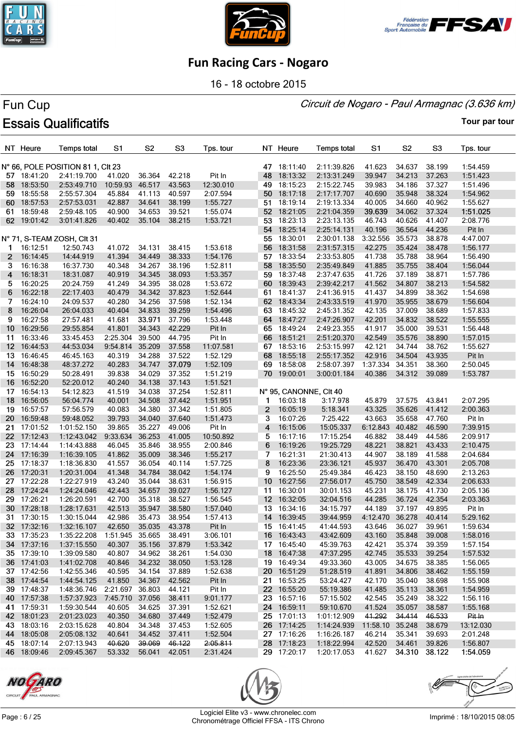# Fun Racing Cars - Nogaro

16 - 18 octobre 2015

## Fun Cup

*Circuit de Nogaro - Paul Armagnac (3.636 km)*

## Essais Qualificatifs

Tour par tour

| NT | Heure | Temps total | S1 | S2 | S3 | Tps. tour |
|---|---|---|---|---|---|---|
| **N° 66, POLE POSITION 81 1, Clt 23** | | | | | | |
| 57 | 18:41:20 | 2:41:19.700 | 41.020 | 36.364 | 42.218 | Pit In |
| 58 | 18:53:50 | 2:53:49.710 | 10:59.93 | 46.517 | 43.563 | 12:30.010 |
| 59 | 18:55:58 | 2:55:57.304 | 45.884 | 41.113 | 40.597 | 2:07.594 |
| 60 | 18:57:53 | 2:57:53.031 | 42.887 | 34.641 | 38.199 | 1:55.727 |
| 61 | 18:59:48 | 2:59:48.105 | 40.900 | 34.653 | 39.521 | 1:55.074 |
| 62 | 19:01:42 | 3:01:41.826 | 40.402 | 35.104 | 38.215 | 1:53.721 |
| **N° 71, S-TEAM ZOSH, Clt 31** | | | | | | |
| 1 | 16:12:51 | 12:50.743 | 41.072 | 34.131 | 38.415 | 1:53.618 |
| 2 | 16:14:45 | 14:44.919 | 41.394 | 34.449 | 38.333 | 1:54.176 |
| 3 | 16:16:38 | 16:37.730 | 40.348 | 34.267 | 38.196 | 1:52.811 |
| 4 | 16:18:31 | 18:31.087 | 40.919 | 34.345 | 38.093 | 1:53.357 |
| 5 | 16:20:25 | 20:24.759 | 41.249 | 34.395 | 38.028 | 1:53.672 |
| 6 | 16:22:18 | 22:17.403 | 40.479 | 34.342 | 37.823 | 1:52.644 |
| 7 | 16:24:10 | 24:09.537 | 40.280 | 34.256 | 37.598 | 1:52.134 |
| 8 | 16:26:04 | 26:04.033 | 40.404 | 34.833 | 39.259 | 1:54.496 |
| 9 | 16:27:58 | 27:57.481 | 41.681 | 33.971 | 37.796 | 1:53.448 |
| 10 | 16:29:56 | 29:55.854 | 41.801 | 34.343 | 42.229 | Pit In |
| 11 | 16:33:46 | 33:45.453 | 2:25.304 | 39.500 | 44.795 | Pit In |
| 12 | 16:44:53 | 44:53.034 | 9:54.814 | 35.209 | 37.558 | 11:07.581 |
| 13 | 16:46:45 | 46:45.163 | 40.319 | 34.288 | 37.522 | 1:52.129 |
| 14 | 16:48:38 | 48:37.272 | 40.283 | 34.747 | 37.079 | 1:52.109 |
| 15 | 16:50:29 | 50:28.491 | 39.838 | 34.029 | 37.352 | 1:51.219 |
| 16 | 16:52:20 | 52:20.012 | 40.240 | 34.138 | 37.143 | 1:51.521 |
| 17 | 16:54:13 | 54:12.823 | 41.519 | 34.038 | 37.254 | 1:52.811 |
| 18 | 16:56:05 | 56:04.774 | 40.001 | 34.508 | 37.442 | 1:51.951 |
| 19 | 16:57:57 | 57:56.579 | 40.083 | 34.380 | 37.342 | 1:51.805 |
| 20 | 16:59:48 | 59:48.052 | 39.793 | 34.040 | 37.640 | 1:51.473 |
| 21 | 17:01:52 | 1:01:52.150 | 39.865 | 35.227 | 49.006 | Pit In |
| 22 | 17:12:43 | 1:12:43.042 | 9:33.634 | 36.253 | 41.005 | 10:50.892 |
| 23 | 17:14:44 | 1:14:43.888 | 46.045 | 35.846 | 38.955 | 2:00.846 |
| 24 | 17:16:39 | 1:16:39.105 | 41.862 | 35.009 | 38.346 | 1:55.217 |
| 25 | 17:18:37 | 1:18:36.830 | 41.557 | 36.054 | 40.114 | 1:57.725 |
| 26 | 17:20:31 | 1:20:31.004 | 41.348 | 34.784 | 38.042 | 1:54.174 |
| 27 | 17:22:28 | 1:22:27.919 | 43.240 | 35.044 | 38.631 | 1:56.915 |
| 28 | 17:24:24 | 1:24:24.046 | 42.443 | 34.657 | 39.027 | 1:56.127 |
| 29 | 17:26:21 | 1:26:20.591 | 42.700 | 35.318 | 38.527 | 1:56.545 |
| 30 | 17:28:18 | 1:28:17.631 | 42.513 | 35.947 | 38.580 | 1:57.040 |
| 31 | 17:30:15 | 1:30:15.044 | 42.986 | 35.473 | 38.954 | 1:57.413 |
| 32 | 17:32:16 | 1:32:16.107 | 42.650 | 35.035 | 43.378 | Pit In |
| 33 | 17:35:23 | 1:35:22.208 | 1:51.945 | 35.665 | 38.491 | 3:06.101 |
| 34 | 17:37:16 | 1:37:15.550 | 40.307 | 35.156 | 37.879 | 1:53.342 |
| 35 | 17:39:10 | 1:39:09.580 | 40.807 | 34.962 | 38.261 | 1:54.030 |
| 36 | 17:41:03 | 1:41:02.708 | 40.846 | 34.232 | 38.050 | 1:53.128 |
| 37 | 17:42:56 | 1:42:55.346 | 40.595 | 34.154 | 37.889 | 1:52.638 |
| 38 | 17:44:54 | 1:44:54.125 | 41.850 | 34.367 | 42.562 | Pit In |
| 39 | 17:48:37 | 1:48:36.746 | 2:21.697 | 36.803 | 44.121 | Pit In |
| 40 | 17:57:38 | 1:57:37.923 | 7:45.710 | 37.056 | 38.411 | 9:01.177 |
| 41 | 17:59:31 | 1:59:30.544 | 40.605 | 34.625 | 37.391 | 1:52.621 |
| 42 | 18:01:23 | 2:01:23.023 | 40.350 | 34.680 | 37.449 | 1:52.479 |
| 43 | 18:03:16 | 2:03:15.628 | 40.804 | 34.348 | 37.453 | 1:52.605 |
| 44 | 18:05:08 | 2:05:08.132 | 40.641 | 34.452 | 37.411 | 1:52.504 |
| 45 | 18:07:14 | 2:07:13.943 | ~~40.620~~ | ~~39.069~~ | ~~46.122~~ | ~~2:05.811~~ |
| 46 | 18:09:46 | 2:09:45.367 | 53.332 | 56.041 | 42.051 | 2:31.424 |
| 47 | 18:11:40 | 2:11:39.826 | 41.623 | 34.637 | 38.199 | 1:54.459 |
| 48 | 18:13:32 | 2:13:31.249 | 39.947 | 34.213 | 37.263 | 1:51.423 |
| 49 | 18:15:23 | 2:15:22.745 | 39.983 | 34.186 | 37.327 | 1:51.496 |
| 50 | 18:17:18 | 2:17:17.707 | 40.690 | 35.948 | 38.324 | 1:54.962 |
| 51 | 18:19:14 | 2:19:13.334 | 40.005 | 34.660 | 40.962 | 1:55.627 |
| 52 | 18:21:05 | 2:21:04.359 | **39.639** | 34.062 | 37.324 | **1:51.025** |
| 53 | 18:23:13 | 2:23:13.135 | 46.743 | 40.626 | 41.407 | 2:08.776 |
| 54 | 18:25:14 | 2:25:14.131 | 40.196 | 36.564 | 44.236 | Pit In |
| 55 | 18:30:01 | 2:30:01.138 | 3:32.556 | 35.573 | 38.878 | 4:47.007 |
| 56 | 18:31:58 | 2:31:57.315 | 42.275 | 35.424 | 38.478 | 1:56.177 |
| 57 | 18:33:54 | 2:33:53.805 | 41.738 | 35.788 | 38.964 | 1:56.490 |
| 58 | 18:35:50 | 2:35:49.849 | 41.885 | 35.755 | 38.404 | 1:56.044 |
| 59 | 18:37:48 | 2:37:47.635 | 41.726 | 37.189 | 38.871 | 1:57.786 |
| 60 | 18:39:43 | 2:39:42.217 | 41.562 | 34.807 | 38.213 | 1:54.582 |
| 61 | 18:41:37 | 2:41:36.915 | 41.437 | 34.899 | 38.362 | 1:54.698 |
| 62 | 18:43:34 | 2:43:33.519 | 41.970 | 35.955 | 38.679 | 1:56.604 |
| 63 | 18:45:32 | 2:45:31.352 | 42.135 | 37.009 | 38.689 | 1:57.833 |
| 64 | 18:47:27 | 2:47:26.907 | 42.201 | 34.832 | 38.522 | 1:55.555 |
| 65 | 18:49:24 | 2:49:23.355 | 41.917 | 35.000 | 39.531 | 1:56.448 |
| 66 | 18:51:21 | 2:51:20.370 | 42.549 | 35.576 | 38.890 | 1:57.015 |
| 67 | 18:53:16 | 2:53:15.997 | 42.121 | 34.744 | 38.762 | 1:55.627 |
| 68 | 18:55:18 | 2:55:17.352 | 42.916 | 34.504 | 43.935 | Pit In |
| 69 | 18:58:08 | 2:58:07.397 | 1:37.334 | 34.351 | 38.360 | 2:50.045 |
| 70 | 19:00:01 | 3:00:01.184 | 40.386 | 34.312 | 39.089 | 1:53.787 |
| **N° 95, CANONNE, Clt 40** | | | | | | |
| 1 | 16:03:18 | 3:17.978 | 45.879 | 37.575 | 43.841 | 2:07.295 |
| 2 | 16:05:19 | 5:18.341 | 43.325 | 35.626 | 41.412 | 2:00.363 |
| 3 | 16:07:26 | 7:25.422 | 43.663 | 35.658 | 47.760 | Pit In |
| 4 | 16:15:06 | 15:05.337 | 6:12.843 | 40.482 | 46.590 | 7:39.915 |
| 5 | 16:17:16 | 17:15.254 | 46.882 | 38.449 | 44.586 | 2:09.917 |
| 6 | 16:19:26 | 19:25.729 | 48.221 | 38.821 | 43.433 | 2:10.475 |
| 7 | 16:21:31 | 21:30.413 | 44.907 | 38.189 | 41.588 | 2:04.684 |
| 8 | 16:23:36 | 23:36.121 | 45.937 | 36.470 | 43.301 | 2:05.708 |
| 9 | 16:25:50 | 25:49.384 | 46.423 | 38.150 | 48.690 | 2:13.263 |
| 10 | 16:27:56 | 27:56.017 | 45.750 | 38.549 | 42.334 | 2:06.633 |
| 11 | 16:30:01 | 30:01.153 | 45.231 | 38.175 | 41.730 | 2:05.136 |
| 12 | 16:32:05 | 32:04.516 | 44.285 | 36.724 | 42.354 | 2:03.363 |
| 13 | 16:34:16 | 34:15.797 | 44.189 | 37.197 | 49.895 | Pit In |
| 14 | 16:39:45 | 39:44.959 | 4:12.470 | 36.278 | 40.414 | 5:29.162 |
| 15 | 16:41:45 | 41:44.593 | 43.646 | 36.027 | 39.961 | 1:59.634 |
| 16 | 16:43:43 | 43:42.609 | 43.160 | 35.848 | 39.008 | 1:58.016 |
| 17 | 16:45:40 | 45:39.763 | 42.421 | 35.374 | 39.359 | 1:57.154 |
| 18 | 16:47:38 | 47:37.295 | 42.745 | 35.533 | 39.254 | 1:57.532 |
| 19 | 16:49:34 | 49:33.360 | 43.005 | 34.675 | 38.385 | 1:56.065 |
| 20 | 16:51:29 | 51:28.519 | 41.891 | 34.806 | 38.462 | 1:55.159 |
| 21 | 16:53:25 | 53:24.427 | 42.170 | 35.040 | 38.698 | 1:55.908 |
| 22 | 16:55:20 | 55:19.386 | 41.485 | 35.113 | 38.361 | 1:54.959 |
| 23 | 16:57:16 | 57:15.502 | 42.545 | 35.249 | 38.322 | 1:56.116 |
| 24 | 16:59:11 | 59:10.670 | 41.524 | 35.057 | 38.587 | 1:55.168 |
| 25 | 17:01:13 | 1:01:12.909 | ~~41.292~~ | ~~34.414~~ | ~~46.533~~ | ~~Pit In~~ |
| 26 | 17:14:25 | 1:14:24.939 | 11:58.10 | 35.248 | 38.679 | 13:12.030 |
| 27 | 17:16:26 | 1:16:26.187 | 46.214 | 35.341 | 39.693 | 2:01.248 |
| 28 | 17:18:23 | 1:18:22.994 | 42.520 | 34.461 | 39.826 | 1:56.807 |
| 29 | 17:20:17 | 1:20:17.053 | 41.627 | **34.310** | **38.122** | **1:54.059** |

Logiciel Elite v3 - www.chronelec.com
Chronométrage Officiel FFSA - ITS Chrono

Imprimé : 18/10/2015 08:05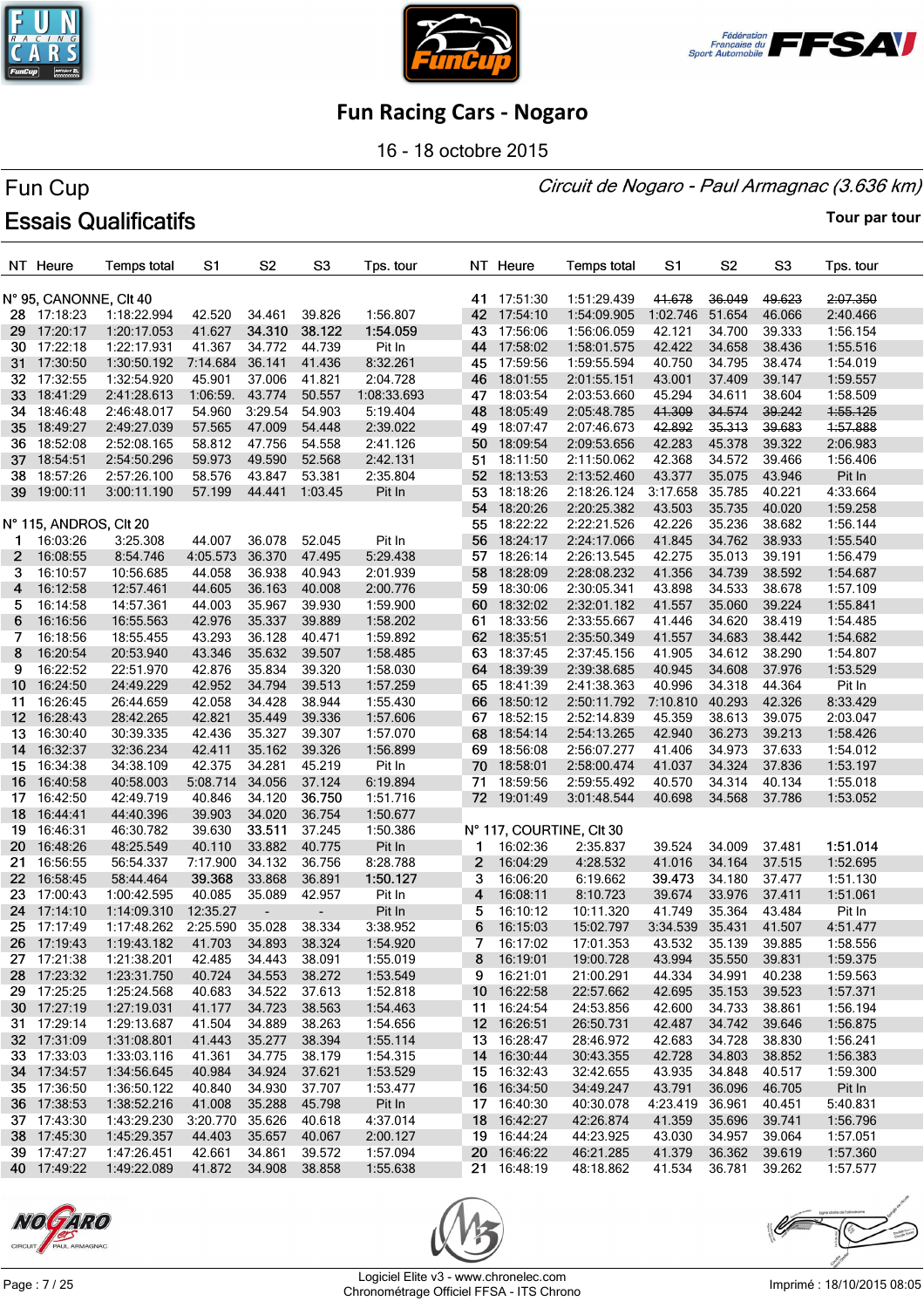# Fun Racing Cars - Nogaro

16 - 18 octobre 2015

## Fun Cup

*Circuit de Nogaro - Paul Armagnac (3.636 km)*

## Essais Qualificatifs

Tour par tour

| NT | Heure | Temps total | S1 | S2 | S3 | Tps. tour |
|---|---|---|---|---|---|---|
| **N° 95, CANONNE, Clt 40** | | | | | | |
| 28 | 17:18:23 | 1:18:22.994 | 42.520 | 34.461 | 39.826 | 1:56.807 |
| 29 | 17:20:17 | 1:20:17.053 | 41.627 | **34.310** | **38.122** | **1:54.059** |
| 30 | 17:22:18 | 1:22:17.931 | 41.367 | 34.772 | 44.739 | Pit In |
| 31 | 17:30:50 | 1:30:50.192 | 7:14.684 | 36.141 | 41.436 | 8:32.261 |
| 32 | 17:32:55 | 1:32:54.920 | 45.901 | 37.006 | 41.821 | 2:04.728 |
| 33 | 18:41:29 | 2:41:28.613 | 1:06:59. | 43.774 | 50.557 | 1:08:33.693 |
| 34 | 18:46:48 | 2:46:48.017 | 54.960 | 3:29.54 | 54.903 | 5:19.404 |
| 35 | 18:49:27 | 2:49:27.039 | 57.565 | 47.009 | 54.448 | 2:39.022 |
| 36 | 18:52:08 | 2:52:08.165 | 58.812 | 47.756 | 54.558 | 2:41.126 |
| 37 | 18:54:51 | 2:54:50.296 | 59.973 | 49.590 | 52.568 | 2:42.131 |
| 38 | 18:57:26 | 2:57:26.100 | 58.576 | 43.847 | 53.381 | 2:35.804 |
| 39 | 19:00:11 | 3:00:11.190 | 57.199 | 44.441 | 1:03.45 | Pit In |
| **N° 115, ANDROS, Clt 20** | | | | | | |
| 1 | 16:03:26 | 3:25.308 | 44.007 | 36.078 | 52.045 | Pit In |
| 2 | 16:08:55 | 8:54.746 | 4:05.573 | 36.370 | 47.495 | 5:29.438 |
| 3 | 16:10:57 | 10:56.685 | 44.058 | 36.938 | 40.943 | 2:01.939 |
| 4 | 16:12:58 | 12:57.461 | 44.605 | 36.163 | 40.008 | 2:00.776 |
| 5 | 16:14:58 | 14:57.361 | 44.003 | 35.967 | 39.930 | 1:59.900 |
| 6 | 16:16:56 | 16:55.563 | 42.976 | 35.337 | 39.889 | 1:58.202 |
| 7 | 16:18:56 | 18:55.455 | 43.293 | 36.128 | 40.471 | 1:59.892 |
| 8 | 16:20:54 | 20:53.940 | 43.346 | 35.632 | 39.507 | 1:58.485 |
| 9 | 16:22:52 | 22:51.970 | 42.876 | 35.834 | 39.320 | 1:58.030 |
| 10 | 16:24:50 | 24:49.229 | 42.952 | 34.794 | 39.513 | 1:57.259 |
| 11 | 16:26:45 | 26:44.659 | 42.058 | 34.428 | 38.944 | 1:55.430 |
| 12 | 16:28:43 | 28:42.265 | 42.821 | 35.449 | 39.336 | 1:57.606 |
| 13 | 16:30:40 | 30:39.335 | 42.436 | 35.327 | 39.307 | 1:57.070 |
| 14 | 16:32:37 | 32:36.234 | 42.411 | 35.162 | 39.326 | 1:56.899 |
| 15 | 16:34:38 | 34:38.109 | 42.375 | 34.281 | 45.219 | Pit In |
| 16 | 16:40:58 | 40:58.003 | 5:08.714 | 34.056 | 37.124 | 6:19.894 |
| 17 | 16:42:50 | 42:49.719 | 40.846 | 34.120 | **36.750** | 1:51.716 |
| 18 | 16:44:41 | 44:40.396 | 39.903 | 34.020 | 36.754 | 1:50.677 |
| 19 | 16:46:31 | 46:30.782 | 39.630 | **33.511** | 37.245 | 1:50.386 |
| 20 | 16:48:26 | 48:25.549 | 40.110 | 33.882 | 40.775 | Pit In |
| 21 | 16:56:55 | 56:54.337 | 7:17.900 | 34.132 | 36.756 | 8:28.788 |
| 22 | 16:58:45 | 58:44.464 | **39.368** | 33.868 | 36.891 | **1:50.127** |
| 23 | 17:00:43 | 1:00:42.595 | 40.085 | 35.089 | 42.957 | Pit In |
| 24 | 17:14:10 | 1:14:09.310 | 12:35.27 | - | - | Pit In |
| 25 | 17:17:49 | 1:17:48.262 | 2:25.590 | 35.028 | 38.334 | 3:38.952 |
| 26 | 17:19:43 | 1:19:43.182 | 41.703 | 34.893 | 38.324 | 1:54.920 |
| 27 | 17:21:38 | 1:21:38.201 | 42.485 | 34.443 | 38.091 | 1:55.019 |
| 28 | 17:23:32 | 1:23:31.750 | 40.724 | 34.553 | 38.272 | 1:53.549 |
| 29 | 17:25:25 | 1:25:24.568 | 40.683 | 34.522 | 37.613 | 1:52.818 |
| 30 | 17:27:19 | 1:27:19.031 | 41.177 | 34.723 | 38.563 | 1:54.463 |
| 31 | 17:29:14 | 1:29:13.687 | 41.504 | 34.889 | 38.263 | 1:54.656 |
| 32 | 17:31:09 | 1:31:08.801 | 41.443 | 35.277 | 38.394 | 1:55.114 |
| 33 | 17:33:03 | 1:33:03.116 | 41.361 | 34.775 | 38.179 | 1:54.315 |
| 34 | 17:34:57 | 1:34:56.645 | 40.984 | 34.924 | 37.621 | 1:53.529 |
| 35 | 17:36:50 | 1:36:50.122 | 40.840 | 34.930 | 37.707 | 1:53.477 |
| 36 | 17:38:53 | 1:38:52.216 | 41.008 | 35.288 | 45.798 | Pit In |
| 37 | 17:43:30 | 1:43:29.230 | 3:20.770 | 35.626 | 40.618 | 4:37.014 |
| 38 | 17:45:30 | 1:45:29.357 | 44.403 | 35.657 | 40.067 | 2:00.127 |
| 39 | 17:47:27 | 1:47:26.451 | 42.661 | 34.861 | 39.572 | 1:57.094 |
| 40 | 17:49:22 | 1:49:22.089 | 41.872 | 34.908 | 38.858 | 1:55.638 |
| 41 | 17:51:30 | 1:51:29.439 | ~~41.678~~ | ~~36.049~~ | ~~49.623~~ | ~~2:07.350~~ |
| 42 | 17:54:10 | 1:54:09.905 | 1:02.746 | 51.654 | 46.066 | 2:40.466 |
| 43 | 17:56:06 | 1:56:06.059 | 42.121 | 34.700 | 39.333 | 1:56.154 |
| 44 | 17:58:02 | 1:58:01.575 | 42.422 | 34.658 | 38.436 | 1:55.516 |
| 45 | 17:59:56 | 1:59:55.594 | 40.750 | 34.795 | 38.474 | 1:54.019 |
| 46 | 18:01:55 | 2:01:55.151 | 43.001 | 37.409 | 39.147 | 1:59.557 |
| 47 | 18:03:54 | 2:03:53.660 | 45.294 | 34.611 | 38.604 | 1:58.509 |
| 48 | 18:05:49 | 2:05:48.785 | ~~41.309~~ | ~~34.574~~ | ~~39.242~~ | ~~1:55.125~~ |
| 49 | 18:07:47 | 2:07:46.673 | ~~42.892~~ | ~~35.313~~ | ~~39.683~~ | ~~1:57.888~~ |
| 50 | 18:09:54 | 2:09:53.656 | 42.283 | 45.378 | 39.322 | 2:06.983 |
| 51 | 18:11:50 | 2:11:50.062 | 42.368 | 34.572 | 39.466 | 1:56.406 |
| 52 | 18:13:53 | 2:13:52.460 | 43.377 | 35.075 | 43.946 | Pit In |
| 53 | 18:18:26 | 2:18:26.124 | 3:17.658 | 35.785 | 40.221 | 4:33.664 |
| 54 | 18:20:26 | 2:20:25.382 | 43.503 | 35.735 | 40.020 | 1:59.258 |
| 55 | 18:22:22 | 2:22:21.526 | 42.226 | 35.236 | 38.682 | 1:56.144 |
| 56 | 18:24:17 | 2:24:17.066 | 41.845 | 34.762 | 38.933 | 1:55.540 |
| 57 | 18:26:14 | 2:26:13.545 | 42.275 | 35.013 | 39.191 | 1:56.479 |
| 58 | 18:28:09 | 2:28:08.232 | 41.356 | 34.739 | 38.592 | 1:54.687 |
| 59 | 18:30:06 | 2:30:05.341 | 43.898 | 34.533 | 38.678 | 1:57.109 |
| 60 | 18:32:02 | 2:32:01.182 | 41.557 | 35.060 | 39.224 | 1:55.841 |
| 61 | 18:33:56 | 2:33:55.667 | 41.446 | 34.620 | 38.419 | 1:54.485 |
| 62 | 18:35:51 | 2:35:50.349 | 41.557 | 34.683 | 38.442 | 1:54.682 |
| 63 | 18:37:45 | 2:37:45.156 | 41.905 | 34.612 | 38.290 | 1:54.807 |
| 64 | 18:39:39 | 2:39:38.685 | 40.945 | 34.608 | 37.976 | 1:53.529 |
| 65 | 18:41:39 | 2:41:38.363 | 40.996 | 34.318 | 44.364 | Pit In |
| 66 | 18:50:12 | 2:50:11.792 | 7:10.810 | 40.293 | 42.326 | 8:33.429 |
| 67 | 18:52:15 | 2:52:14.839 | 45.359 | 38.613 | 39.075 | 2:03.047 |
| 68 | 18:54:14 | 2:54:13.265 | 42.940 | 36.273 | 39.213 | 1:58.426 |
| 69 | 18:56:08 | 2:56:07.277 | 41.406 | 34.973 | 37.633 | 1:54.012 |
| 70 | 18:58:01 | 2:58:00.474 | 41.037 | 34.324 | 37.836 | 1:53.197 |
| 71 | 18:59:56 | 2:59:55.492 | 40.570 | 34.314 | 40.134 | 1:55.018 |
| 72 | 19:01:49 | 3:01:48.544 | 40.698 | 34.568 | 37.786 | 1:53.052 |
| **N° 117, COURTINE, Clt 30** | | | | | | |
| 1 | 16:02:36 | 2:35.837 | 39.524 | 34.009 | 37.481 | **1:51.014** |
| 2 | 16:04:29 | 4:28.532 | 41.016 | 34.164 | 37.515 | 1:52.695 |
| 3 | 16:06:20 | 6:19.662 | **39.473** | 34.180 | 37.477 | 1:51.130 |
| 4 | 16:08:11 | 8:10.723 | 39.674 | 33.976 | 37.411 | 1:51.061 |
| 5 | 16:10:12 | 10:11.130 | 41.749 | 35.364 | 43.484 | Pit In |
| 6 | 16:15:03 | 15:02.797 | 3:34.539 | 35.431 | 41.507 | 4:51.477 |
| 7 | 16:17:02 | 17:01.353 | 43.532 | 35.139 | 39.885 | 1:58.556 |
| 8 | 16:19:01 | 19:00.728 | 43.994 | 35.550 | 39.831 | 1:59.375 |
| 9 | 16:21:01 | 21:00.291 | 44.334 | 34.991 | 40.238 | 1:59.563 |
| 10 | 16:22:58 | 22:57.662 | 42.695 | 35.153 | 39.523 | 1:57.371 |
| 11 | 16:24:54 | 24:53.856 | 42.600 | 34.733 | 38.861 | 1:56.194 |
| 12 | 16:26:51 | 26:50.731 | 42.487 | 34.742 | 39.646 | 1:56.875 |
| 13 | 16:28:47 | 28:46.972 | 42.683 | 34.728 | 38.830 | 1:56.241 |
| 14 | 16:30:44 | 30:43.355 | 42.728 | 34.803 | 38.852 | 1:56.383 |
| 15 | 16:32:43 | 32:42.655 | 43.935 | 34.848 | 40.517 | 1:59.300 |
| 16 | 16:34:50 | 34:49.247 | 43.791 | 36.096 | 46.705 | Pit In |
| 17 | 16:40:31 | 40:30.078 | 4:23.419 | 36.961 | 40.451 | 5:40.831 |
| 18 | 16:42:27 | 42:26.874 | 41.359 | 35.696 | 39.741 | 1:56.796 |
| 19 | 16:44:24 | 44:23.925 | 43.030 | 34.957 | 39.064 | 1:57.051 |
| 20 | 16:46:22 | 46:21.285 | 41.379 | 36.362 | 39.619 | 1:57.360 |
| 21 | 16:48:19 | 48:18.862 | 41.534 | 36.781 | 39.262 | 1:57.577 |

Logiciel Elite v3 - www.chronelec.com
Chronométrage Officiel FFSA - ITS Chrono

Imprimé : 18/10/2015 08:05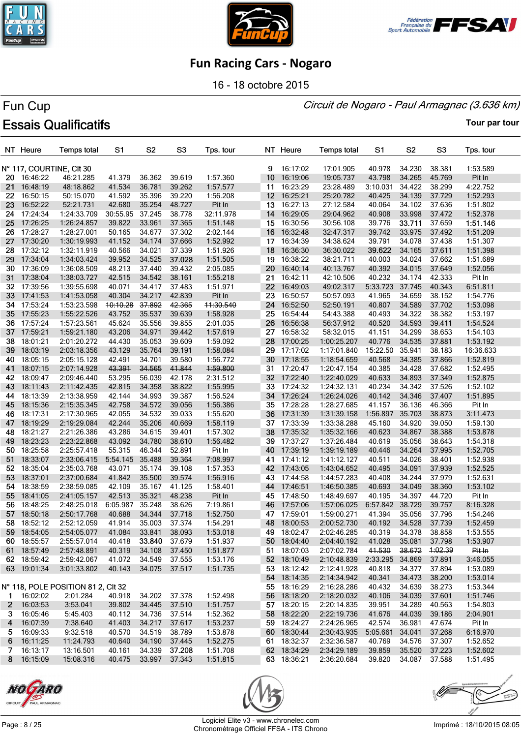# Fun Racing Cars - Nogaro

16 - 18 octobre 2015

## Fun Cup

*Circuit de Nogaro - Paul Armagnac (3.636 km)*

## Essais Qualificatifs

Tour par tour

| NT | Heure | Temps total | S1 | S2 | S3 | Tps. tour |
|---|---|---|---|---|---|---|
| **N° 117, COURTINE, Clt 30** | | | | | | |
| 20 | 16:46:22 | 46:21.285 | 41.379 | 36.362 | 39.619 | 1:57.360 |
| 21 | 16:48:19 | 48:18.862 | 41.534 | 36.781 | 39.262 | 1:57.577 |
| 22 | 16:50:15 | 50:15.070 | 41.592 | 35.396 | 39.220 | 1:56.208 |
| 23 | 16:52:22 | 52:21.731 | 42.680 | 35.254 | 48.727 | Pit In |
| 24 | 17:24:34 | 1:24:33.709 | 30:55.95 | 37.245 | 38.778 | 32:11.978 |
| 25 | 17:26:25 | 1:26:24.857 | 39.822 | 33.961 | 37.365 | 1:51.148 |
| 26 | 17:28:27 | 1:28:27.001 | 50.165 | 34.677 | 37.302 | 2:02.144 |
| 27 | 17:30:20 | 1:30:19.993 | 41.152 | 34.174 | 37.666 | 1:52.992 |
| 28 | 17:32:12 | 1:32:11.919 | 40.566 | 34.021 | 37.339 | 1:51.926 |
| 29 | 17:34:04 | 1:34:03.424 | 39.952 | 34.525 | 37.028 | 1:51.505 |
| 30 | 17:36:09 | 1:36:08.509 | 48.213 | 37.440 | 39.432 | 2:05.085 |
| 31 | 17:38:04 | 1:38:03.727 | 42.515 | 34.542 | 38.161 | 1:55.218 |
| 32 | 17:39:56 | 1:39:55.698 | 40.071 | 34.417 | 37.483 | 1:51.971 |
| 33 | 17:41:53 | 1:41:53.058 | 40.304 | 34.217 | 42.839 | Pit In |
| 34 | 17:53:24 | 1:53:23.598 | ~~10:10.28~~ | ~~37.892~~ | ~~42.365~~ | ~~11:30.540~~ |
| 35 | 17:55:23 | 1:55:22.526 | 43.752 | 35.537 | 39.639 | 1:58.928 |
| 36 | 17:57:24 | 1:57:23.561 | 45.624 | 35.556 | 39.855 | 2:01.035 |
| 37 | 17:59:21 | 1:59:21.180 | 43.206 | 34.971 | 39.442 | 1:57.619 |
| 38 | 18:01:21 | 2:01:20.272 | 44.430 | 35.053 | 39.609 | 1:59.092 |
| 39 | 18:03:19 | 2:03:18.356 | 43.129 | 35.764 | 39.191 | 1:58.084 |
| 40 | 18:05:15 | 2:05:15.128 | 42.491 | 34.701 | 39.580 | 1:56.772 |
| 41 | 18:07:15 | 2:07:14.928 | ~~43.391~~ | ~~34.565~~ | ~~41.844~~ | ~~1:59.800~~ |
| 42 | 18:09:47 | 2:09:46.440 | 53.295 | 56.039 | 42.178 | 2:31.512 |
| 43 | 18:11:43 | 2:11:42.435 | 42.815 | 34.358 | 38.822 | 1:55.995 |
| 44 | 18:13:39 | 2:13:38.959 | 42.144 | 34.993 | 39.387 | 1:56.524 |
| 45 | 18:15:36 | 2:15:35.345 | 42.758 | 34.572 | 39.056 | 1:56.386 |
| 46 | 18:17:31 | 2:17:30.965 | 42.055 | 34.532 | 39.033 | 1:55.620 |
| 47 | 18:19:29 | 2:19:29.084 | 42.244 | 35.206 | 40.669 | 1:58.119 |
| 48 | 18:21:27 | 2:21:26.386 | 43.286 | 34.615 | 39.401 | 1:57.302 |
| 49 | 18:23:23 | 2:23:22.868 | 43.092 | 34.780 | 38.610 | 1:56.482 |
| 50 | 18:25:58 | 2:25:57.418 | 55.315 | 46.344 | 52.891 | Pit In |
| 51 | 18:33:07 | 2:33:06.415 | 5:54.145 | 35.488 | 39.364 | 7:08.997 |
| 52 | 18:35:04 | 2:35:03.768 | 43.071 | 35.174 | 39.108 | 1:57.353 |
| 53 | 18:37:01 | 2:37:00.684 | 41.842 | 35.500 | 39.574 | 1:56.916 |
| 54 | 18:38:59 | 2:38:59.085 | 42.109 | 35.167 | 41.125 | 1:58.401 |
| 55 | 18:41:05 | 2:41:05.157 | 42.513 | 35.321 | 48.238 | Pit In |
| 56 | 18:48:25 | 2:48:25.018 | 6:05.987 | 35.248 | 38.626 | 7:19.861 |
| 57 | 18:50:18 | 2:50:17.768 | 40.688 | 34.344 | 37.718 | 1:52.750 |
| 58 | 18:52:12 | 2:52:12.059 | 41.914 | 35.003 | 37.374 | 1:54.291 |
| 59 | 18:54:05 | 2:54:05.077 | 41.084 | 33.841 | 38.093 | 1:53.018 |
| 60 | 18:55:57 | 2:55:57.014 | 40.418 | 33.840 | 37.679 | 1:51.937 |
| 61 | 18:57:49 | 2:57:48.891 | 40.319 | 34.108 | 37.450 | 1:51.877 |
| 62 | 18:59:42 | 2:59:42.067 | 41.072 | 34.549 | 37.555 | 1:53.176 |
| 63 | 19:01:34 | 3:01:33.802 | 40.143 | 34.075 | 37.517 | 1:51.735 |
| **N° 118, POLE POSITION 81 2, Clt 32** | | | | | | |
| 1 | 16:02:02 | 2:01.284 | 40.918 | 34.202 | 37.378 | 1:52.498 |
| 2 | 16:03:53 | 3:53.041 | 39.802 | 34.445 | 37.510 | 1:51.757 |
| 3 | 16:05:46 | 5:45.403 | 40.112 | 34.736 | 37.514 | 1:52.362 |
| 4 | 16:07:39 | 7:38.640 | 41.403 | 34.217 | 37.617 | 1:53.237 |
| 5 | 16:09:33 | 9:32.518 | 40.570 | 34.519 | 38.789 | 1:53.878 |
| 6 | 16:11:25 | 11:24.793 | 40.640 | 34.190 | 37.445 | 1:52.275 |
| 7 | 16:13:17 | 13:16.501 | 40.161 | 34.339 | 37.208 | 1:51.708 |
| 8 | 16:15:09 | 15:08.316 | 40.475 | 33.997 | 37.343 | 1:51.815 |
| 9 | 16:17:02 | 17:01.905 | 40.978 | 34.230 | 38.381 | 1:53.589 |
| 10 | 16:19:06 | 19:05.737 | 43.798 | 34.265 | 45.769 | Pit In |
| 11 | 16:23:29 | 23:28.489 | 3:10.031 | 34.422 | 38.299 | 4:22.752 |
| 12 | 16:25:21 | 25:20.782 | 40.425 | 34.139 | 37.729 | 1:52.293 |
| 13 | 16:27:13 | 27:12.584 | 40.064 | 34.102 | 37.636 | 1:51.802 |
| 14 | 16:29:05 | 29:04.962 | 40.908 | 33.998 | 37.472 | 1:52.378 |
| 15 | 16:30:56 | 30:56.108 | 39.776 | 33.711 | 37.659 | 1:51.146 |
| 16 | 16:32:48 | 32:47.317 | 39.742 | 33.975 | 37.492 | 1:51.209 |
| 17 | 16:34:39 | 34:38.624 | 39.791 | 34.078 | 37.438 | 1:51.307 |
| 18 | 16:36:30 | 36:30.022 | 39.622 | 34.165 | 37.611 | 1:51.398 |
| 19 | 16:38:22 | 38:21.711 | 40.003 | 34.024 | 37.662 | 1:51.689 |
| 20 | 16:40:14 | 40:13.767 | 40.392 | 34.015 | 37.649 | 1:52.056 |
| 21 | 16:42:11 | 42:10.506 | 40.232 | 34.174 | 42.333 | Pit In |
| 22 | 16:49:03 | 49:02.317 | 5:33.723 | 37.745 | 40.343 | 6:51.811 |
| 23 | 16:50:57 | 50:57.093 | 41.965 | 34.659 | 38.152 | 1:54.776 |
| 24 | 16:52:50 | 52:50.191 | 40.807 | 34.589 | 37.702 | 1:53.098 |
| 25 | 16:54:44 | 54:43.388 | 40.493 | 34.322 | 38.382 | 1:53.197 |
| 26 | 16:56:38 | 56:37.912 | 40.520 | 34.593 | 39.411 | 1:54.524 |
| 27 | 16:58:32 | 58:32.015 | 41.151 | 34.299 | 38.653 | 1:54.103 |
| 28 | 17:00:25 | 1:00:25.207 | 40.776 | 34.535 | 37.881 | 1:53.192 |
| 29 | 17:17:02 | 1:17:01.840 | 15:22.50 | 35.941 | 38.183 | 16:36.633 |
| 30 | 17:18:55 | 1:18:54.659 | 40.568 | 34.385 | 37.866 | 1:52.819 |
| 31 | 17:20:47 | 1:20:47.154 | 40.385 | 34.428 | 37.682 | 1:52.495 |
| 32 | 17:22:40 | 1:22:40.029 | 40.633 | 34.893 | 37.349 | 1:52.875 |
| 33 | 17:24:32 | 1:24:32.131 | 40.234 | 34.342 | 37.526 | 1:52.102 |
| 34 | 17:26:24 | 1:26:24.026 | 40.142 | 34.346 | 37.407 | 1:51.895 |
| 35 | 17:28:28 | 1:28:27.845 | 41.157 | 36.136 | 46.366 | Pit In |
| 36 | 17:31:39 | 1:31:39.158 | 1:56.897 | 35.703 | 38.873 | 3:11.473 |
| 37 | 17:33:39 | 1:33:38.288 | 45.160 | 34.920 | 39.050 | 1:59.130 |
| 38 | 17:35:32 | 1:35:32.166 | 40.623 | 34.867 | 38.388 | 1:53.878 |
| 39 | 17:37:27 | 1:37:26.484 | 40.619 | 35.056 | 38.643 | 1:54.318 |
| 40 | 17:39:19 | 1:39:19.189 | 40.446 | 34.264 | 37.995 | 1:52.705 |
| 41 | 17:41:12 | 1:41:12.127 | 40.511 | 34.026 | 38.401 | 1:52.938 |
| 42 | 17:43:05 | 1:43:04.652 | 40.495 | 34.091 | 37.939 | 1:52.525 |
| 43 | 17:44:58 | 1:44:57.283 | 40.408 | 34.244 | 37.979 | 1:52.631 |
| 44 | 17:46:51 | 1:46:50.385 | 40.693 | 34.049 | 38.360 | 1:53.102 |
| 45 | 17:48:50 | 1:48:49.697 | 40.195 | 34.397 | 44.720 | Pit In |
| 46 | 17:57:06 | 1:57:06.025 | 6:57.842 | 38.729 | 39.757 | 8:16.328 |
| 47 | 17:59:01 | 1:59:00.271 | 41.394 | 35.056 | 37.796 | 1:54.246 |
| 48 | 18:00:53 | 2:00:52.730 | 40.192 | 34.528 | 37.739 | 1:52.459 |
| 49 | 18:02:47 | 2:02:46.285 | 40.319 | 34.378 | 38.858 | 1:53.555 |
| 50 | 18:04:40 | 2:04:40.192 | 41.028 | 35.081 | 37.798 | 1:53.907 |
| 51 | 18:07:03 | 2:07:02.784 | ~~41.530~~ | ~~38.672~~ | ~~1:02.39~~ | ~~Pit In~~ |
| 52 | 18:10:49 | 2:10:48.839 | 2:33.295 | 34.869 | 37.891 | 3:46.055 |
| 53 | 18:12:42 | 2:12:41.928 | 40.818 | 34.377 | 37.894 | 1:53.089 |
| 54 | 18:14:35 | 2:14:34.942 | 40.341 | 34.473 | 38.200 | 1:53.014 |
| 55 | 18:16:29 | 2:16:28.286 | 40.432 | 34.639 | 38.273 | 1:53.344 |
| 56 | 18:18:20 | 2:18:20.032 | 40.106 | 34.039 | 37.601 | 1:51.746 |
| 57 | 18:20:15 | 2:20:14.835 | 39.951 | 34.289 | 40.563 | 1:54.803 |
| 58 | 18:22:20 | 2:22:19.736 | 41.676 | 44.039 | 39.186 | 2:04.901 |
| 59 | 18:24:27 | 2:24:26.965 | 42.574 | 36.981 | 47.674 | Pit In |
| 60 | 18:30:44 | 2:30:43.935 | 5:05.661 | 34.041 | 37.268 | 6:16.970 |
| 61 | 18:32:37 | 2:32:36.587 | 40.769 | 34.576 | 37.307 | 1:52.652 |
| 62 | 18:34:29 | 2:34:29.189 | 39.859 | 35.520 | 37.223 | 1:52.602 |
| 63 | 18:36:21 | 2:36:20.684 | 39.820 | 34.087 | 37.588 | 1:51.495 |

Logiciel Elite v3 - www.chronelec.com
Chronométrage Officiel FFSA - ITS Chrono

Imprimé : 18/10/2015 08:05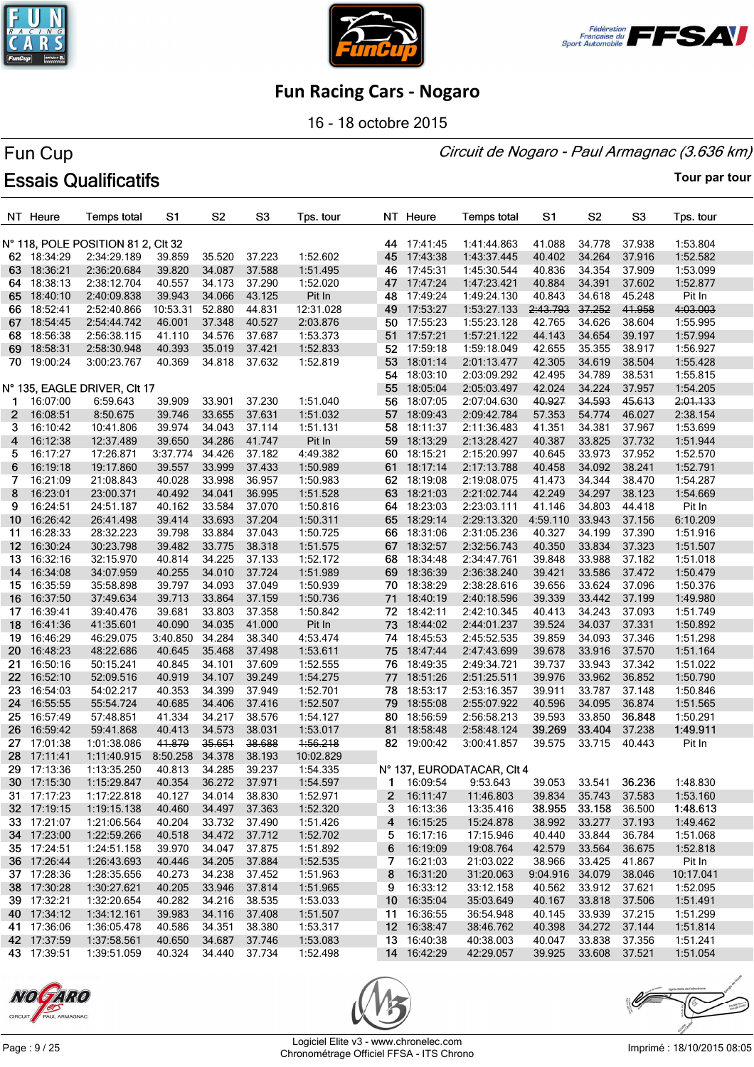# Fun Racing Cars - Nogaro

16 - 18 octobre 2015

## Fun Cup

*Circuit de Nogaro - Paul Armagnac (3.636 km)*

## Essais Qualificatifs

Tour par tour

| NT | Heure | Temps total | S1 | S2 | S3 | Tps. tour |
|---|---|---|---|---|---|---|
| **N° 118, POLE POSITION 81 2, Clt 32** | | | | | | |
| 62 | 18:34:29 | 2:34:29.189 | 39.859 | 35.520 | 37.223 | 1:52.602 |
| 63 | 18:36:21 | 2:36:20.684 | 39.820 | 34.087 | 37.588 | 1:51.495 |
| 64 | 18:38:13 | 2:38:12.704 | 40.557 | 34.173 | 37.290 | 1:52.020 |
| 65 | 18:40:10 | 2:40:09.838 | 39.943 | 34.066 | 43.125 | Pit In |
| 66 | 18:52:41 | 2:52:40.866 | 10:53.31 | 52.880 | 44.831 | 12:31.028 |
| 67 | 18:54:45 | 2:54:44.742 | 46.001 | 37.348 | 40.527 | 2:03.876 |
| 68 | 18:56:38 | 2:56:38.115 | 41.110 | 34.576 | 37.687 | 1:53.373 |
| 69 | 18:58:31 | 2:58:30.948 | 40.393 | 35.019 | 37.421 | 1:52.833 |
| 70 | 19:00:24 | 3:00:23.767 | 40.369 | 34.818 | 37.632 | 1:52.819 |
| **N° 135, EAGLE DRIVER, Clt 17** | | | | | | |
| 1 | 16:07:00 | 6:59.643 | 39.909 | 33.901 | 37.230 | 1:51.040 |
| 2 | 16:08:51 | 8:50.675 | 39.746 | 33.655 | 37.631 | 1:51.032 |
| 3 | 16:10:42 | 10:41.806 | 39.974 | 34.043 | 37.114 | 1:51.131 |
| 4 | 16:12:38 | 12:37.489 | 39.650 | 34.092 | 41.747 | Pit In |
| 5 | 16:17:27 | 17:26.871 | 3:37.774 | 34.426 | 37.182 | 4:49.382 |
| 6 | 16:19:18 | 19:17.860 | 39.557 | 33.999 | 37.433 | 1:50.989 |
| 7 | 16:21:09 | 21:08.843 | 40.028 | 33.998 | 36.957 | 1:50.983 |
| 8 | 16:23:01 | 23:00.371 | 40.492 | 34.041 | 36.995 | 1:51.528 |
| 9 | 16:24:51 | 24:51.187 | 40.162 | 33.584 | 37.070 | 1:50.816 |
| 10 | 16:26:42 | 26:41.498 | 39.414 | 33.693 | 37.204 | 1:50.311 |
| 11 | 16:28:33 | 28:32.223 | 39.798 | 33.884 | 37.043 | 1:50.725 |
| 12 | 16:30:24 | 30:23.798 | 39.482 | 33.775 | 38.318 | 1:51.575 |
| 13 | 16:32:16 | 32:15.970 | 40.814 | 34.225 | 37.133 | 1:52.172 |
| 14 | 16:34:08 | 34:07.959 | 40.255 | 34.010 | 37.724 | 1:51.989 |
| 15 | 16:35:59 | 35:58.898 | 39.797 | 34.093 | 37.049 | 1:50.939 |
| 16 | 16:37:50 | 37:49.634 | 39.713 | 33.864 | 37.159 | 1:50.736 |
| 17 | 16:39:41 | 39:40.476 | 39.681 | 33.803 | 37.358 | 1:50.842 |
| 18 | 16:41:36 | 41:35.601 | 40.090 | 34.035 | 41.000 | Pit In |
| 19 | 16:46:29 | 46:29.075 | 3:40.850 | 34.284 | 38.340 | 4:53.474 |
| 20 | 16:48:23 | 48:22.686 | 40.645 | 35.468 | 37.498 | 1:53.611 |
| 21 | 16:50:16 | 50:15.241 | 40.845 | 34.101 | 37.609 | 1:52.555 |
| 22 | 16:52:10 | 52:09.516 | 40.919 | 34.107 | 39.249 | 1:54.275 |
| 23 | 16:54:03 | 54:02.217 | 40.353 | 34.399 | 37.949 | 1:52.701 |
| 24 | 16:55:55 | 55:54.724 | 40.685 | 34.406 | 37.416 | 1:52.507 |
| 25 | 16:57:49 | 57:48.851 | 41.334 | 34.217 | 38.576 | 1:54.127 |
| 26 | 16:59:42 | 59:41.868 | 40.413 | 34.573 | 38.031 | 1:53.017 |
| 27 | 17:01:38 | 1:01:38.086 | ~~41.879~~ | ~~35.651~~ | ~~38.688~~ | ~~1:56.218~~ |
| 28 | 17:11:41 | 1:11:40.915 | 8:50.258 | 34.378 | 38.193 | 10:02.829 |
| 29 | 17:13:36 | 1:13:35.250 | 40.813 | 34.285 | 39.237 | 1:54.335 |
| 30 | 17:15:30 | 1:15:29.847 | 40.354 | 36.272 | 37.971 | 1:54.597 |
| 31 | 17:17:23 | 1:17:22.818 | 40.127 | 34.014 | 38.830 | 1:52.971 |
| 32 | 17:19:15 | 1:19:15.138 | 40.460 | 34.497 | 37.363 | 1:52.320 |
| 33 | 17:21:07 | 1:21:06.564 | 40.204 | 33.732 | 37.490 | 1:51.426 |
| 34 | 17:23:00 | 1:22:59.266 | 40.518 | 34.472 | 37.712 | 1:52.702 |
| 35 | 17:24:51 | 1:24:51.158 | 39.970 | 34.047 | 37.875 | 1:51.892 |
| 36 | 17:26:44 | 1:26:43.693 | 40.446 | 34.205 | 37.884 | 1:52.535 |
| 37 | 17:28:36 | 1:28:35.656 | 40.273 | 34.238 | 37.452 | 1:51.963 |
| 38 | 17:30:28 | 1:30:27.621 | 40.205 | 33.946 | 37.814 | 1:51.965 |
| 39 | 17:32:21 | 1:32:20.654 | 40.282 | 34.216 | 38.535 | 1:53.033 |
| 40 | 17:34:12 | 1:34:12.161 | 39.983 | 34.116 | 37.408 | 1:51.507 |
| 41 | 17:36:06 | 1:36:05.478 | 40.586 | 34.351 | 38.380 | 1:53.317 |
| 42 | 17:37:59 | 1:37:58.561 | 40.650 | 34.687 | 37.746 | 1:53.083 |
| 43 | 17:39:51 | 1:39:51.059 | 40.324 | 34.440 | 37.734 | 1:52.498 |
| 44 | 17:41:45 | 1:41:44.863 | 41.088 | 34.778 | 37.938 | 1:53.804 |
| 45 | 17:43:38 | 1:43:37.445 | 40.402 | 34.264 | 37.916 | 1:52.582 |
| 46 | 17:45:31 | 1:45:30.544 | 40.836 | 34.354 | 37.909 | 1:53.099 |
| 47 | 17:47:24 | 1:47:23.421 | 40.884 | 34.391 | 37.602 | 1:52.877 |
| 48 | 17:49:24 | 1:49:24.130 | 40.843 | 34.618 | 45.248 | Pit In |
| 49 | 17:53:27 | 1:53:27.133 | ~~2:43.793~~ | ~~37.252~~ | ~~41.958~~ | ~~4:03.003~~ |
| 50 | 17:55:23 | 1:55:23.128 | 42.765 | 34.626 | 38.604 | 1:55.995 |
| 51 | 17:57:21 | 1:57:21.122 | 44.143 | 34.654 | 39.197 | 1:57.994 |
| 52 | 17:59:18 | 1:59:18.049 | 42.655 | 35.355 | 38.917 | 1:56.927 |
| 53 | 18:01:14 | 2:01:13.477 | 42.305 | 34.619 | 38.470 | 1:55.428 |
| 54 | 18:03:10 | 2:03:09.292 | 42.495 | 34.789 | 38.531 | 1:55.815 |
| 55 | 18:05:04 | 2:05:03.497 | 42.024 | 34.224 | 37.957 | 1:54.205 |
| 56 | 18:07:05 | 2:07:04.630 | ~~40.927~~ | ~~34.593~~ | ~~45.613~~ | ~~2:01.133~~ |
| 57 | 18:09:43 | 2:09:42.784 | 57.353 | 54.774 | 46.027 | 2:38.154 |
| 58 | 18:11:37 | 2:11:36.483 | 41.351 | 34.381 | 37.967 | 1:53.699 |
| 59 | 18:13:29 | 2:13:28.427 | 40.387 | 33.825 | 37.732 | 1:51.944 |
| 60 | 18:15:21 | 2:15:20.997 | 40.645 | 33.973 | 37.952 | 1:52.570 |
| 61 | 18:17:14 | 2:17:13.788 | 40.458 | 34.092 | 38.241 | 1:52.791 |
| 62 | 18:19:08 | 2:19:08.075 | 41.473 | 34.344 | 38.470 | 1:54.287 |
| 63 | 18:21:03 | 2:21:02.744 | 42.249 | 34.297 | 38.123 | 1:54.669 |
| 64 | 18:23:03 | 2:23:03.111 | 41.146 | 34.803 | 44.418 | Pit In |
| 65 | 18:29:14 | 2:29:13.320 | 4:59.110 | 33.943 | 37.156 | 6:10.209 |
| 66 | 18:31:06 | 2:31:05.236 | 40.327 | 34.199 | 37.390 | 1:51.916 |
| 67 | 18:32:57 | 2:32:56.743 | 40.350 | 33.834 | 37.323 | 1:51.507 |
| 68 | 18:34:48 | 2:34:47.761 | 39.848 | 33.988 | 37.182 | 1:51.018 |
| 69 | 18:36:39 | 2:36:38.240 | 39.421 | 33.586 | 37.472 | 1:50.479 |
| 70 | 18:38:29 | 2:38:28.616 | 39.656 | 33.624 | 37.096 | 1:50.376 |
| 71 | 18:40:19 | 2:40:18.596 | 39.339 | 33.442 | 37.199 | 1:49.980 |
| 72 | 18:42:11 | 2:42:10.345 | 40.413 | 34.243 | 37.093 | 1:51.749 |
| 73 | 18:44:02 | 2:44:01.237 | 39.524 | 34.037 | 37.331 | 1:50.892 |
| 74 | 18:45:53 | 2:45:52.535 | 39.859 | 34.093 | 37.346 | 1:51.298 |
| 75 | 18:47:44 | 2:47:43.699 | 39.678 | 33.916 | 37.570 | 1:51.164 |
| 76 | 18:49:35 | 2:49:34.721 | 39.737 | 33.943 | 37.342 | 1:51.022 |
| 77 | 18:51:26 | 2:51:25.511 | 39.976 | 33.962 | 36.852 | 1:50.790 |
| 78 | 18:53:17 | 2:53:16.357 | 39.911 | 33.787 | 37.148 | 1:50.846 |
| 79 | 18:55:08 | 2:55:07.922 | 40.596 | 34.095 | 36.874 | 1:51.565 |
| 80 | 18:56:59 | 2:56:58.213 | 39.593 | 33.850 | **36.848** | 1:50.291 |
| 81 | 18:58:48 | 2:58:48.124 | **39.269** | **33.404** | 37.238 | **1:49.911** |
| 82 | 19:00:42 | 3:00:41.857 | 39.575 | 33.715 | 40.443 | Pit In |
| **N° 137, EURODATACAR, Clt 4** | | | | | | |
| 1 | 16:09:54 | 9:53.643 | 39.053 | 33.541 | **36.236** | 1:48.830 |
| 2 | 16:11:47 | 11:46.803 | 39.834 | 35.743 | 37.583 | 1:53.160 |
| 3 | 16:13:36 | 13:35.416 | **38.955** | **33.158** | 36.500 | **1:48.613** |
| 4 | 16:15:25 | 15:24.878 | 38.992 | 33.277 | 37.193 | 1:49.462 |
| 5 | 16:17:16 | 17:15.946 | 40.440 | 33.844 | 36.784 | 1:51.068 |
| 6 | 16:19:09 | 19:08.764 | 42.579 | 33.564 | 36.675 | 1:52.818 |
| 7 | 16:21:03 | 21:03.022 | 38.966 | 33.425 | 41.867 | Pit In |
| 8 | 16:31:20 | 31:20.063 | 9:04.916 | 34.079 | 38.046 | 10:17.041 |
| 9 | 16:33:12 | 33:12.158 | 40.562 | 33.912 | 37.621 | 1:52.095 |
| 10 | 16:35:04 | 35:03.649 | 40.167 | 33.818 | 37.506 | 1:51.491 |
| 11 | 16:36:55 | 36:54.948 | 40.145 | 33.939 | 37.215 | 1:51.299 |
| 12 | 16:38:47 | 38:46.762 | 40.398 | 34.272 | 37.144 | 1:51.814 |
| 13 | 16:40:38 | 40:38.003 | 40.047 | 33.838 | 37.356 | 1:51.241 |
| 14 | 16:42:29 | 42:29.057 | 39.925 | 33.608 | 37.521 | 1:51.054 |

Logiciel Elite v3 - www.chronelec.com
Chronométrage Officiel FFSA - ITS Chrono

Imprimé : 18/10/2015 08:05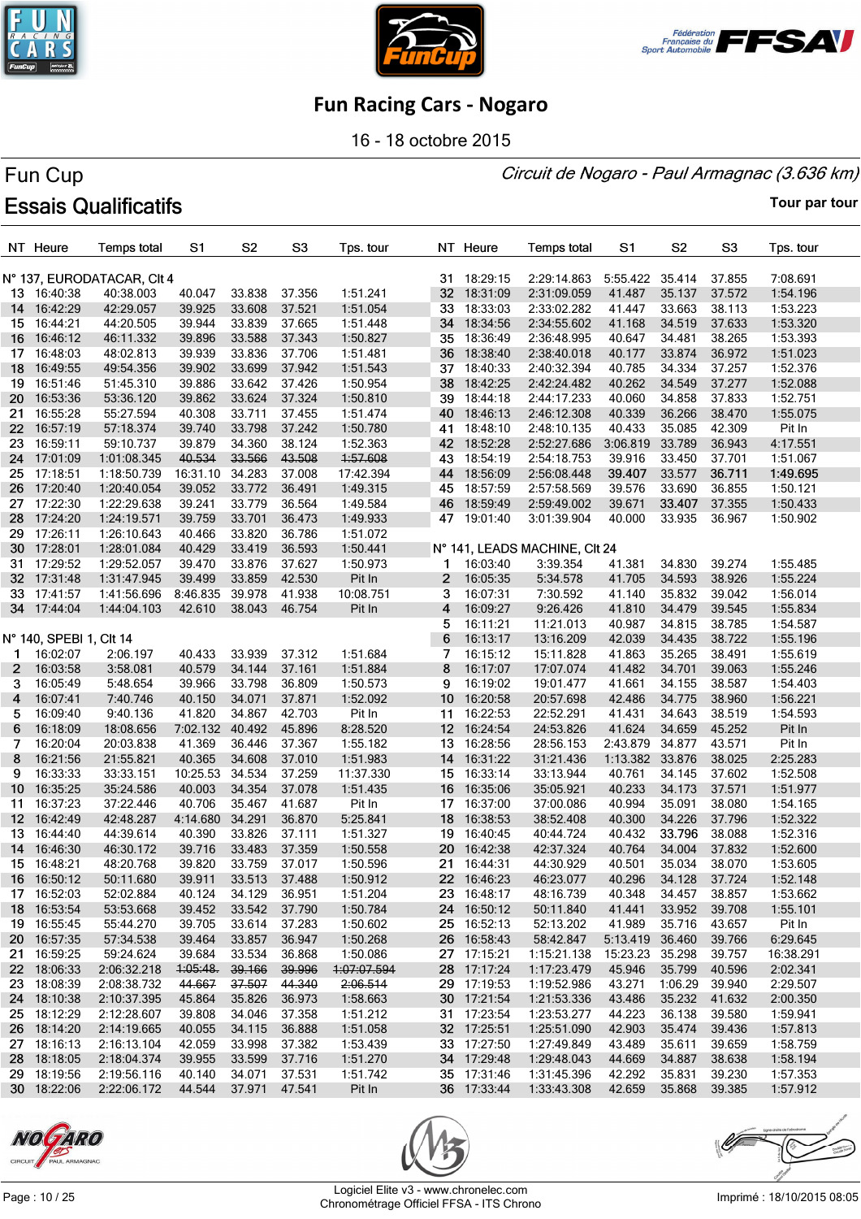# Fun Racing Cars - Nogaro

16 - 18 octobre 2015

## Fun Cup

*Circuit de Nogaro - Paul Armagnac (3.636 km)*

## Essais Qualificatifs

Tour par tour

### N° 137, EURODATACAR, Clt 4

| NT | Heure | Temps total | S1 | S2 | S3 | Tps. tour |
|---|---|---|---|---|---|---|
| 13 | 16:40:38 | 40:38.003 | 40.047 | 33.838 | 37.356 | 1:51.241 |
| 14 | 16:42:29 | 42:29.057 | 39.925 | 33.608 | 37.521 | 1:51.054 |
| 15 | 16:44:21 | 44:20.505 | 39.944 | 33.839 | 37.665 | 1:51.448 |
| 16 | 16:46:12 | 46:11.332 | 39.896 | 33.588 | 37.343 | 1:50.827 |
| 17 | 16:48:03 | 48:02.813 | 39.939 | 33.836 | 37.706 | 1:51.481 |
| 18 | 16:49:55 | 49:54.356 | 39.902 | 33.699 | 37.942 | 1:51.543 |
| 19 | 16:51:46 | 51:45.310 | 39.886 | 33.642 | 37.426 | 1:50.954 |
| 20 | 16:53:36 | 53:36.120 | 39.862 | 33.624 | 37.324 | 1:50.810 |
| 21 | 16:55:28 | 55:27.594 | 40.308 | 33.711 | 37.455 | 1:51.474 |
| 22 | 16:57:19 | 57:18.374 | 39.740 | 33.798 | 37.242 | 1:50.780 |
| 23 | 16:59:11 | 59:10.737 | 39.879 | 34.360 | 38.124 | 1:52.363 |
| 24 | 17:01:09 | 1:01:08.345 | ~~40.534~~ | ~~33.566~~ | ~~43.508~~ | ~~1:57.608~~ |
| 25 | 17:18:51 | 1:18:50.739 | 16:31.10 | 34.283 | 37.008 | 17:42.394 |
| 26 | 17:20:40 | 1:20:40.054 | 39.052 | 33.772 | 36.491 | 1:49.315 |
| 27 | 17:22:30 | 1:22:29.638 | 39.241 | 33.779 | 36.564 | 1:49.584 |
| 28 | 17:24:20 | 1:24:19.571 | 39.759 | 33.701 | 36.473 | 1:49.933 |
| 29 | 17:26:11 | 1:26:10.643 | 40.466 | 33.820 | 36.786 | 1:51.072 |
| 30 | 17:28:01 | 1:28:01.084 | 40.429 | 33.419 | 36.593 | 1:50.441 |
| 31 | 17:29:52 | 1:29:52.057 | 39.470 | 33.876 | 37.627 | 1:50.973 |
| 32 | 17:31:48 | 1:31:47.945 | 39.499 | 33.859 | 42.530 | Pit In |
| 33 | 17:41:57 | 1:41:56.696 | 8:46.835 | 39.978 | 41.938 | 10:08.751 |
| 34 | 17:44:04 | 1:44:04.103 | 42.610 | 38.043 | 46.754 | Pit In |

### N° 140, SPEBI 1, Clt 14

| NT | Heure | Temps total | S1 | S2 | S3 | Tps. tour |
|---|---|---|---|---|---|---|
| 1 | 16:02:07 | 2:06.197 | 40.433 | 33.939 | 37.312 | 1:51.684 |
| 2 | 16:03:58 | 3:58.081 | 40.579 | 34.144 | 37.161 | 1:51.884 |
| 3 | 16:05:49 | 5:48.654 | 39.966 | 33.798 | 36.809 | 1:50.573 |
| 4 | 16:07:41 | 7:40.746 | 40.150 | 34.071 | 37.871 | 1:52.092 |
| 5 | 16:09:40 | 9:40.136 | 41.820 | 34.867 | 42.703 | Pit In |
| 6 | 16:18:09 | 18:08.656 | 7:02.132 | 40.492 | 45.896 | 8:28.520 |
| 7 | 16:20:04 | 20:03.838 | 41.369 | 36.446 | 37.367 | 1:55.182 |
| 8 | 16:21:56 | 21:55.821 | 40.365 | 34.608 | 37.010 | 1:51.983 |
| 9 | 16:33:33 | 33:33.151 | 10:25.53 | 34.534 | 37.259 | 11:37.330 |
| 10 | 16:35:25 | 35:24.586 | 40.003 | 34.354 | 37.078 | 1:51.435 |
| 11 | 16:37:23 | 37:22.446 | 40.706 | 35.467 | 41.687 | Pit In |
| 12 | 16:42:49 | 42:48.287 | 4:14.680 | 34.291 | 36.870 | 5:25.841 |
| 13 | 16:44:40 | 44:39.614 | 40.390 | 33.826 | 37.111 | 1:51.327 |
| 14 | 16:46:30 | 46:30.172 | 39.716 | 33.483 | 37.359 | 1:50.558 |
| 15 | 16:48:21 | 48:20.768 | 39.820 | 33.759 | 37.017 | 1:50.596 |
| 16 | 16:50:12 | 50:11.680 | 39.911 | 33.513 | 37.488 | 1:50.912 |
| 17 | 16:52:03 | 52:02.884 | 40.124 | 34.129 | 36.951 | 1:51.204 |
| 18 | 16:53:54 | 53:53.668 | 39.452 | 33.542 | 37.790 | 1:50.784 |
| 19 | 16:55:45 | 55:44.270 | 39.705 | 33.614 | 37.283 | 1:50.602 |
| 20 | 16:57:35 | 57:34.538 | 39.464 | 33.857 | 36.947 | 1:50.268 |
| 21 | 16:59:25 | 59:24.624 | 39.684 | 33.534 | 36.868 | 1:50.086 |
| 22 | 18:06:33 | 2:06:32.218 | ~~1:05:48.~~ | ~~39.166~~ | ~~39.996~~ | ~~1:07:07.594~~ |
| 23 | 18:08:39 | 2:08:38.732 | ~~44.667~~ | ~~37.507~~ | ~~44.340~~ | ~~2:06.514~~ |
| 24 | 18:10:38 | 2:10:37.395 | 45.864 | 35.826 | 36.973 | 1:58.663 |
| 25 | 18:12:29 | 2:12:28.607 | 39.808 | 34.046 | 37.358 | 1:51.212 |
| 26 | 18:14:20 | 2:14:19.665 | 40.055 | 34.115 | 36.888 | 1:51.058 |
| 27 | 18:16:13 | 2:16:13.104 | 42.059 | 33.998 | 37.382 | 1:53.439 |
| 28 | 18:18:05 | 2:18:04.374 | 39.955 | 33.599 | 37.716 | 1:51.270 |
| 29 | 18:19:56 | 2:19:56.116 | 40.140 | 34.071 | 37.531 | 1:51.742 |
| 30 | 18:22:06 | 2:22:06.172 | 44.544 | 37.971 | 47.541 | Pit In |
| 31 | 18:29:15 | 2:29:14.863 | 5:55.422 | 35.414 | 37.855 | 7:08.691 |
| 32 | 18:31:09 | 2:31:09.059 | 41.487 | 35.137 | 37.572 | 1:54.196 |
| 33 | 18:33:03 | 2:33:02.282 | 41.447 | 33.663 | 38.113 | 1:53.223 |
| 34 | 18:34:56 | 2:34:55.602 | 41.168 | 34.519 | 37.633 | 1:53.320 |
| 35 | 18:36:49 | 2:36:48.995 | 40.647 | 34.481 | 38.265 | 1:53.393 |
| 36 | 18:38:40 | 2:38:40.018 | 40.177 | 33.874 | 36.972 | 1:51.023 |
| 37 | 18:40:33 | 2:40:32.394 | 40.785 | 34.334 | 37.257 | 1:52.376 |
| 38 | 18:42:25 | 2:42:24.482 | 40.262 | 34.549 | 37.277 | 1:52.088 |
| 39 | 18:44:18 | 2:44:17.233 | 40.060 | 34.858 | 37.833 | 1:52.751 |
| 40 | 18:46:13 | 2:46:12.308 | 40.339 | 36.266 | 38.470 | 1:55.075 |
| 41 | 18:48:10 | 2:48:10.135 | 40.433 | 35.085 | 42.309 | Pit In |
| 42 | 18:52:28 | 2:52:27.686 | 3:06.819 | 33.789 | 36.943 | 4:17.551 |
| 43 | 18:54:19 | 2:54:18.753 | 39.916 | 34.101 | 37.050 | 1:51.067 |
| 44 | 18:56:09 | 2:56:08.448 | **39.407** | 33.577 | **36.711** | **1:49.695** |
| 45 | 18:57:59 | 2:57:58.569 | 39.576 | 33.690 | 36.855 | 1:50.121 |
| 46 | 18:59:49 | 2:59:49.002 | 39.671 | **33.407** | 37.355 | 1:50.433 |
| 47 | 19:01:40 | 3:01:39.904 | 40.000 | 33.935 | 36.967 | 1:50.902 |

### N° 141, LEADS MACHINE, Clt 24

| NT | Heure | Temps total | S1 | S2 | S3 | Tps. tour |
|---|---|---|---|---|---|---|
| 1 | 16:03:40 | 3:39.354 | 41.381 | 34.830 | 39.274 | 1:55.485 |
| 2 | 16:05:35 | 5:34.578 | 41.705 | 34.593 | 38.926 | 1:55.224 |
| 3 | 16:07:31 | 7:30.592 | 41.140 | 35.832 | 39.042 | 1:56.014 |
| 4 | 16:09:27 | 9:26.426 | 41.810 | 34.479 | 39.545 | 1:55.834 |
| 5 | 16:11:21 | 11:21.013 | 40.987 | 34.815 | 38.785 | 1:54.587 |
| 6 | 16:13:17 | 13:16.209 | 42.039 | 34.435 | 38.722 | 1:55.196 |
| 7 | 16:15:12 | 15:11.828 | 41.863 | 35.265 | 38.491 | 1:55.619 |
| 8 | 16:17:07 | 17:07.074 | 41.482 | 34.701 | 39.063 | 1:55.246 |
| 9 | 16:19:02 | 19:01.477 | 41.661 | 34.155 | 38.587 | 1:54.403 |
| 10 | 16:20:58 | 20:57.698 | 42.486 | 34.775 | 38.960 | 1:56.221 |
| 11 | 16:22:53 | 22:52.291 | 41.431 | 34.643 | 38.519 | 1:54.593 |
| 12 | 16:24:54 | 24:53.826 | 41.624 | 34.659 | 45.252 | Pit In |
| 13 | 16:28:56 | 28:56.153 | 2:43.879 | 34.877 | 43.571 | Pit In |
| 14 | 16:31:22 | 31:21.436 | 1:13.382 | 33.876 | 38.025 | 2:25.283 |
| 15 | 16:33:14 | 33:13.944 | 40.761 | 34.145 | 37.602 | 1:52.508 |
| 16 | 16:35:06 | 35:05.921 | 40.233 | 34.173 | 37.571 | 1:51.977 |
| 17 | 16:37:00 | 37:00.086 | 40.994 | 35.091 | 38.080 | 1:54.165 |
| 18 | 16:38:53 | 38:52.408 | 40.300 | 34.226 | 37.796 | 1:52.322 |
| 19 | 16:40:45 | 40:44.724 | 40.432 | **33.796** | 38.088 | 1:52.316 |
| 20 | 16:42:38 | 42:37.324 | 40.764 | 34.004 | 37.832 | 1:52.600 |
| 21 | 16:44:31 | 44:30.929 | 40.501 | 35.034 | 38.070 | 1:53.605 |
| 22 | 16:46:23 | 46:23.077 | 40.296 | 34.128 | 37.724 | 1:52.148 |
| 23 | 16:48:17 | 48:16.739 | 40.348 | 34.457 | 38.857 | 1:53.662 |
| 24 | 16:50:12 | 50:11.840 | 41.441 | 33.952 | 39.708 | 1:55.101 |
| 25 | 16:52:13 | 52:13.202 | 41.989 | 35.716 | 43.657 | Pit In |
| 26 | 16:58:43 | 58:42.847 | 5:13.419 | 36.460 | 39.766 | 6:29.645 |
| 27 | 17:15:21 | 1:15:21.138 | 15:23.23 | 35.298 | 39.757 | 16:38.291 |
| 28 | 17:17:24 | 1:17:23.479 | 45.946 | 35.799 | 40.596 | 2:02.341 |
| 29 | 17:19:53 | 1:19:52.986 | 43.271 | 1:06.29 | 39.940 | 2:29.507 |
| 30 | 17:21:54 | 1:21:53.336 | 43.486 | 35.232 | 41.632 | 2:00.350 |
| 31 | 17:23:54 | 1:23:53.277 | 44.223 | 36.138 | 39.580 | 1:59.941 |
| 32 | 17:25:51 | 1:25:51.090 | 42.903 | 35.474 | 39.436 | 1:57.813 |
| 33 | 17:27:50 | 1:27:49.849 | 43.489 | 35.611 | 39.659 | 1:58.759 |
| 34 | 17:29:48 | 1:29:48.043 | 44.669 | 34.887 | 38.638 | 1:58.194 |
| 35 | 17:31:46 | 1:31:45.396 | 42.292 | 35.831 | 39.230 | 1:57.353 |
| 36 | 17:33:44 | 1:33:43.308 | 42.659 | 35.868 | 39.385 | 1:57.912 |

Logiciel Elite v3 - www.chronelec.com
Chronométrage Officiel FFSA - ITS Chrono

Imprimé : 18/10/2015 08:05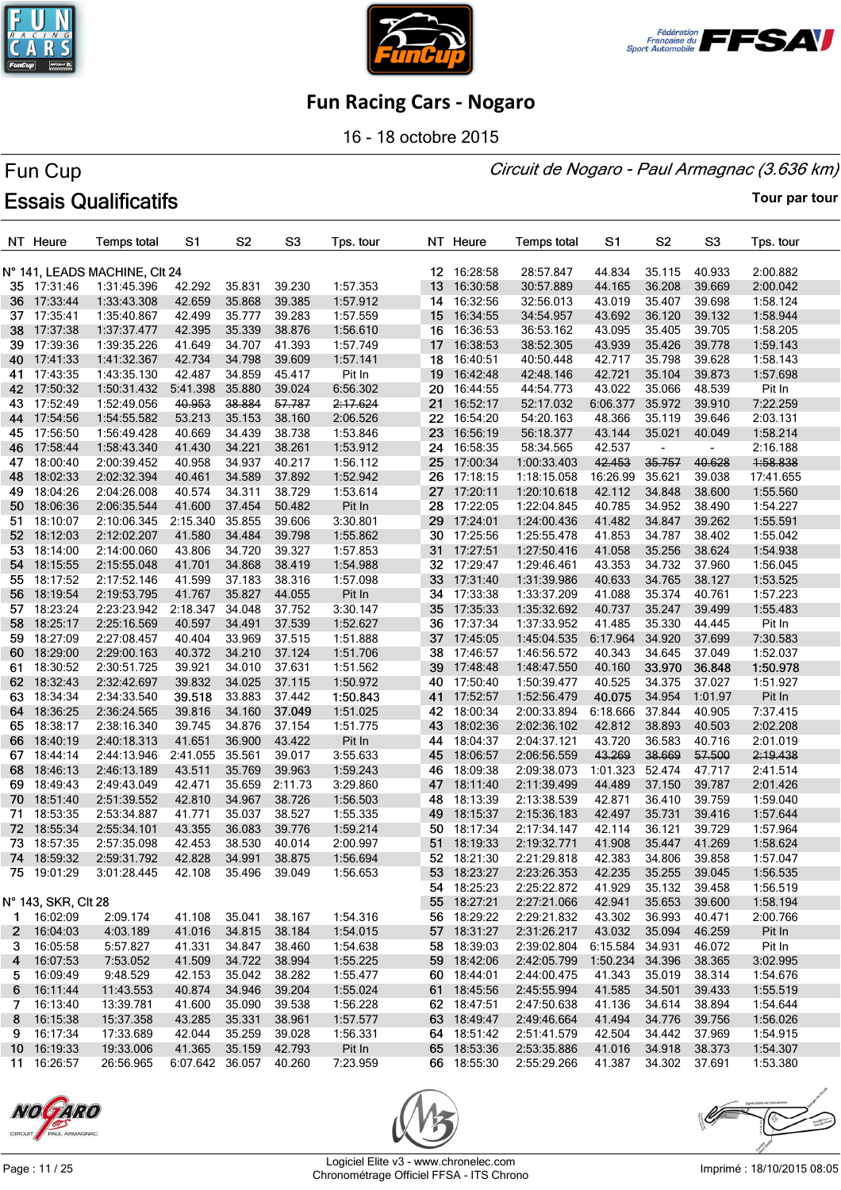# Fun Racing Cars - Nogaro

16 - 18 octobre 2015

## Fun Cup

*Circuit de Nogaro - Paul Armagnac (3.636 km)*

## Essais Qualificatifs

Tour par tour

### N° 141, LEADS MACHINE, Clt 24

| NT | Heure | Temps total | S1 | S2 | S3 | Tps. tour |
|---|---|---|---|---|---|---|
| 35 | 17:31:46 | 1:31:45.396 | 42.292 | 35.831 | 39.230 | 1:57.353 |
| 36 | 17:33:44 | 1:33:43.308 | 42.659 | 35.868 | 39.385 | 1:57.912 |
| 37 | 17:35:41 | 1:35:40.867 | 42.499 | 35.777 | 39.283 | 1:57.559 |
| 38 | 17:37:38 | 1:37:37.477 | 42.395 | 35.339 | 38.876 | 1:56.610 |
| 39 | 17:39:36 | 1:39:35.226 | 41.649 | 34.707 | 41.393 | 1:57.749 |
| 40 | 17:41:33 | 1:41:32.367 | 42.734 | 34.798 | 39.609 | 1:57.141 |
| 41 | 17:43:35 | 1:43:35.130 | 42.487 | 34.859 | 45.417 | Pit In |
| 42 | 17:50:32 | 1:50:31.432 | 5:41.398 | 35.880 | 39.024 | 6:56.302 |
| 43 | 17:52:49 | 1:52:49.056 | ~~40.953~~ | ~~38.884~~ | ~~57.787~~ | ~~2:17.624~~ |
| 44 | 17:54:56 | 1:54:55.582 | 53.213 | 35.153 | 38.160 | 2:06.526 |
| 45 | 17:56:50 | 1:56:49.428 | 40.669 | 34.439 | 38.738 | 1:53.846 |
| 46 | 17:58:44 | 1:58:43.340 | 41.430 | 34.221 | 38.261 | 1:53.912 |
| 47 | 18:00:40 | 2:00:39.452 | 40.958 | 34.937 | 40.217 | 1:56.112 |
| 48 | 18:02:33 | 2:02:32.394 | 40.461 | 34.589 | 37.892 | 1:52.942 |
| 49 | 18:04:26 | 2:04:26.008 | 40.574 | 34.311 | 38.729 | 1:53.614 |
| 50 | 18:06:36 | 2:06:35.544 | 41.600 | 37.454 | 50.482 | Pit In |
| 51 | 18:10:07 | 2:10:06.345 | 2:15.340 | 35.855 | 39.606 | 3:30.801 |
| 52 | 18:12:03 | 2:12:02.207 | 41.580 | 34.484 | 39.798 | 1:55.862 |
| 53 | 18:14:00 | 2:14:00.060 | 43.806 | 34.720 | 39.327 | 1:57.853 |
| 54 | 18:15:55 | 2:15:55.048 | 41.701 | 34.868 | 38.419 | 1:54.988 |
| 55 | 18:17:52 | 2:17:52.146 | 41.599 | 37.183 | 38.316 | 1:57.098 |
| 56 | 18:19:54 | 2:19:53.795 | 41.767 | 35.827 | 44.055 | Pit In |
| 57 | 18:23:24 | 2:23:23.942 | 2:18.347 | 34.048 | 37.752 | 3:30.147 |
| 58 | 18:25:17 | 2:25:16.569 | 40.597 | 34.491 | 37.539 | 1:52.627 |
| 59 | 18:27:09 | 2:27:08.457 | 40.404 | 33.969 | 37.515 | 1:51.888 |
| 60 | 18:29:00 | 2:29:00.163 | 40.372 | 34.210 | 37.124 | 1:51.706 |
| 61 | 18:30:52 | 2:30:51.725 | 39.921 | 34.010 | 37.631 | 1:51.562 |
| 62 | 18:32:43 | 2:32:42.697 | 39.832 | 34.025 | 37.115 | 1:50.972 |
| 63 | 18:34:34 | 2:34:33.540 | **39.518** | 33.883 | 37.442 | **1:50.843** |
| 64 | 18:36:25 | 2:36:24.565 | 39.816 | 34.160 | **37.049** | 1:51.025 |
| 65 | 18:38:17 | 2:38:16.340 | 39.745 | 34.876 | 37.154 | 1:51.775 |
| 66 | 18:40:19 | 2:40:18.313 | 41.651 | 36.900 | 43.422 | Pit In |
| 67 | 18:44:14 | 2:44:13.946 | 2:41.055 | 35.561 | 39.017 | 3:55.633 |
| 68 | 18:46:13 | 2:46:13.189 | 43.511 | 35.769 | 39.963 | 1:59.243 |
| 69 | 18:49:43 | 2:49:43.049 | 42.471 | 35.659 | 2:11.73 | 3:29.860 |
| 70 | 18:51:40 | 2:51:39.552 | 42.810 | 34.967 | 38.726 | 1:56.503 |
| 71 | 18:53:35 | 2:53:34.887 | 41.771 | 35.037 | 38.527 | 1:55.335 |
| 72 | 18:55:34 | 2:55:34.101 | 43.355 | 36.083 | 39.776 | 1:59.214 |
| 73 | 18:57:35 | 2:57:35.098 | 42.453 | 38.530 | 40.014 | 2:00.997 |
| 74 | 18:59:32 | 2:59:31.792 | 42.828 | 34.991 | 38.875 | 1:56.694 |
| 75 | 19:01:29 | 3:01:28.445 | 42.108 | 35.496 | 39.049 | 1:56.653 |

### N° 143, SKR, Clt 28

| NT | Heure | Temps total | S1 | S2 | S3 | Tps. tour |
|---|---|---|---|---|---|---|
| 1 | 16:02:09 | 2:09.174 | 41.108 | 35.041 | 38.167 | 1:54.316 |
| 2 | 16:04:03 | 4:03.189 | 41.016 | 34.815 | 38.184 | 1:54.015 |
| 3 | 16:05:58 | 5:57.827 | 41.331 | 34.847 | 38.460 | 1:54.638 |
| 4 | 16:07:53 | 7:53.052 | 41.509 | 34.722 | 38.994 | 1:55.225 |
| 5 | 16:09:49 | 9:48.529 | 42.153 | 35.042 | 38.282 | 1:55.477 |
| 6 | 16:11:44 | 11:43.553 | 40.874 | 34.946 | 39.204 | 1:55.024 |
| 7 | 16:13:40 | 13:39.781 | 41.600 | 35.090 | 39.538 | 1:56.228 |
| 8 | 16:15:38 | 15:37.358 | 43.285 | 35.331 | 38.961 | 1:57.577 |
| 9 | 16:17:34 | 17:33.689 | 42.044 | 35.259 | 39.028 | 1:56.331 |
| 10 | 16:19:33 | 19:33.006 | 41.365 | 35.159 | 42.793 | Pit In |
| 11 | 16:26:57 | 26:56.965 | 6:07.642 | 36.057 | 40.260 | 7:23.959 |
| 12 | 16:28:58 | 28:57.847 | 44.834 | 35.115 | 40.933 | 2:00.882 |
| 13 | 16:30:58 | 30:57.889 | 44.165 | 36.208 | 39.669 | 2:00.042 |
| 14 | 16:32:56 | 32:56.013 | 43.019 | 35.407 | 39.698 | 1:58.124 |
| 15 | 16:34:55 | 34:54.957 | 43.692 | 36.120 | 39.132 | 1:58.944 |
| 16 | 16:36:53 | 36:53.162 | 43.095 | 35.405 | 39.705 | 1:58.205 |
| 17 | 16:38:53 | 38:52.305 | 43.939 | 35.426 | 39.778 | 1:59.143 |
| 18 | 16:40:51 | 40:50.448 | 42.717 | 35.798 | 39.628 | 1:58.143 |
| 19 | 16:42:48 | 42:48.146 | 42.721 | 35.104 | 39.873 | 1:57.698 |
| 20 | 16:44:55 | 44:54.773 | 43.022 | 35.066 | 48.539 | Pit In |
| 21 | 16:52:17 | 52:17.032 | 6:06.377 | 35.972 | 39.910 | 7:22.259 |
| 22 | 16:54:20 | 54:20.163 | 48.366 | 35.119 | 39.646 | 2:03.131 |
| 23 | 16:56:19 | 56:18.377 | 43.144 | 35.021 | 40.049 | 1:58.214 |
| 24 | 16:58:35 | 58:34.565 | 42.537 | | | 2:16.188 |
| 25 | 17:00:34 | 1:00:33.403 | ~~42.453~~ | ~~35.757~~ | ~~40.628~~ | ~~1:58.838~~ |
| 26 | 17:18:15 | 1:18:15.058 | 16:26.99 | 35.621 | 39.038 | 17:41.655 |
| 27 | 17:20:11 | 1:20:10.618 | 42.112 | 34.848 | 38.600 | 1:55.560 |
| 28 | 17:22:05 | 1:22:04.845 | 40.785 | 34.952 | 38.490 | 1:54.227 |
| 29 | 17:24:01 | 1:24:00.436 | 41.482 | 34.847 | 39.262 | 1:55.591 |
| 30 | 17:25:56 | 1:25:55.478 | 41.853 | 34.787 | 38.402 | 1:55.042 |
| 31 | 17:27:51 | 1:27:50.416 | 41.058 | 35.256 | 38.624 | 1:54.938 |
| 32 | 17:29:47 | 1:29:46.461 | 43.353 | 34.732 | 37.960 | 1:56.045 |
| 33 | 17:31:40 | 1:31:39.986 | 40.633 | 34.765 | 38.127 | 1:53.525 |
| 34 | 17:33:38 | 1:33:37.209 | 41.088 | 35.374 | 40.761 | 1:57.223 |
| 35 | 17:35:33 | 1:35:32.692 | 40.737 | 35.247 | 39.499 | 1:55.483 |
| 36 | 17:37:34 | 1:37:33.952 | 41.485 | 35.330 | 44.445 | Pit In |
| 37 | 17:45:05 | 1:45:04.535 | 6:17.964 | 34.920 | 37.699 | 7:30.583 |
| 38 | 17:46:57 | 1:46:56.572 | 40.343 | 34.645 | 37.049 | 1:52.037 |
| 39 | 17:48:48 | 1:48:47.550 | 40.160 | **33.970** | **36.848** | **1:50.978** |
| 40 | 17:50:40 | 1:50:39.477 | 40.525 | 34.375 | 37.027 | 1:51.927 |
| 41 | 17:52:57 | 1:52:56.479 | **40.075** | 34.954 | 1:01.97 | Pit In |
| 42 | 18:00:34 | 2:00:33.894 | 6:18.666 | 37.844 | 40.905 | 7:37.415 |
| 43 | 18:02:36 | 2:02:36.102 | 42.812 | 38.893 | 40.503 | 2:02.208 |
| 44 | 18:04:37 | 2:04:37.121 | 43.720 | 36.583 | 40.716 | 2:01.019 |
| 45 | 18:06:57 | 2:06:56.559 | ~~43.269~~ | ~~38.669~~ | ~~57.500~~ | ~~2:19.438~~ |
| 46 | 18:09:38 | 2:09:38.073 | 1:01.323 | 52.474 | 47.717 | 2:41.514 |
| 47 | 18:11:40 | 2:11:39.499 | 44.489 | 37.150 | 39.787 | 2:01.426 |
| 48 | 18:13:39 | 2:13:38.539 | 42.871 | 36.410 | 39.759 | 1:59.040 |
| 49 | 18:15:37 | 2:15:36.183 | 42.497 | 35.731 | 39.416 | 1:57.644 |
| 50 | 18:17:34 | 2:17:34.147 | 42.114 | 36.121 | 39.729 | 1:57.964 |
| 51 | 18:19:33 | 2:19:32.771 | 41.908 | 35.447 | 41.269 | 1:58.624 |
| 52 | 18:21:30 | 2:21:29.818 | 42.383 | 34.806 | 39.858 | 1:57.047 |
| 53 | 18:23:27 | 2:23:26.353 | 42.235 | 35.255 | 39.045 | 1:56.535 |
| 54 | 18:25:23 | 2:25:22.872 | 41.929 | 35.132 | 39.458 | 1:56.519 |
| 55 | 18:27:21 | 2:27:21.066 | 42.941 | 35.653 | 39.600 | 1:58.194 |
| 56 | 18:29:22 | 2:29:21.832 | 43.302 | 36.993 | 40.471 | 2:00.766 |
| 57 | 18:31:27 | 2:31:26.217 | 43.032 | 35.094 | 46.259 | Pit In |
| 58 | 18:39:03 | 2:39:02.804 | 6:15.584 | 34.931 | 46.072 | Pit In |
| 59 | 18:42:06 | 2:42:05.799 | 1:50.234 | 34.396 | 38.365 | 3:02.995 |
| 60 | 18:44:01 | 2:44:00.475 | 41.343 | 35.019 | 38.314 | 1:54.676 |
| 61 | 18:45:56 | 2:45:55.994 | 41.585 | 34.501 | 39.433 | 1:55.519 |
| 62 | 18:47:51 | 2:47:50.638 | 41.136 | 34.614 | 38.894 | 1:54.644 |
| 63 | 18:49:47 | 2:49:46.664 | 41.494 | 34.776 | 39.756 | 1:56.026 |
| 64 | 18:51:42 | 2:51:41.579 | 42.504 | 34.442 | 37.969 | 1:54.915 |
| 65 | 18:53:36 | 2:53:35.886 | 41.016 | 34.918 | 38.373 | 1:54.307 |
| 66 | 18:55:30 | 2:55:29.266 | 41.387 | 34.302 | 37.691 | 1:53.380 |

Logiciel Elite v3 - www.chronelec.com
Chronométrage Officiel FFSA - ITS Chrono

Imprimé : 18/10/2015 08:05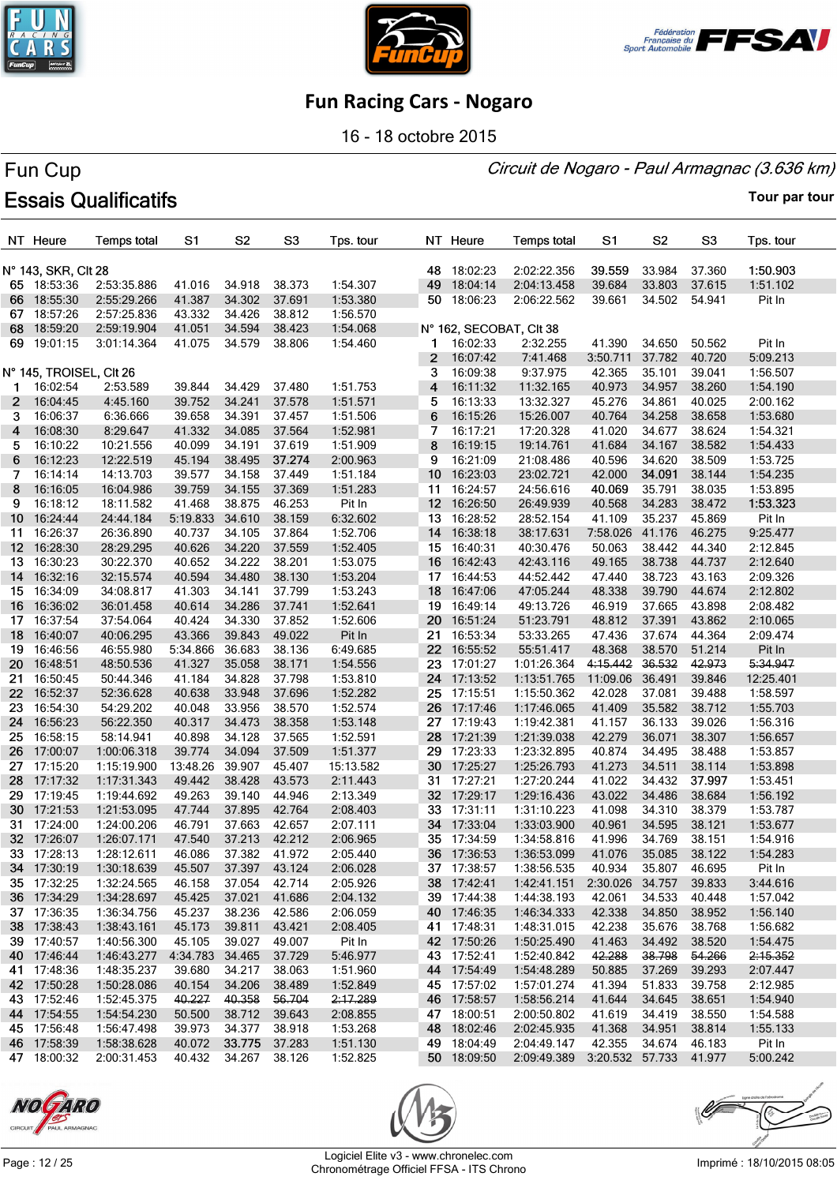# Fun Racing Cars - Nogaro

16 - 18 octobre 2015

**Fun Cup** — *Circuit de Nogaro - Paul Armagnac (3.636 km)*

## Essais Qualificatifs

**Tour par tour**

| NT | Heure | Temps total | S1 | S2 | S3 | Tps. tour |
|---|---|---|---|---|---|---|
| **N° 143, SKR, Clt 28** | | | | | | |
| 65 | 18:53:36 | 2:53:35.886 | 41.016 | 34.918 | 38.373 | 1:54.307 |
| 66 | 18:55:30 | 2:55:29.266 | 41.387 | 34.302 | 37.691 | 1:53.380 |
| 67 | 18:57:26 | 2:57:25.836 | 43.332 | 34.426 | 38.812 | 1:56.570 |
| 68 | 18:59:20 | 2:59:19.904 | 41.051 | 34.594 | 38.423 | 1:54.068 |
| 69 | 19:01:15 | 3:01:14.364 | 41.075 | 34.579 | 38.806 | 1:54.460 |
| **N° 145, TROISEL, Clt 26** | | | | | | |
| 1 | 16:02:54 | 2:53.589 | 39.844 | 34.429 | 37.480 | 1:51.753 |
| 2 | 16:04:45 | 4:45.160 | 39.752 | 34.241 | 37.578 | 1:51.571 |
| 3 | 16:06:37 | 6:36.666 | 39.658 | 34.391 | 37.457 | 1:51.506 |
| 4 | 16:08:30 | 8:29.647 | 41.332 | 34.085 | 37.564 | 1:52.981 |
| 5 | 16:10:22 | 10:21.556 | 40.099 | 34.191 | 37.619 | 1:51.909 |
| 6 | 16:12:23 | 12:22.519 | 45.194 | 38.495 | 37.274 | 2:00.963 |
| 7 | 16:14:14 | 14:13.703 | 39.577 | 34.158 | 37.449 | 1:51.184 |
| 8 | 16:16:05 | 16:04.986 | 39.759 | 34.155 | 37.369 | 1:51.283 |
| 9 | 16:18:12 | 18:11.582 | 41.468 | 38.875 | 46.253 | Pit In |
| 10 | 16:24:44 | 24:44.184 | 5:19.833 | 34.610 | 38.159 | 6:32.602 |
| 11 | 16:26:37 | 26:36.890 | 40.737 | 34.105 | 37.864 | 1:52.706 |
| 12 | 16:28:30 | 28:29.295 | 40.626 | 34.220 | 37.559 | 1:52.405 |
| 13 | 16:30:23 | 30:22.370 | 40.652 | 34.222 | 38.201 | 1:53.075 |
| 14 | 16:32:16 | 32:15.574 | 40.594 | 34.480 | 38.130 | 1:53.204 |
| 15 | 16:34:09 | 34:08.817 | 41.303 | 34.141 | 37.799 | 1:53.243 |
| 16 | 16:36:02 | 36:01.458 | 40.614 | 34.286 | 37.741 | 1:52.641 |
| 17 | 16:37:54 | 37:54.064 | 40.424 | 34.330 | 37.852 | 1:52.606 |
| 18 | 16:40:07 | 40:06.295 | 43.366 | 39.843 | 49.022 | Pit In |
| 19 | 16:46:56 | 46:55.980 | 5:34.866 | 36.683 | 38.136 | 6:49.685 |
| 20 | 16:48:51 | 48:50.536 | 41.327 | 35.058 | 38.171 | 1:54.556 |
| 21 | 16:50:45 | 50:44.346 | 41.184 | 34.828 | 37.798 | 1:53.810 |
| 22 | 16:52:37 | 52:36.628 | 40.638 | 33.948 | 37.696 | 1:52.282 |
| 23 | 16:54:30 | 54:29.202 | 40.048 | 33.956 | 38.570 | 1:52.574 |
| 24 | 16:56:23 | 56:22.350 | 40.317 | 34.473 | 38.358 | 1:53.148 |
| 25 | 16:58:15 | 58:14.941 | 40.898 | 34.128 | 37.565 | 1:52.591 |
| 26 | 17:00:07 | 1:00:06.318 | 39.774 | 34.094 | 37.509 | 1:51.377 |
| 27 | 17:15:20 | 1:15:19.900 | 13:48.26 | 39.907 | 45.407 | 15:13.582 |
| 28 | 17:17:32 | 1:17:31.343 | 49.442 | 38.428 | 43.573 | 2:11.443 |
| 29 | 17:19:45 | 1:19:44.692 | 49.263 | 39.140 | 44.946 | 2:13.349 |
| 30 | 17:21:53 | 1:21:53.095 | 47.744 | 37.895 | 42.764 | 2:08.403 |
| 31 | 17:24:00 | 1:24:00.206 | 46.791 | 37.663 | 42.657 | 2:07.111 |
| 32 | 17:26:07 | 1:26:07.171 | 47.540 | 37.213 | 42.212 | 2:06.965 |
| 33 | 17:28:13 | 1:28:12.611 | 46.086 | 37.382 | 41.972 | 2:05.440 |
| 34 | 17:30:19 | 1:30:18.639 | 45.507 | 37.397 | 43.124 | 2:06.028 |
| 35 | 17:32:25 | 1:32:24.565 | 46.158 | 37.054 | 42.714 | 2:05.926 |
| 36 | 17:34:29 | 1:34:28.697 | 45.425 | 37.021 | 41.686 | 2:04.132 |
| 37 | 17:36:35 | 1:36:34.756 | 45.237 | 38.236 | 42.586 | 2:06.059 |
| 38 | 17:38:43 | 1:38:43.161 | 45.173 | 39.811 | 43.421 | 2:08.405 |
| 39 | 17:40:57 | 1:40:56.300 | 45.105 | 39.027 | 49.007 | Pit In |
| 40 | 17:46:44 | 1:46:43.277 | 4:34.783 | 34.465 | 37.729 | 5:46.977 |
| 41 | 17:48:36 | 1:48:35.237 | 39.680 | 34.217 | 38.063 | 1:51.960 |
| 42 | 17:50:28 | 1:50:28.086 | 40.154 | 34.206 | 38.489 | 1:52.849 |
| 43 | 17:52:46 | 1:52:45.375 | ~~40.227~~ | ~~40.358~~ | ~~56.704~~ | ~~2:17.289~~ |
| 44 | 17:54:55 | 1:54:54.230 | 50.500 | 38.712 | 39.643 | 2:08.855 |
| 45 | 17:56:48 | 1:56:47.498 | 39.973 | 34.377 | 38.918 | 1:53.268 |
| 46 | 17:58:39 | 1:58:38.628 | 40.072 | 33.775 | 37.283 | 1:51.130 |
| 47 | 18:00:32 | 2:00:31.453 | 40.432 | 34.267 | 38.126 | 1:52.825 |
| 48 | 18:02:23 | 2:02:22.356 | 39.559 | 33.984 | 37.360 | 1:50.903 |
| 49 | 18:04:14 | 2:04:13.458 | 39.684 | 33.803 | 37.615 | 1:51.102 |
| 50 | 18:06:23 | 2:06:22.562 | 39.661 | 34.502 | 54.941 | Pit In |
| **N° 162, SECOBAT, Clt 38** | | | | | | |
| 1 | 16:02:33 | 2:32.255 | 41.390 | 34.650 | 50.562 | Pit In |
| 2 | 16:07:42 | 7:41.468 | 3:50.711 | 37.782 | 40.720 | 5:09.213 |
| 3 | 16:09:38 | 9:37.975 | 42.365 | 35.101 | 39.041 | 1:56.507 |
| 4 | 16:11:32 | 11:32.165 | 40.973 | 34.957 | 38.260 | 1:54.190 |
| 5 | 16:13:33 | 13:32.327 | 45.276 | 34.861 | 40.025 | 2:00.162 |
| 6 | 16:15:26 | 15:26.007 | 40.764 | 34.258 | 38.658 | 1:53.680 |
| 7 | 16:17:21 | 17:20.328 | 41.020 | 34.677 | 38.624 | 1:54.321 |
| 8 | 16:19:15 | 19:14.761 | 41.684 | 34.167 | 38.582 | 1:54.433 |
| 9 | 16:21:09 | 21:08.486 | 40.596 | 34.620 | 38.509 | 1:53.725 |
| 10 | 16:23:03 | 23:02.721 | 42.000 | 34.091 | 38.144 | 1:54.235 |
| 11 | 16:24:57 | 24:56.616 | 40.069 | 35.791 | 38.035 | 1:53.895 |
| 12 | 16:26:50 | 26:49.939 | 40.568 | 34.283 | 38.472 | 1:53.323 |
| 13 | 16:28:52 | 28:52.154 | 41.109 | 35.237 | 45.869 | Pit In |
| 14 | 16:38:18 | 38:17.631 | 7:58.026 | 41.176 | 46.275 | 9:25.477 |
| 15 | 16:40:31 | 40:30.476 | 50.063 | 38.442 | 44.340 | 2:12.845 |
| 16 | 16:42:43 | 42:43.116 | 49.165 | 38.738 | 44.737 | 2:12.640 |
| 17 | 16:44:53 | 44:52.442 | 47.440 | 38.723 | 43.163 | 2:09.326 |
| 18 | 16:47:06 | 47:05.244 | 48.338 | 39.790 | 44.674 | 2:12.802 |
| 19 | 16:49:14 | 49:13.726 | 46.919 | 37.665 | 43.898 | 2:08.482 |
| 20 | 16:51:24 | 51:23.791 | 48.812 | 37.391 | 43.862 | 2:10.065 |
| 21 | 16:53:34 | 53:33.265 | 47.436 | 37.674 | 44.364 | 2:09.474 |
| 22 | 16:55:52 | 55:51.417 | 48.368 | 38.570 | 51.214 | Pit In |
| 23 | 17:01:27 | 1:01:26.364 | ~~4:15.442~~ | ~~36.532~~ | ~~42.973~~ | ~~5:34.947~~ |
| 24 | 17:13:52 | 1:13:51.765 | 11:09.06 | 36.491 | 39.846 | 12:25.401 |
| 25 | 17:15:51 | 1:15:50.362 | 42.028 | 37.081 | 39.488 | 1:58.597 |
| 26 | 17:17:46 | 1:17:46.065 | 41.409 | 35.582 | 38.712 | 1:55.703 |
| 27 | 17:19:43 | 1:19:42.381 | 41.157 | 36.133 | 39.026 | 1:56.316 |
| 28 | 17:21:39 | 1:21:39.038 | 42.279 | 36.071 | 38.307 | 1:56.657 |
| 29 | 17:23:33 | 1:23:32.895 | 40.874 | 34.495 | 38.488 | 1:53.857 |
| 30 | 17:25:27 | 1:25:26.793 | 41.273 | 34.511 | 38.114 | 1:53.898 |
| 31 | 17:27:21 | 1:27:20.244 | 41.022 | 34.432 | 37.997 | 1:53.451 |
| 32 | 17:29:17 | 1:29:16.436 | 43.022 | 34.486 | 38.684 | 1:56.192 |
| 33 | 17:31:11 | 1:31:10.223 | 41.098 | 34.310 | 38.379 | 1:53.787 |
| 34 | 17:33:04 | 1:33:03.900 | 40.961 | 34.595 | 38.121 | 1:53.677 |
| 35 | 17:34:59 | 1:34:58.816 | 41.996 | 34.769 | 38.151 | 1:54.916 |
| 36 | 17:36:53 | 1:36:53.099 | 41.076 | 35.085 | 38.122 | 1:54.283 |
| 37 | 17:38:57 | 1:38:56.535 | 40.934 | 35.807 | 46.695 | Pit In |
| 38 | 17:42:41 | 1:42:41.151 | 2:30.026 | 34.757 | 39.833 | 3:44.616 |
| 39 | 17:44:38 | 1:44:38.193 | 42.061 | 34.533 | 40.448 | 1:57.042 |
| 40 | 17:46:35 | 1:46:34.333 | 42.338 | 34.850 | 38.952 | 1:56.140 |
| 41 | 17:48:31 | 1:48:31.015 | 42.238 | 35.676 | 38.768 | 1:56.682 |
| 42 | 17:50:26 | 1:50:25.490 | 41.463 | 34.492 | 38.520 | 1:54.475 |
| 43 | 17:52:41 | 1:52:40.842 | ~~42.288~~ | ~~38.798~~ | ~~54.266~~ | ~~2:15.352~~ |
| 44 | 17:54:49 | 1:54:48.289 | 50.885 | 37.269 | 39.293 | 2:07.447 |
| 45 | 17:57:02 | 1:57:01.274 | 41.394 | 51.833 | 39.758 | 2:12.985 |
| 46 | 17:58:57 | 1:58:56.214 | 41.644 | 34.645 | 38.651 | 1:54.940 |
| 47 | 18:00:51 | 2:00:50.802 | 41.619 | 34.419 | 38.550 | 1:54.588 |
| 48 | 18:02:46 | 2:02:45.935 | 41.368 | 34.951 | 38.814 | 1:55.133 |
| 49 | 18:04:49 | 2:04:49.147 | 42.355 | 34.674 | 46.183 | Pit In |
| 50 | 18:09:50 | 2:09:49.389 | 3:20.532 | 57.733 | 41.977 | 5:00.242 |

Logiciel Elite v3 - www.chronelec.com
Chronométrage Officiel FFSA - ITS Chrono

Imprimé : 18/10/2015 08:05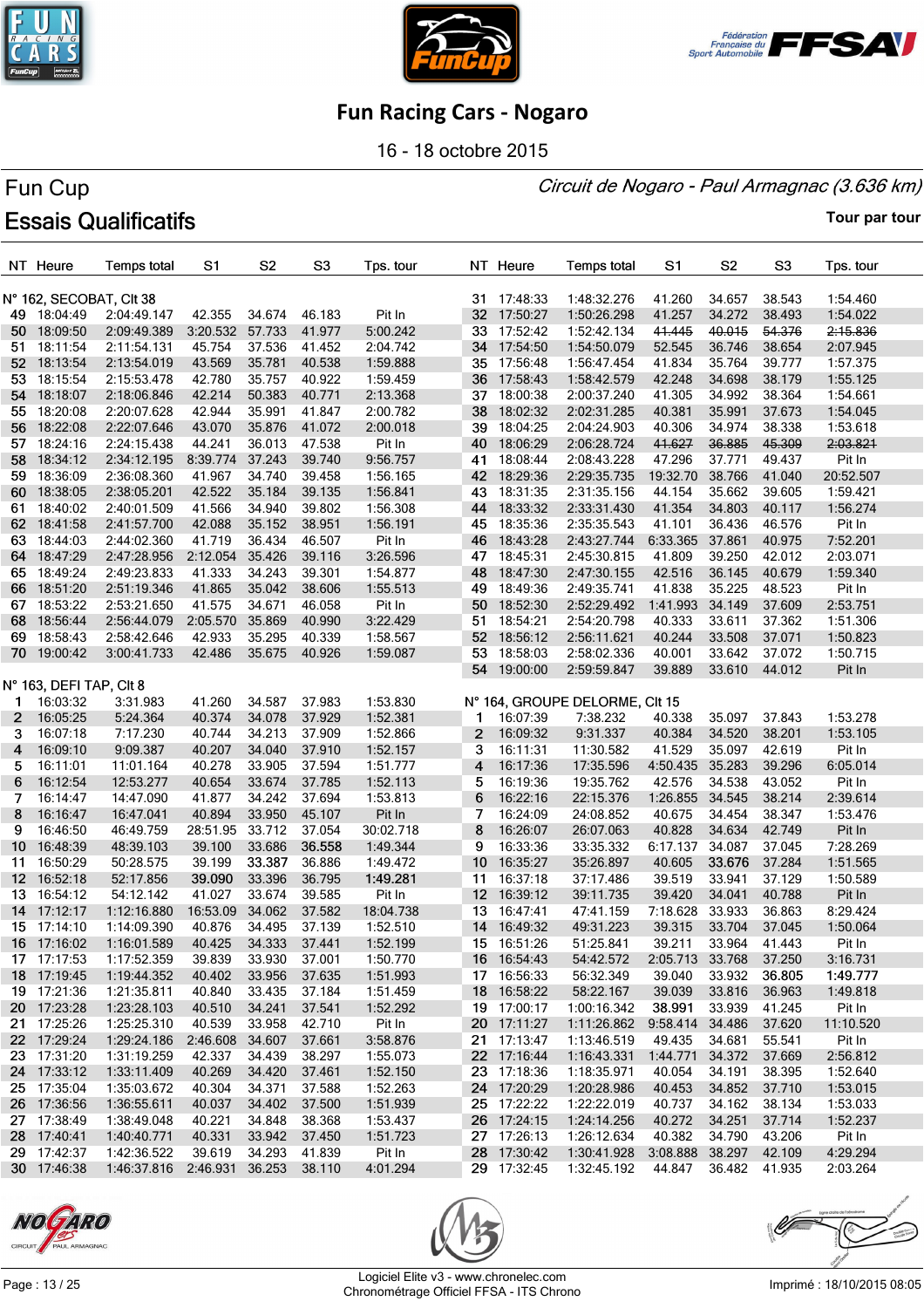# Fun Racing Cars - Nogaro

16 - 18 octobre 2015

## Fun Cup

*Circuit de Nogaro - Paul Armagnac (3.636 km)*

## Essais Qualificatifs

Tour par tour

### N° 162, SECOBAT, Clt 38

| NT | Heure | Temps total | S1 | S2 | S3 | Tps. tour |
|---|---|---|---|---|---|---|
| 49 | 18:04:49 | 2:04:49.147 | 42.355 | 34.674 | 46.183 | Pit In |
| 50 | 18:09:50 | 2:09:49.389 | 3:20.532 | 57.733 | 41.977 | 5:00.242 |
| 51 | 18:11:54 | 2:11:54.131 | 45.754 | 37.536 | 41.452 | 2:04.742 |
| 52 | 18:13:54 | 2:13:54.019 | 43.569 | 35.781 | 40.538 | 1:59.888 |
| 53 | 18:15:54 | 2:15:53.478 | 42.780 | 35.757 | 40.922 | 1:59.459 |
| 54 | 18:18:07 | 2:18:06.846 | 42.214 | 36.013 | 47.538 | 2:13.368 |
| 55 | 18:20:08 | 2:20:07.628 | 42.944 | 35.991 | 41.847 | 2:00.782 |
| 56 | 18:22:08 | 2:22:07.646 | 43.070 | 35.876 | 41.072 | 2:00.018 |
| 57 | 18:24:16 | 2:24:15.438 | 44.241 | 36.013 | 47.538 | Pit In |
| 58 | 18:34:12 | 2:34:12.195 | 8:39.774 | 37.243 | 39.740 | 9:56.757 |
| 59 | 18:36:09 | 2:36:08.360 | 41.967 | 34.740 | 39.458 | 1:56.165 |
| 60 | 18:38:05 | 2:38:05.201 | 42.522 | 35.184 | 39.135 | 1:56.841 |
| 61 | 18:40:02 | 2:40:01.509 | 41.566 | 34.940 | 39.802 | 1:56.308 |
| 62 | 18:41:58 | 2:41:57.700 | 42.088 | 35.152 | 38.951 | 1:56.191 |
| 63 | 18:44:03 | 2:44:02.360 | 41.719 | 36.434 | 46.507 | Pit In |
| 64 | 18:47:29 | 2:47:28.956 | 2:12.054 | 35.426 | 39.116 | 3:26.596 |
| 65 | 18:49:24 | 2:49:23.833 | 41.333 | 34.243 | 39.301 | 1:54.877 |
| 66 | 18:51:20 | 2:51:19.346 | 41.865 | 35.042 | 38.606 | 1:55.513 |
| 67 | 18:53:22 | 2:53:21.650 | 41.575 | 34.671 | 46.058 | Pit In |
| 68 | 18:56:44 | 2:56:44.079 | 2:05.570 | 35.869 | 40.990 | 3:22.429 |
| 69 | 18:58:43 | 2:58:42.646 | 42.933 | 35.295 | 40.339 | 1:58.567 |
| 70 | 19:00:42 | 3:00:41.733 | 42.486 | 35.675 | 40.926 | 1:59.087 |

### N° 163, DEFI TAP, Clt 8

| NT | Heure | Temps total | S1 | S2 | S3 | Tps. tour |
|---|---|---|---|---|---|---|
| 1 | 16:03:32 | 3:31.983 | 41.260 | 34.587 | 37.983 | 1:53.830 |
| 2 | 16:05:25 | 5:24.364 | 40.374 | 34.078 | 37.929 | 1:52.381 |
| 3 | 16:07:18 | 7:17.230 | 40.744 | 34.213 | 37.909 | 1:52.866 |
| 4 | 16:09:10 | 9:09.387 | 40.207 | 34.040 | 37.910 | 1:52.157 |
| 5 | 16:11:01 | 11:01.164 | 40.278 | 33.905 | 37.594 | 1:51.777 |
| 6 | 16:12:54 | 12:53.277 | 40.654 | 33.674 | 37.785 | 1:52.113 |
| 7 | 16:14:47 | 14:47.090 | 41.877 | 34.242 | 37.694 | 1:53.813 |
| 8 | 16:16:47 | 16:47.041 | 40.894 | 33.950 | 45.107 | Pit In |
| 9 | 16:46:50 | 46:49.759 | 28:51.95 | 33.712 | 37.054 | 30:02.718 |
| 10 | 16:48:39 | 48:39.103 | 39.100 | 33.686 | 36.558 | 1:49.344 |
| 11 | 16:50:29 | 50:28.575 | 39.199 | 33.387 | 36.886 | 1:49.472 |
| 12 | 16:52:18 | 52:17.856 | 39.090 | 33.396 | 36.795 | 1:49.281 |
| 13 | 16:54:12 | 54:12.142 | 41.027 | 33.674 | 39.585 | Pit In |
| 14 | 17:12:17 | 1:12:16.880 | 16:53.09 | 34.062 | 37.582 | 18:04.738 |
| 15 | 17:14:10 | 1:14:09.390 | 40.876 | 34.495 | 37.139 | 1:52.510 |
| 16 | 17:16:02 | 1:16:01.589 | 40.425 | 34.333 | 37.441 | 1:52.199 |
| 17 | 17:17:53 | 1:17:52.359 | 39.839 | 33.930 | 37.001 | 1:50.770 |
| 18 | 17:19:45 | 1:19:44.352 | 40.402 | 33.956 | 37.635 | 1:51.993 |
| 19 | 17:21:36 | 1:21:35.811 | 40.840 | 33.435 | 37.184 | 1:51.459 |
| 20 | 17:23:28 | 1:23:28.103 | 40.510 | 34.241 | 37.541 | 1:52.292 |
| 21 | 17:25:26 | 1:25:25.310 | 40.539 | 33.958 | 42.710 | Pit In |
| 22 | 17:29:24 | 1:29:24.186 | 2:46.608 | 34.607 | 37.661 | 3:58.876 |
| 23 | 17:31:20 | 1:31:19.259 | 42.337 | 34.439 | 38.297 | 1:55.073 |
| 24 | 17:33:12 | 1:33:11.409 | 40.269 | 34.420 | 37.461 | 1:52.150 |
| 25 | 17:35:04 | 1:35:03.672 | 40.304 | 34.371 | 37.588 | 1:52.263 |
| 26 | 17:36:56 | 1:36:55.611 | 40.037 | 34.402 | 37.500 | 1:51.939 |
| 27 | 17:38:49 | 1:38:49.048 | 40.221 | 34.848 | 38.368 | 1:53.437 |
| 28 | 17:40:41 | 1:40:40.771 | 40.331 | 33.942 | 37.450 | 1:51.723 |
| 29 | 17:42:37 | 1:42:36.522 | 39.619 | 34.293 | 41.839 | Pit In |
| 30 | 17:46:38 | 1:46:37.816 | 2:46.931 | 36.253 | 38.110 | 4:01.294 |
| 31 | 17:48:33 | 1:48:32.276 | 41.260 | 34.657 | 38.543 | 1:54.460 |
| 32 | 17:50:27 | 1:50:26.298 | 41.257 | 34.272 | 38.493 | 1:54.022 |
| 33 | 17:52:42 | 1:52:42.134 | ~~41.445~~ | ~~40.015~~ | ~~54.376~~ | ~~2:15.836~~ |
| 34 | 17:54:50 | 1:54:50.079 | 52.545 | 36.746 | 38.654 | 2:07.945 |
| 35 | 17:56:48 | 1:56:47.454 | 41.834 | 35.764 | 39.777 | 1:57.375 |
| 36 | 17:58:43 | 1:58:42.579 | 42.248 | 34.698 | 38.179 | 1:55.125 |
| 37 | 18:00:38 | 2:00:37.240 | 41.305 | 34.992 | 38.364 | 1:54.661 |
| 38 | 18:02:32 | 2:02:31.285 | 40.381 | 35.991 | 37.673 | 1:54.045 |
| 39 | 18:04:25 | 2:04:24.903 | 40.306 | 34.974 | 38.338 | 1:53.618 |
| 40 | 18:06:29 | 2:06:28.724 | ~~41.627~~ | ~~36.885~~ | ~~45.309~~ | ~~2:03.821~~ |
| 41 | 18:08:44 | 2:08:43.228 | 47.296 | 37.771 | 49.437 | Pit In |
| 42 | 18:29:36 | 2:29:35.735 | 19:32.70 | 38.766 | 41.040 | 20:52.507 |
| 43 | 18:31:35 | 2:31:35.156 | 44.154 | 35.662 | 39.605 | 1:59.421 |
| 44 | 18:33:32 | 2:33:31.430 | 41.354 | 34.803 | 40.117 | 1:56.274 |
| 45 | 18:35:36 | 2:35:35.543 | 41.101 | 36.436 | 46.576 | Pit In |
| 46 | 18:43:28 | 2:43:27.744 | 6:33.365 | 35.283 | 40.975 | 7:52.201 |
| 47 | 18:45:31 | 2:45:30.815 | 41.809 | 39.250 | 42.012 | 2:03.071 |
| 48 | 18:47:30 | 2:47:30.155 | 42.516 | 36.145 | 40.679 | 1:59.340 |
| 49 | 18:49:36 | 2:49:35.741 | 41.838 | 35.225 | 48.523 | Pit In |
| 50 | 18:52:30 | 2:52:29.492 | 1:41.993 | 34.149 | 37.609 | 2:53.751 |
| 51 | 18:54:21 | 2:54:20.798 | 40.333 | 33.611 | 37.362 | 1:51.306 |
| 52 | 18:56:12 | 2:56:11.621 | 40.244 | 33.508 | 37.071 | 1:50.823 |
| 53 | 18:58:03 | 2:58:02.336 | 40.001 | 33.642 | 37.072 | 1:50.715 |
| 54 | 19:00:00 | 2:59:59.847 | 39.889 | 33.610 | 44.012 | Pit In |

### N° 164, GROUPE DELORME, Clt 15

| NT | Heure | Temps total | S1 | S2 | S3 | Tps. tour |
|---|---|---|---|---|---|---|
| 1 | 16:07:39 | 7:38.232 | 40.338 | 35.097 | 37.843 | 1:53.278 |
| 2 | 16:09:32 | 9:31.337 | 40.384 | 34.520 | 38.201 | 1:53.105 |
| 3 | 16:11:31 | 11:30.582 | 41.529 | 35.097 | 42.619 | Pit In |
| 4 | 16:17:36 | 17:35.596 | 4:50.435 | 35.283 | 39.296 | 6:05.014 |
| 5 | 16:19:36 | 19:35.762 | 42.576 | 34.538 | 43.052 | Pit In |
| 6 | 16:22:16 | 22:15.376 | 1:26.855 | 34.545 | 38.214 | 2:39.614 |
| 7 | 16:24:09 | 24:08.852 | 40.675 | 34.454 | 38.347 | 1:53.476 |
| 8 | 16:26:07 | 26:07.063 | 40.828 | 34.634 | 42.749 | Pit In |
| 9 | 16:33:36 | 33:35.332 | 6:17.137 | 34.087 | 37.045 | 7:28.269 |
| 10 | 16:35:27 | 35:26.897 | 40.605 | 33.676 | 37.284 | 1:51.565 |
| 11 | 16:37:18 | 37:17.486 | 39.519 | 33.941 | 37.129 | 1:50.589 |
| 12 | 16:39:12 | 39:11.735 | 39.420 | 34.041 | 40.788 | Pit In |
| 13 | 16:47:41 | 47:41.159 | 7:18.628 | 33.933 | 36.863 | 8:29.424 |
| 14 | 16:49:32 | 49:31.223 | 39.315 | 33.704 | 37.045 | 1:50.064 |
| 15 | 16:51:26 | 51:25.841 | 39.211 | 33.964 | 41.443 | Pit In |
| 16 | 16:54:43 | 54:42.572 | 2:05.713 | 33.768 | 37.250 | 3:16.731 |
| 17 | 16:56:33 | 56:32.349 | 39.040 | 33.932 | 36.805 | 1:49.777 |
| 18 | 16:58:22 | 58:22.167 | 39.039 | 33.816 | 36.963 | 1:49.818 |
| 19 | 17:00:17 | 1:00:16.342 | 38.991 | 33.939 | 41.245 | Pit In |
| 20 | 17:11:27 | 1:11:26.862 | 9:58.414 | 34.486 | 37.620 | 11:10.520 |
| 21 | 17:13:47 | 1:13:46.519 | 49.435 | 34.681 | 55.541 | Pit In |
| 22 | 17:16:44 | 1:16:43.331 | 1:44.771 | 34.372 | 37.669 | 2:56.812 |
| 23 | 17:18:36 | 1:18:35.971 | 40.054 | 34.191 | 38.395 | 1:52.640 |
| 24 | 17:20:29 | 1:20:28.986 | 40.453 | 34.852 | 37.710 | 1:53.015 |
| 25 | 17:22:22 | 1:22:22.019 | 40.737 | 34.562 | 37.734 | 1:53.033 |
| 26 | 17:24:15 | 1:24:14.256 | 40.272 | 34.251 | 37.714 | 1:52.237 |
| 27 | 17:26:13 | 1:26:12.634 | 40.382 | 34.790 | 43.206 | Pit In |
| 28 | 17:30:42 | 1:30:41.928 | 3:08.888 | 38.297 | 42.109 | 4:29.294 |
| 29 | 17:32:45 | 1:32:45.192 | 44.847 | 36.482 | 41.935 | 2:03.264 |

Logiciel Elite v3 - www.chronelec.com
Chronométrage Officiel FFSA - ITS Chrono

Imprimé : 18/10/2015 08:05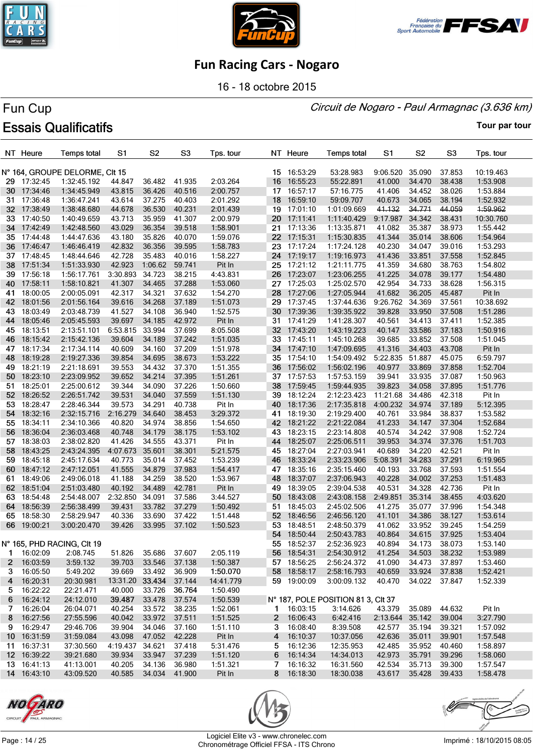# Fun Racing Cars - Nogaro

16 - 18 octobre 2015

## Fun Cup

*Circuit de Nogaro - Paul Armagnac (3.636 km)*

## Essais Qualificatifs

**Tour par tour**

| NT | Heure | Temps total | S1 | S2 | S3 | Tps. tour |
|---|---|---|---|---|---|---|
| **N° 164, GROUPE DELORME, Clt 15** | | | | | | |
| 29 | 17:32:45 | 1:32:45.192 | 44.847 | 36.482 | 41.935 | 2:03.264 |
| 30 | 17:34:46 | 1:34:45.949 | 43.815 | 36.426 | 40.516 | 2:00.757 |
| 31 | 17:36:48 | 1:36:47.241 | 43.614 | 37.275 | 40.403 | 2:01.292 |
| 32 | 17:38:49 | 1:38:48.680 | 44.678 | 36.530 | 40.231 | 2:01.439 |
| 33 | 17:40:50 | 1:40:49.659 | 43.713 | 35.959 | 41.307 | 2:00.979 |
| 34 | 17:42:49 | 1:42:48.560 | 43.029 | 36.354 | 39.518 | 1:58.901 |
| 35 | 17:44:48 | 1:44:47.636 | 43.180 | 35.826 | 40.070 | 1:59.076 |
| 36 | 17:46:47 | 1:46:46.419 | 42.832 | 36.356 | 39.595 | 1:58.783 |
| 37 | 17:48:45 | 1:48:44.646 | 42.728 | 35.483 | 40.016 | 1:58.227 |
| 38 | 17:51:34 | 1:51:33.930 | 42.923 | 1:06.62 | 59.741 | Pit In |
| 39 | 17:56:18 | 1:56:17.761 | 3:30.893 | 34.723 | 38.215 | 4:43.831 |
| 40 | 17:58:11 | 1:58:10.821 | 41.307 | 34.465 | 37.288 | 1:53.060 |
| 41 | 18:00:05 | 2:00:05.091 | 42.317 | 34.321 | 37.632 | 1:54.270 |
| 42 | 18:01:56 | 2:01:56.164 | 39.616 | 34.268 | 37.189 | 1:51.073 |
| 43 | 18:03:49 | 2:03:48.739 | 41.527 | 34.108 | 36.940 | 1:52.575 |
| 44 | 18:05:46 | 2:05:45.593 | 39.697 | 34.185 | 42.972 | Pit In |
| 45 | 18:13:51 | 2:13:51.101 | 6:53.815 | 33.994 | 37.699 | 8:05.508 |
| 46 | 18:15:42 | 2:15:42.136 | 39.604 | 34.189 | 37.242 | 1:51.035 |
| 47 | 18:17:34 | 2:17:34.114 | 40.609 | 34.160 | 37.209 | 1:51.978 |
| 48 | 18:19:28 | 2:19:27.336 | 39.854 | 34.695 | 38.673 | 1:53.222 |
| 49 | 18:21:19 | 2:21:18.691 | 39.553 | 34.432 | 37.370 | 1:51.355 |
| 50 | 18:23:10 | 2:23:09.952 | 39.652 | 34.214 | 37.395 | 1:51.261 |
| 51 | 18:25:01 | 2:25:00.612 | 39.344 | 34.090 | 37.226 | 1:50.660 |
| 52 | 18:26:52 | 2:26:51.742 | 39.531 | 34.040 | 37.559 | 1:51.130 |
| 53 | 18:28:47 | 2:28:46.344 | 39.573 | 34.291 | 40.738 | Pit In |
| 54 | 18:32:16 | 2:32:15.716 | 2:16.279 | 34.640 | 38.453 | 3:29.372 |
| 55 | 18:34:11 | 2:34:10.366 | 40.820 | 34.974 | 38.856 | 1:54.650 |
| 56 | 18:36:04 | 2:36:03.468 | 40.748 | 34.179 | 38.175 | 1:53.102 |
| 57 | 18:38:03 | 2:38:02.820 | 41.426 | 34.555 | 43.371 | Pit In |
| 58 | 18:43:25 | 2:43:24.395 | 4:07.673 | 35.601 | 38.301 | 5:21.575 |
| 59 | 18:45:18 | 2:45:17.634 | 40.773 | 35.014 | 37.452 | 1:53.239 |
| 60 | 18:47:12 | 2:47:12.051 | 41.555 | 34.879 | 37.983 | 1:54.417 |
| 61 | 18:49:06 | 2:49:06.018 | 41.188 | 34.259 | 38.520 | 1:53.967 |
| 62 | 18:51:04 | 2:51:03.480 | 40.192 | 34.489 | 42.781 | Pit In |
| 63 | 18:54:48 | 2:54:48.007 | 2:32.850 | 34.091 | 37.586 | 3:44.527 |
| 64 | 18:56:39 | 2:56:38.499 | 39.431 | 33.782 | 37.279 | 1:50.492 |
| 65 | 18:58:30 | 2:58:29.947 | 40.336 | 33.690 | 37.422 | 1:51.448 |
| 66 | 19:00:21 | 3:00:20.470 | 39.426 | 33.995 | 37.102 | 1:50.523 |
| **N° 165, PHD RACING, Clt 19** | | | | | | |
| 1 | 16:02:09 | 2:08.745 | 51.826 | 35.686 | 37.607 | 2:05.119 |
| 2 | 16:03:59 | 3:59.132 | 39.703 | 33.546 | 37.138 | 1:50.387 |
| 3 | 16:05:50 | 5:49.202 | 39.669 | 33.492 | 36.909 | **1:50.070** |
| 4 | 16:20:31 | 20:30.981 | 13:31.20 | 33.434 | 37.144 | 14:41.779 |
| 5 | 16:22:22 | 22:21.471 | 40.000 | 33.726 | 36.764 | 1:50.490 |
| 6 | 16:24:12 | 24:12.010 | 39.487 | 33.478 | 37.574 | 1:50.539 |
| 7 | 16:26:04 | 26:04.071 | 40.254 | 33.572 | 38.235 | 1:52.061 |
| 8 | 16:27:56 | 27:55.596 | 40.042 | 33.972 | 37.511 | 1:51.525 |
| 9 | 16:29:47 | 29:46.706 | 39.904 | 34.046 | 37.160 | 1:51.110 |
| 10 | 16:31:59 | 31:59.084 | 43.098 | 47.052 | 42.228 | Pit In |
| 11 | 16:37:31 | 37:30.560 | 4:19.437 | 34.621 | 37.418 | 5:31.476 |
| 12 | 16:39:22 | 39:21.680 | 39.934 | 33.947 | 37.239 | 1:51.120 |
| 13 | 16:41:13 | 41:13.001 | 40.205 | 34.136 | 36.980 | 1:51.321 |
| 14 | 16:43:10 | 43:09.520 | 40.585 | 34.034 | 41.900 | Pit In |
| 15 | 16:53:29 | 53:28.983 | 9:06.520 | 35.090 | 37.853 | 10:19.463 |
| 16 | 16:55:23 | 55:22.891 | 41.000 | 34.470 | 38.438 | 1:53.908 |
| 17 | 16:57:17 | 57:16.775 | 41.406 | 34.452 | 38.026 | 1:53.884 |
| 18 | 16:59:10 | 59:09.707 | 40.673 | 34.065 | 38.194 | 1:52.932 |
| 19 | 17:01:10 | 1:01:09.669 | ~~41.132~~ | ~~34.771~~ | ~~44.059~~ | ~~1:59.962~~ |
| 20 | 17:11:41 | 1:11:40.429 | 9:17.987 | 34.342 | 38.431 | 10:30.760 |
| 21 | 17:13:36 | 1:13:35.871 | 41.082 | 35.387 | 38.973 | 1:55.442 |
| 22 | 17:15:31 | 1:15:30.835 | 41.344 | 35.014 | 38.606 | 1:54.964 |
| 23 | 17:17:24 | 1:17:24.128 | 40.230 | 34.047 | 39.016 | 1:53.293 |
| 24 | 17:19:17 | 1:19:16.973 | 41.436 | 33.851 | 37.558 | 1:52.845 |
| 25 | 17:21:12 | 1:21:11.775 | 41.359 | 34.680 | 38.763 | 1:54.802 |
| 26 | 17:23:07 | 1:23:06.255 | 41.225 | 34.078 | 39.177 | 1:54.480 |
| 27 | 17:25:03 | 1:25:02.570 | 42.954 | 34.733 | 38.628 | 1:56.315 |
| 28 | 17:27:06 | 1:27:05.944 | 41.682 | 36.205 | 45.487 | Pit In |
| 29 | 17:37:45 | 1:37:44.636 | 9:26.762 | 34.369 | 37.561 | 10:38.692 |
| 30 | 17:39:36 | 1:39:35.922 | 39.828 | 33.950 | 37.508 | 1:51.286 |
| 31 | 17:41:29 | 1:41:28.307 | 40.561 | 34.413 | 37.411 | 1:52.385 |
| 32 | 17:43:20 | 1:43:19.223 | 40.147 | 33.586 | 37.183 | 1:50.916 |
| 33 | 17:45:11 | 1:45:10.268 | 39.685 | 33.852 | 37.508 | 1:51.045 |
| 34 | 17:47:10 | 1:47:09.695 | 41.316 | 34.403 | 43.708 | Pit In |
| 35 | 17:54:10 | 1:54:09.492 | 5:22.835 | 51.887 | 45.075 | 6:59.797 |
| 36 | 17:56:02 | 1:56:02.196 | 40.977 | 33.869 | 37.858 | 1:52.704 |
| 37 | 17:57:53 | 1:57:53.159 | 39.941 | 33.935 | 37.087 | 1:50.963 |
| 38 | 17:59:45 | 1:59:44.935 | 39.823 | 34.058 | 37.895 | 1:51.776 |
| 39 | 18:12:24 | 2:12:23.423 | 11:21.68 | 34.486 | 42.318 | Pit In |
| 40 | 18:17:36 | 2:17:35.818 | 4:00.232 | 34.974 | 37.189 | 5:12.395 |
| 41 | 18:19:30 | 2:19:29.400 | 40.761 | 33.984 | 38.837 | 1:53.582 |
| 42 | 18:21:22 | 2:21:22.084 | 41.233 | 34.147 | 37.304 | 1:52.684 |
| 43 | 18:23:15 | 2:23:14.808 | 40.574 | 34.242 | 37.908 | 1:52.724 |
| 44 | 18:25:07 | 2:25:06.511 | 39.953 | 34.374 | 37.376 | 1:51.703 |
| 45 | 18:27:04 | 2:27:03.941 | 40.689 | 34.220 | 42.521 | Pit In |
| 46 | 18:33:24 | 2:33:23.906 | 5:08.391 | 34.283 | 37.291 | 6:19.965 |
| 47 | 18:35:16 | 2:35:15.460 | 40.193 | 33.768 | 37.593 | 1:51.554 |
| 48 | 18:37:07 | 2:37:06.943 | 40.228 | 34.002 | 37.253 | 1:51.483 |
| 49 | 18:39:05 | 2:39:04.538 | 40.531 | 34.328 | 42.736 | Pit In |
| 50 | 18:43:08 | 2:43:08.158 | 2:49.851 | 35.314 | 38.455 | 4:03.620 |
| 51 | 18:45:03 | 2:45:02.506 | 41.275 | 35.077 | 37.996 | 1:54.348 |
| 52 | 18:46:56 | 2:46:56.120 | 41.101 | 34.386 | 38.127 | 1:53.614 |
| 53 | 18:48:51 | 2:48:50.379 | 41.062 | 33.952 | 39.245 | 1:54.259 |
| 54 | 18:50:44 | 2:50:43.783 | 40.864 | 34.615 | 37.925 | 1:53.404 |
| 55 | 18:52:37 | 2:52:36.923 | 40.894 | 34.173 | 38.073 | 1:53.140 |
| 56 | 18:54:31 | 2:54:30.912 | 41.254 | 34.503 | 38.232 | 1:53.989 |
| 57 | 18:56:25 | 2:56:24.372 | 41.090 | 34.473 | 37.897 | 1:53.460 |
| 58 | 18:58:17 | 2:58:16.793 | 40.659 | 33.924 | 37.838 | 1:52.421 |
| 59 | 19:00:09 | 3:00:09.132 | 40.470 | 34.022 | 37.847 | 1:52.339 |
| **N° 187, POLE POSITION 81 3, Clt 37** | | | | | | |
| 1 | 16:03:15 | 3:14.626 | 43.379 | 35.089 | 44.632 | Pit In |
| 2 | 16:06:43 | 6:42.416 | 2:13.644 | 35.142 | 39.004 | 3:27.790 |
| 3 | 16:08:40 | 8:39.508 | 42.577 | 35.194 | 39.321 | 1:57.092 |
| 4 | 16:10:37 | 10:37.056 | 42.636 | 35.011 | 39.901 | 1:57.548 |
| 5 | 16:12:36 | 12:35.953 | 42.485 | 35.952 | 40.460 | 1:58.897 |
| 6 | 16:14:34 | 14:34.013 | 42.973 | 35.791 | 39.296 | 1:58.060 |
| 7 | 16:16:32 | 16:31.560 | 42.534 | 35.713 | 39.300 | 1:57.547 |
| 8 | 16:18:30 | 18:30.038 | 43.617 | 35.428 | 39.433 | 1:58.478 |

Logiciel Elite v3 - www.chronelec.com
Chronométrage Officiel FFSA - ITS Chrono

Imprimé : 18/10/2015 08:05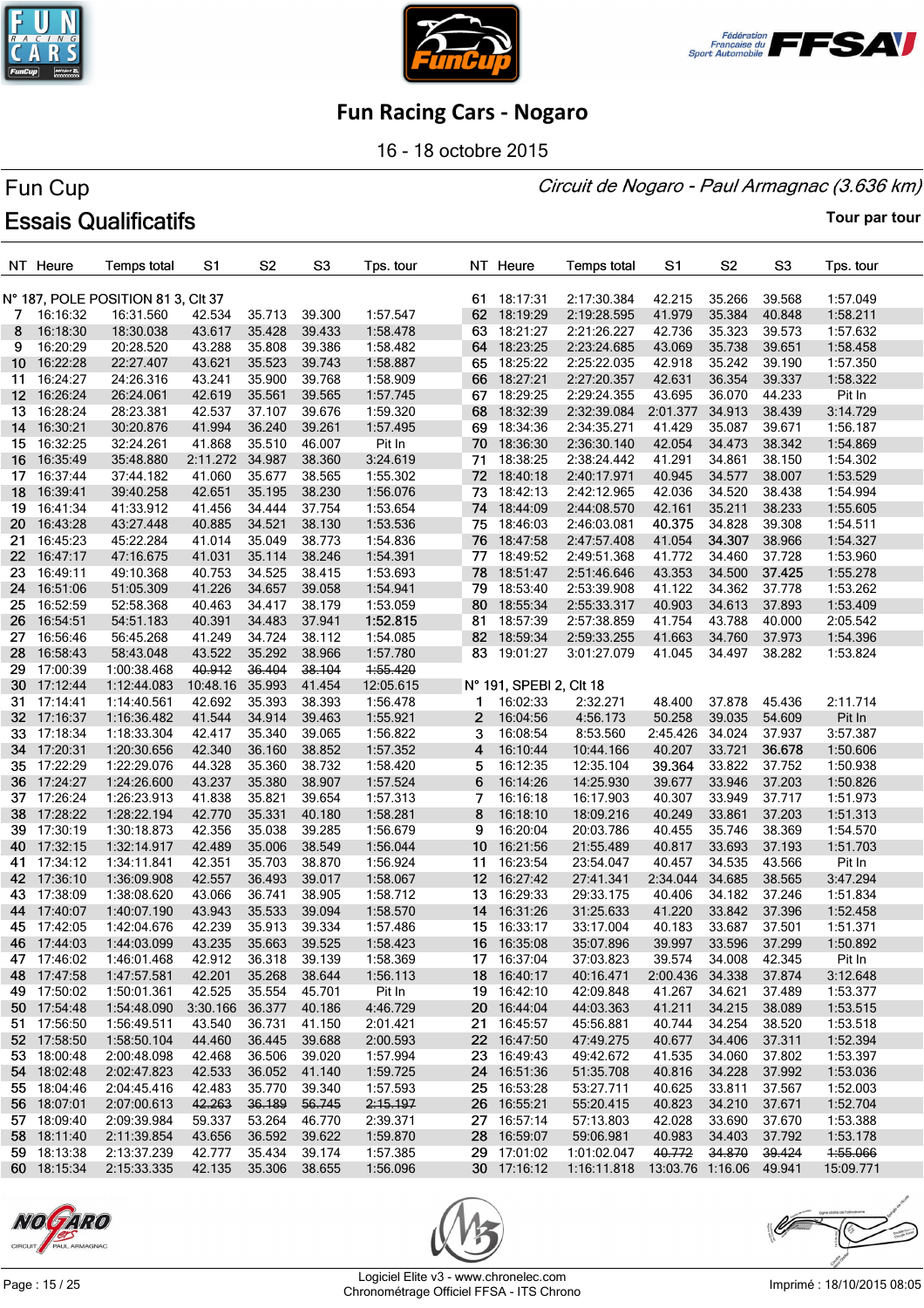# Fun Racing Cars - Nogaro

16 - 18 octobre 2015

## Fun Cup

*Circuit de Nogaro - Paul Armagnac (3.636 km)*

## Essais Qualificatifs

**Tour par tour**

| NT | Heure | Temps total | S1 | S2 | S3 | Tps. tour |
|---|---|---|---|---|---|---|
| **N° 187, POLE POSITION 81 3, Clt 37** | | | | | | |
| 7 | 16:16:32 | 16:31.560 | 42.534 | 35.713 | 39.300 | 1:57.547 |
| 8 | 16:18:30 | 18:30.038 | 43.617 | 35.428 | 39.433 | 1:58.478 |
| 9 | 16:20:29 | 20:28.520 | 43.288 | 35.808 | 39.386 | 1:58.482 |
| 10 | 16:22:28 | 22:27.407 | 43.621 | 35.523 | 39.743 | 1:58.887 |
| 11 | 16:24:27 | 24:26.316 | 43.241 | 35.900 | 39.768 | 1:58.909 |
| 12 | 16:26:24 | 26:24.061 | 42.619 | 35.561 | 39.565 | 1:57.745 |
| 13 | 16:28:24 | 28:23.381 | 42.537 | 37.107 | 39.676 | 1:59.320 |
| 14 | 16:30:21 | 30:20.876 | 41.994 | 36.240 | 39.261 | 1:57.495 |
| 15 | 16:32:25 | 32:24.261 | 41.868 | 35.510 | 46.007 | Pit In |
| 16 | 16:35:49 | 35:48.880 | 2:11.272 | 34.987 | 38.360 | 3:24.619 |
| 17 | 16:37:44 | 37:44.182 | 41.060 | 35.677 | 38.565 | 1:55.302 |
| 18 | 16:39:41 | 39:40.258 | 42.651 | 35.195 | 38.230 | 1:56.076 |
| 19 | 16:41:34 | 41:33.912 | 41.456 | 34.444 | 37.754 | 1:53.654 |
| 20 | 16:43:28 | 43:27.448 | 40.885 | 34.521 | 38.130 | 1:53.536 |
| 21 | 16:45:23 | 45:22.284 | 41.014 | 35.049 | 38.773 | 1:54.836 |
| 22 | 16:47:17 | 47:16.675 | 41.031 | 35.114 | 38.246 | 1:54.391 |
| 23 | 16:49:11 | 49:10.368 | 40.753 | 34.525 | 38.415 | 1:53.693 |
| 24 | 16:51:06 | 51:05.309 | 41.226 | 34.657 | 39.058 | 1:54.941 |
| 25 | 16:52:59 | 52:58.368 | 40.463 | 34.417 | 38.179 | 1:53.059 |
| 26 | 16:54:51 | 54:51.183 | 40.391 | 34.483 | 37.941 | **1:52.815** |
| 27 | 16:56:46 | 56:45.268 | 41.249 | 34.724 | 38.112 | 1:54.085 |
| 28 | 16:58:43 | 58:43.048 | 43.522 | 35.292 | 38.966 | 1:57.780 |
| 29 | 17:00:39 | 1:00:38.468 | ~~40.912~~ | ~~36.404~~ | ~~38.104~~ | ~~1:55.420~~ |
| 30 | 17:12:44 | 1:12:44.083 | 10:48.16 | 35.993 | 41.454 | 12:05.615 |
| 31 | 17:14:41 | 1:14:40.561 | 42.692 | 35.393 | 38.393 | 1:56.478 |
| 32 | 17:16:37 | 1:16:36.482 | 41.544 | 34.914 | 39.463 | 1:55.921 |
| 33 | 17:18:34 | 1:18:33.304 | 42.417 | 35.340 | 39.065 | 1:56.822 |
| 34 | 17:20:31 | 1:20:30.656 | 42.340 | 36.160 | 38.852 | 1:57.352 |
| 35 | 17:22:29 | 1:22:29.076 | 44.328 | 35.360 | 38.732 | 1:58.420 |
| 36 | 17:24:27 | 1:24:26.600 | 43.237 | 35.380 | 38.907 | 1:57.524 |
| 37 | 17:26:24 | 1:26:23.913 | 41.838 | 35.821 | 39.654 | 1:57.313 |
| 38 | 17:28:22 | 1:28:22.194 | 42.770 | 35.331 | 40.180 | 1:58.281 |
| 39 | 17:30:19 | 1:30:18.873 | 42.356 | 35.038 | 39.285 | 1:56.679 |
| 40 | 17:32:15 | 1:32:14.917 | 42.489 | 35.006 | 38.549 | 1:56.044 |
| 41 | 17:34:12 | 1:34:11.841 | 42.351 | 35.703 | 38.870 | 1:56.924 |
| 42 | 17:36:10 | 1:36:09.908 | 42.557 | 36.493 | 39.017 | 1:58.067 |
| 43 | 17:38:09 | 1:38:08.620 | 43.066 | 36.741 | 38.905 | 1:58.712 |
| 44 | 17:40:07 | 1:40:07.190 | 43.943 | 35.533 | 39.094 | 1:58.570 |
| 45 | 17:42:05 | 1:42:04.676 | 42.239 | 35.913 | 39.334 | 1:57.486 |
| 46 | 17:44:03 | 1:44:03.099 | 43.235 | 35.663 | 39.525 | 1:58.423 |
| 47 | 17:46:02 | 1:46:01.468 | 42.912 | 36.318 | 39.139 | 1:58.369 |
| 48 | 17:47:58 | 1:47:57.581 | 42.201 | 35.268 | 38.644 | 1:56.113 |
| 49 | 17:50:02 | 1:50:01.361 | 42.525 | 35.554 | 45.701 | Pit In |
| 50 | 17:54:48 | 1:54:48.090 | 3:30.166 | 36.377 | 40.186 | 4:46.729 |
| 51 | 17:56:50 | 1:56:49.511 | 43.540 | 36.731 | 41.150 | 2:01.421 |
| 52 | 17:58:50 | 1:58:50.104 | 44.460 | 36.445 | 39.688 | 2:00.593 |
| 53 | 18:00:48 | 2:00:48.098 | 42.468 | 36.506 | 39.020 | 1:57.994 |
| 54 | 18:02:48 | 2:02:47.823 | 42.533 | 36.052 | 41.140 | 1:59.725 |
| 55 | 18:04:46 | 2:04:45.416 | 42.483 | 35.770 | 39.340 | 1:57.593 |
| 56 | 18:07:01 | 2:07:00.613 | ~~42.263~~ | ~~36.189~~ | ~~56.745~~ | ~~2:15.197~~ |
| 57 | 18:09:40 | 2:09:39.984 | 59.337 | 53.264 | 46.770 | 2:39.371 |
| 58 | 18:11:40 | 2:11:39.854 | 43.656 | 36.592 | 39.622 | 1:59.870 |
| 59 | 18:13:38 | 2:13:37.239 | 42.777 | 35.434 | 39.174 | 1:57.385 |
| 60 | 18:15:34 | 2:15:33.335 | 42.135 | 35.306 | 38.655 | 1:56.096 |
| 61 | 18:17:31 | 2:17:30.384 | 42.215 | 35.266 | 39.568 | 1:57.049 |
| 62 | 18:19:29 | 2:19:28.595 | 41.979 | 35.384 | 40.848 | 1:58.211 |
| 63 | 18:21:27 | 2:21:26.227 | 42.736 | 35.323 | 39.573 | 1:57.632 |
| 64 | 18:23:25 | 2:23:24.685 | 43.069 | 35.738 | 39.651 | 1:58.458 |
| 65 | 18:25:22 | 2:25:22.035 | 42.918 | 35.242 | 39.190 | 1:57.350 |
| 66 | 18:27:21 | 2:27:20.357 | 42.631 | 36.354 | 39.337 | 1:58.322 |
| 67 | 18:29:25 | 2:29:24.355 | 43.695 | 36.070 | 44.233 | Pit In |
| 68 | 18:32:39 | 2:32:39.084 | 2:01.377 | 34.913 | 38.439 | 3:14.729 |
| 69 | 18:34:36 | 2:34:35.271 | 41.429 | 35.087 | 39.671 | 1:56.187 |
| 70 | 18:36:30 | 2:36:30.140 | 42.054 | 34.473 | 38.342 | 1:54.869 |
| 71 | 18:38:25 | 2:38:24.442 | 41.291 | 34.861 | 38.150 | 1:54.302 |
| 72 | 18:40:18 | 2:40:17.971 | 40.945 | 34.577 | 38.007 | 1:53.529 |
| 73 | 18:42:13 | 2:42:12.965 | 42.036 | 34.520 | 38.438 | 1:54.994 |
| 74 | 18:44:09 | 2:44:08.570 | 42.161 | 35.211 | 38.233 | 1:55.605 |
| 75 | 18:46:03 | 2:46:03.081 | **40.375** | 34.828 | 39.308 | 1:54.511 |
| 76 | 18:47:58 | 2:47:57.408 | 41.054 | **34.307** | 38.966 | 1:54.327 |
| 77 | 18:49:52 | 2:49:51.368 | 41.772 | 34.460 | 37.728 | 1:53.960 |
| 78 | 18:51:47 | 2:51:46.646 | 43.353 | 34.500 | **37.425** | 1:55.278 |
| 79 | 18:53:40 | 2:53:39.908 | 41.122 | 34.362 | 37.778 | 1:53.262 |
| 80 | 18:55:34 | 2:55:33.317 | 40.903 | 34.613 | 37.893 | 1:53.409 |
| 81 | 18:57:39 | 2:57:38.859 | 41.754 | 43.788 | 40.000 | 2:05.542 |
| 82 | 18:59:34 | 2:59:33.255 | 41.663 | 34.760 | 37.973 | 1:54.396 |
| 83 | 19:01:27 | 3:01:27.079 | 41.045 | 34.497 | 38.282 | 1:53.824 |
| **N° 191, SPEBI 2, Clt 18** | | | | | | |
| 1 | 16:02:33 | 2:32.271 | 48.400 | 37.878 | 45.436 | 2:11.714 |
| 2 | 16:04:56 | 4:56.173 | 50.258 | 39.035 | 54.609 | Pit In |
| 3 | 16:08:54 | 8:53.560 | 2:45.426 | 34.024 | 37.937 | 3:57.387 |
| 4 | 16:10:44 | 10:44.166 | 40.207 | 33.721 | **36.678** | 1:50.606 |
| 5 | 16:12:35 | 12:35.104 | **39.364** | 33.822 | 37.752 | 1:50.938 |
| 6 | 16:14:26 | 14:25.930 | 39.677 | 33.946 | 37.203 | 1:50.826 |
| 7 | 16:16:18 | 16:17.903 | 40.307 | 33.949 | 37.717 | 1:51.973 |
| 8 | 16:18:10 | 18:09.216 | 40.249 | 33.861 | 37.203 | 1:51.313 |
| 9 | 16:20:04 | 20:03.786 | 40.455 | 35.746 | 38.369 | 1:54.570 |
| 10 | 16:21:56 | 21:55.489 | 40.817 | 33.693 | 37.193 | 1:51.703 |
| 11 | 16:23:54 | 23:54.047 | 40.457 | 34.535 | 43.566 | Pit In |
| 12 | 16:27:42 | 27:41.341 | 2:34.044 | 34.685 | 38.565 | 3:47.294 |
| 13 | 16:29:33 | 29:33.175 | 40.406 | 34.182 | 37.246 | 1:51.834 |
| 14 | 16:31:26 | 31:25.633 | 41.220 | 33.842 | 37.396 | 1:52.458 |
| 15 | 16:33:17 | 33:17.004 | 40.183 | 33.687 | 37.501 | 1:51.371 |
| 16 | 16:35:08 | 35:07.896 | 39.997 | 33.596 | 37.299 | 1:50.892 |
| 17 | 16:37:04 | 37:03.823 | 39.574 | 34.008 | 42.345 | Pit In |
| 18 | 16:40:17 | 40:16.471 | 2:00.436 | 34.338 | 37.874 | 3:12.648 |
| 19 | 16:42:10 | 42:09.848 | 41.267 | 34.621 | 37.489 | 1:53.377 |
| 20 | 16:44:04 | 44:03.363 | 41.211 | 34.215 | 38.089 | 1:53.515 |
| 21 | 16:45:57 | 45:56.881 | 40.744 | 34.254 | 38.520 | 1:53.518 |
| 22 | 16:47:50 | 47:49.275 | 40.677 | 34.406 | 37.311 | 1:52.394 |
| 23 | 16:49:43 | 49:42.672 | 41.535 | 34.060 | 37.802 | 1:53.397 |
| 24 | 16:51:36 | 51:35.708 | 40.816 | 34.228 | 37.992 | 1:53.036 |
| 25 | 16:53:28 | 53:27.711 | 40.625 | 33.811 | 37.567 | 1:52.003 |
| 26 | 16:55:21 | 55:20.415 | 40.823 | 34.210 | 37.671 | 1:52.704 |
| 27 | 16:57:14 | 57:13.803 | 42.028 | 33.690 | 37.670 | 1:53.388 |
| 28 | 16:59:07 | 59:06.981 | 40.983 | 34.403 | 37.792 | 1:53.178 |
| 29 | 17:01:02 | 1:01:02.047 | ~~40.772~~ | ~~34.870~~ | ~~39.424~~ | ~~1:55.066~~ |
| 30 | 17:16:12 | 1:16:11.818 | 13:03.76 | 1:16.06 | 49.941 | 15:09.771 |

Logiciel Elite v3 - www.chronelec.com
Chronométrage Officiel FFSA - ITS Chrono

Imprimé : 18/10/2015 08:05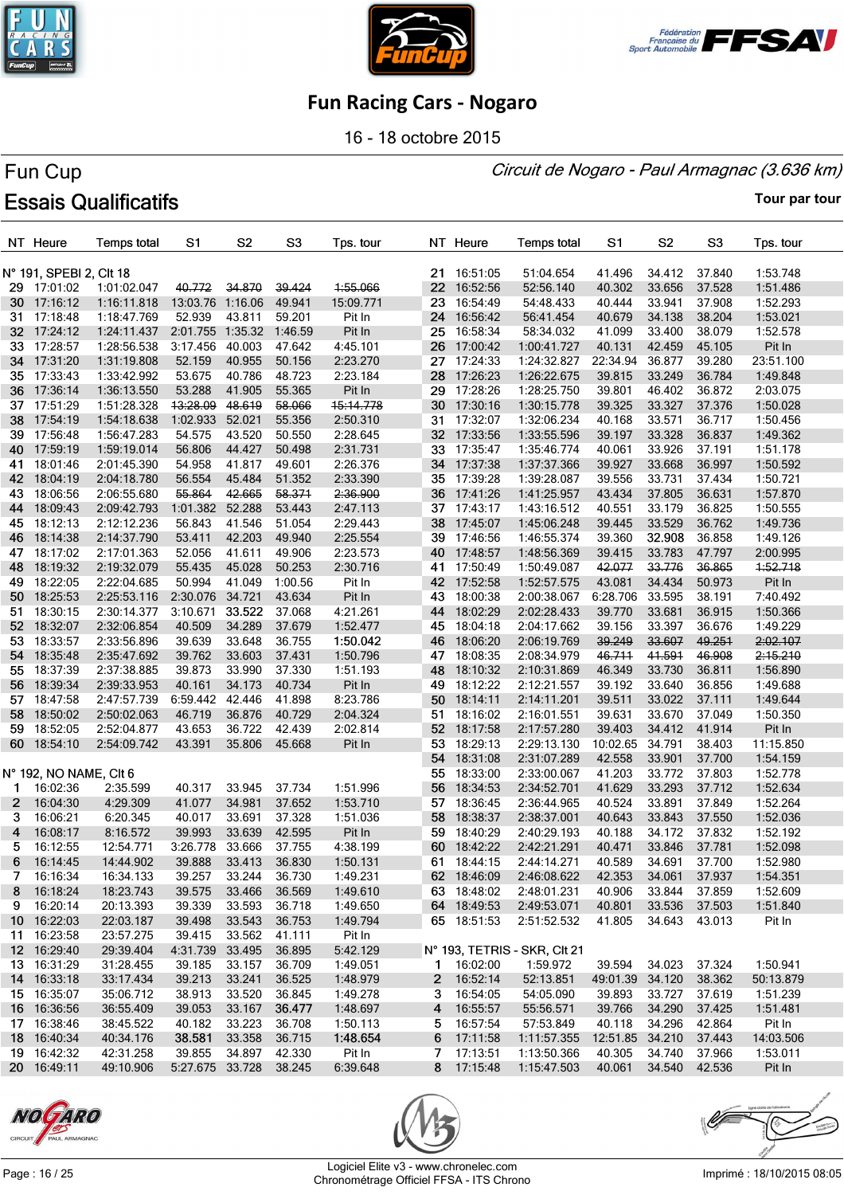# Fun Racing Cars - Nogaro

16 - 18 octobre 2015

## Fun Cup

*Circuit de Nogaro - Paul Armagnac (3.636 km)*

## Essais Qualificatifs

Tour par tour

**N° 191, SPEBI 2, Clt 18**

| NT | Heure | Temps total | S1 | S2 | S3 | Tps. tour |
|---|---|---|---|---|---|---|
| 29 | 17:01:02 | 1:01:02.047 | ~~40.772~~ | ~~34.870~~ | ~~39.424~~ | ~~1:55.066~~ |
| 30 | 17:16:12 | 1:16:11.818 | 13:03.76 | 1:16.06 | 49.941 | 15:09.771 |
| 31 | 17:18:48 | 1:18:47.769 | 52.939 | 43.811 | 59.201 | Pit In |
| 32 | 17:24:12 | 1:24:11.437 | 2:01.755 | 1:35.32 | 1:46.59 | Pit In |
| 33 | 17:28:57 | 1:28:56.538 | 3:17.456 | 40.003 | 47.642 | 4:45.101 |
| 34 | 17:31:20 | 1:31:19.808 | 52.159 | 40.955 | 50.156 | 2:23.270 |
| 35 | 17:33:43 | 1:33:42.992 | 53.675 | 40.786 | 48.723 | 2:23.184 |
| 36 | 17:36:14 | 1:36:13.550 | 53.288 | 41.905 | 55.365 | Pit In |
| 37 | 17:51:29 | 1:51:28.328 | ~~13:28.09~~ | ~~48.619~~ | ~~58.066~~ | ~~15:14.778~~ |
| 38 | 17:54:19 | 1:54:18.638 | 1:02.933 | 52.021 | 55.356 | 2:50.310 |
| 39 | 17:56:48 | 1:56:47.283 | 54.575 | 43.520 | 50.550 | 2:28.645 |
| 40 | 17:59:19 | 1:59:19.014 | 56.806 | 44.427 | 50.498 | 2:31.731 |
| 41 | 18:01:46 | 2:01:45.390 | 54.958 | 41.817 | 49.601 | 2:26.376 |
| 42 | 18:04:19 | 2:04:18.780 | 56.554 | 45.484 | 51.352 | 2:33.390 |
| 43 | 18:06:56 | 2:06:55.689 | ~~55.864~~ | ~~42.665~~ | ~~58.371~~ | ~~2:36.900~~ |
| 44 | 18:09:43 | 2:09:42.793 | 1:01.382 | 52.288 | 53.443 | 2:47.113 |
| 45 | 18:12:13 | 2:12:12.236 | 56.843 | 41.546 | 51.054 | 2:29.443 |
| 46 | 18:14:38 | 2:14:37.790 | 53.411 | 42.203 | 49.940 | 2:25.554 |
| 47 | 18:17:02 | 2:17:01.363 | 52.056 | 41.611 | 49.906 | 2:23.573 |
| 48 | 18:19:32 | 2:19:32.079 | 55.435 | 45.028 | 50.253 | 2:30.716 |
| 49 | 18:22:05 | 2:22:04.685 | 50.994 | 41.049 | 1:00.56 | Pit In |
| 50 | 18:25:53 | 2:25:53.116 | 2:30.076 | 34.721 | 43.634 | Pit In |
| 51 | 18:30:15 | 2:30:14.377 | 3:10.671 | **33.522** | 37.068 | 4:21.261 |
| 52 | 18:32:07 | 2:32:06.854 | 40.509 | 34.289 | 37.679 | 1:52.477 |
| 53 | 18:33:57 | 2:33:56.896 | 39.639 | 33.648 | 36.755 | **1:50.042** |
| 54 | 18:35:48 | 2:35:47.692 | 39.762 | 33.603 | 37.431 | 1:50.796 |
| 55 | 18:37:39 | 2:37:38.885 | 39.873 | 33.990 | 37.330 | 1:51.193 |
| 56 | 18:39:34 | 2:39:33.953 | 40.161 | 34.173 | 40.734 | Pit In |
| 57 | 18:47:58 | 2:47:57.739 | 6:59.442 | 42.446 | 41.898 | 8:23.786 |
| 58 | 18:50:02 | 2:50:02.063 | 46.719 | 36.876 | 40.729 | 2:04.324 |
| 59 | 18:52:05 | 2:52:04.877 | 43.653 | 36.722 | 42.439 | 2:02.814 |
| 60 | 18:54:10 | 2:54:09.742 | 43.391 | 35.806 | 45.668 | Pit In |

**N° 192, NO NAME, Clt 6**

| NT | Heure | Temps total | S1 | S2 | S3 | Tps. tour |
|---|---|---|---|---|---|---|
| 1 | 16:02:36 | 2:35.599 | 40.317 | 33.945 | 37.734 | 1:51.996 |
| 2 | 16:04:30 | 4:29.309 | 41.077 | 34.981 | 37.652 | 1:53.710 |
| 3 | 16:06:21 | 6:20.345 | 40.017 | 33.691 | 37.328 | 1:51.036 |
| 4 | 16:08:17 | 8:16.572 | 39.993 | 33.639 | 42.595 | Pit In |
| 5 | 16:12:55 | 12:54.771 | 3:26.778 | 33.666 | 37.755 | 4:38.199 |
| 6 | 16:14:45 | 14:44.902 | 39.888 | 33.413 | 36.830 | 1:50.131 |
| 7 | 16:16:34 | 16:34.133 | 39.257 | 33.244 | 36.730 | 1:49.231 |
| 8 | 16:18:24 | 18:23.743 | 39.575 | 33.466 | 36.569 | 1:49.610 |
| 9 | 16:20:14 | 20:13.393 | 39.339 | 33.593 | 36.718 | 1:49.650 |
| 10 | 16:22:03 | 22:03.187 | 39.498 | 33.543 | 36.753 | 1:49.794 |
| 11 | 16:23:58 | 23:57.275 | 39.415 | 33.562 | 41.111 | Pit In |
| 12 | 16:29:40 | 29:39.404 | 4:31.739 | 33.495 | 36.895 | 5:42.129 |
| 13 | 16:31:29 | 31:28.455 | 39.185 | 33.157 | 36.709 | 1:49.051 |
| 14 | 16:33:18 | 33:17.434 | 39.213 | 33.241 | 36.525 | 1:48.979 |
| 15 | 16:35:07 | 35:06.712 | 38.913 | 33.520 | 36.845 | 1:49.278 |
| 16 | 16:36:56 | 36:55.409 | 39.053 | 33.167 | **36.477** | 1:48.697 |
| 17 | 16:38:46 | 38:45.522 | 40.182 | 33.223 | 36.708 | 1:50.113 |
| 18 | 16:40:34 | 40:34.176 | **38.581** | 33.358 | 36.715 | **1:48.654** |
| 19 | 16:42:32 | 42:31.258 | 39.855 | 34.897 | 42.330 | Pit In |
| 20 | 16:49:11 | 49:10.906 | 5:27.675 | 33.728 | 38.245 | 6:39.648 |
| 21 | 16:51:05 | 51:04.654 | 41.496 | 34.412 | 37.840 | 1:53.748 |
| 22 | 16:52:56 | 52:56.140 | 40.302 | 33.656 | 37.528 | 1:51.486 |
| 23 | 16:54:49 | 54:48.433 | 40.444 | 33.941 | 37.908 | 1:52.293 |
| 24 | 16:56:42 | 56:41.454 | 40.679 | 34.138 | 38.204 | 1:53.021 |
| 25 | 16:58:34 | 58:34.032 | 41.099 | 33.400 | 38.079 | 1:52.578 |
| 26 | 17:00:42 | 1:00:41.727 | 40.131 | 42.459 | 45.105 | Pit In |
| 27 | 17:24:33 | 1:24:32.827 | 22:34.94 | 36.877 | 39.280 | 23:51.100 |
| 28 | 17:26:23 | 1:26:22.675 | 39.815 | 33.249 | 36.784 | 1:49.848 |
| 29 | 17:28:26 | 1:28:25.750 | 39.801 | 46.402 | 36.872 | 2:03.075 |
| 30 | 17:30:16 | 1:30:15.778 | 39.325 | 33.327 | 37.376 | 1:50.028 |
| 31 | 17:32:07 | 1:32:06.234 | 40.168 | 33.571 | 36.717 | 1:50.456 |
| 32 | 17:33:56 | 1:33:55.596 | 39.197 | 33.328 | 36.837 | 1:49.362 |
| 33 | 17:35:47 | 1:35:46.774 | 40.061 | 33.926 | 37.191 | 1:51.178 |
| 34 | 17:37:38 | 1:37:37.366 | 39.927 | 33.668 | 36.997 | 1:50.592 |
| 35 | 17:39:28 | 1:39:28.087 | 39.556 | 33.731 | 37.434 | 1:50.721 |
| 36 | 17:41:26 | 1:41:25.957 | 43.434 | 37.805 | 36.631 | 1:57.870 |
| 37 | 17:43:17 | 1:43:16.512 | 40.551 | 33.179 | 36.825 | 1:50.555 |
| 38 | 17:45:07 | 1:45:06.248 | 39.445 | 33.529 | 36.762 | 1:49.736 |
| 39 | 17:46:56 | 1:46:55.374 | 39.360 | **32.908** | 36.858 | 1:49.126 |
| 40 | 17:48:57 | 1:48:56.369 | 39.415 | 33.783 | 47.797 | 2:00.995 |
| 41 | 17:50:49 | 1:50:49.087 | ~~42.077~~ | ~~33.776~~ | ~~36.865~~ | ~~1:52.718~~ |
| 42 | 17:52:58 | 1:52:57.575 | 43.081 | 34.434 | 50.973 | Pit In |
| 43 | 18:00:38 | 2:00:38.067 | 6:28.706 | 33.595 | 38.191 | 7:40.492 |
| 44 | 18:02:29 | 2:02:28.433 | 39.770 | 33.681 | 36.915 | 1:50.366 |
| 45 | 18:04:18 | 2:04:17.662 | 39.156 | 33.397 | 36.676 | 1:49.229 |
| 46 | 18:06:20 | 2:06:19.769 | ~~39.249~~ | ~~33.607~~ | ~~49.251~~ | ~~2:02.107~~ |
| 47 | 18:08:35 | 2:08:34.979 | ~~46.711~~ | ~~41.591~~ | ~~46.908~~ | ~~2:15.210~~ |
| 48 | 18:10:32 | 2:10:31.869 | 46.349 | 33.730 | 36.811 | 1:56.890 |
| 49 | 18:12:22 | 2:12:21.557 | 39.192 | 33.640 | 36.856 | 1:49.688 |
| 50 | 18:14:11 | 2:14:11.201 | 39.511 | 33.022 | 37.111 | 1:49.644 |
| 51 | 18:16:02 | 2:16:01.551 | 39.631 | 33.670 | 37.049 | 1:50.350 |
| 52 | 18:17:58 | 2:17:57.280 | 39.403 | 34.412 | 41.914 | Pit In |
| 53 | 18:29:13 | 2:29:13.130 | 10:02.65 | 34.791 | 38.403 | 11:15.850 |
| 54 | 18:31:08 | 2:31:07.289 | 42.558 | 33.901 | 37.700 | 1:54.159 |
| 55 | 18:33:00 | 2:33:00.067 | 41.203 | 33.772 | 37.803 | 1:52.778 |
| 56 | 18:34:53 | 2:34:52.701 | 41.629 | 33.293 | 37.712 | 1:52.634 |
| 57 | 18:36:45 | 2:36:44.965 | 40.524 | 33.891 | 37.849 | 1:52.264 |
| 58 | 18:38:37 | 2:38:37.001 | 40.643 | 33.843 | 37.550 | 1:52.036 |
| 59 | 18:40:29 | 2:40:29.193 | 40.188 | 34.172 | 37.832 | 1:52.192 |
| 60 | 18:42:22 | 2:42:21.291 | 40.471 | 33.846 | 37.781 | 1:52.098 |
| 61 | 18:44:15 | 2:44:14.271 | 40.589 | 34.691 | 37.700 | 1:52.980 |
| 62 | 18:46:09 | 2:46:08.622 | 42.353 | 34.061 | 37.937 | 1:54.351 |
| 63 | 18:48:02 | 2:48:01.231 | 40.906 | 33.844 | 37.859 | 1:52.609 |
| 64 | 18:49:53 | 2:49:53.071 | 40.801 | 33.536 | 37.503 | 1:51.840 |
| 65 | 18:51:53 | 2:51:52.532 | 41.805 | 34.643 | 43.013 | Pit In |

**N° 193, TETRIS - SKR, Clt 21**

| NT | Heure | Temps total | S1 | S2 | S3 | Tps. tour |
|---|---|---|---|---|---|---|
| 1 | 16:02:00 | 1:59.972 | 39.594 | 34.023 | 37.324 | 1:50.941 |
| 2 | 16:52:14 | 52:13.851 | 49:01.39 | 34.120 | 38.362 | 50:13.879 |
| 3 | 16:54:05 | 54:05.090 | 39.893 | 33.727 | 37.619 | 1:51.239 |
| 4 | 16:55:57 | 55:56.571 | 39.766 | 34.290 | 37.425 | 1:51.481 |
| 5 | 16:57:54 | 57:53.849 | 40.118 | 34.296 | 42.864 | Pit In |
| 6 | 17:11:58 | 1:11:57.355 | 12:51.85 | 34.210 | 37.443 | 14:03.506 |
| 7 | 17:13:51 | 1:13:50.366 | 40.305 | 34.740 | 37.966 | 1:53.011 |
| 8 | 17:15:48 | 1:15:47.503 | 40.061 | 34.540 | 42.536 | Pit In |

Logiciel Elite v3 - www.chronelec.com
Chronométrage Officiel FFSA - ITS Chrono

Imprimé : 18/10/2015 08:05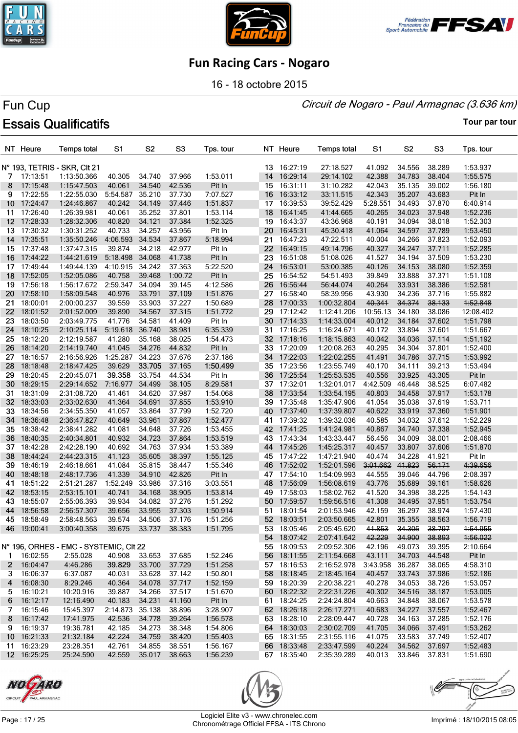# Fun Racing Cars - Nogaro

16 - 18 octobre 2015

## Fun Cup

*Circuit de Nogaro - Paul Armagnac (3.636 km)*

## Essais Qualificatifs

Tour par tour

| NT | Heure | Temps total | S1 | S2 | S3 | Tps. tour |
|---|---|---|---|---|---|---|
| **N° 193, TETRIS - SKR, Clt 21** | | | | | | |
| 7 | 17:13:51 | 1:13:50.366 | 40.305 | 34.740 | 37.966 | 1:53.011 |
| 8 | 17:15:48 | 1:15:47.503 | 40.061 | 34.540 | 42.536 | Pit In |
| 9 | 17:22:55 | 1:22:55.030 | 5:54.587 | 35.210 | 37.730 | 7:07.527 |
| 10 | 17:24:47 | 1:24:46.867 | 40.242 | 34.149 | 37.446 | 1:51.837 |
| 11 | 17:26:40 | 1:26:39.981 | 40.061 | 35.252 | 37.801 | 1:53.114 |
| 12 | 17:28:33 | 1:28:32.306 | 40.820 | 34.121 | 37.384 | 1:52.325 |
| 13 | 17:30:32 | 1:30:31.252 | 40.733 | 34.257 | 43.956 | Pit In |
| 14 | 17:35:51 | 1:35:50.246 | 4:06.593 | 34.534 | 37.867 | 5:18.994 |
| 15 | 17:37:48 | 1:37:47.315 | 39.874 | 34.218 | 42.977 | Pit In |
| 16 | 17:44:22 | 1:44:21.619 | 5:18.498 | 34.068 | 41.738 | Pit In |
| 17 | 17:49:44 | 1:49:44.139 | 4:10.915 | 34.242 | 37.363 | 5:22.520 |
| 18 | 17:52:05 | 1:52:05.086 | 40.758 | 39.468 | 1:00.72 | Pit In |
| 19 | 17:56:18 | 1:56:17.672 | 2:59.347 | 34.094 | 39.145 | 4:12.586 |
| 20 | 17:58:10 | 1:58:09.548 | 40.976 | 33.791 | **37.109** | 1:51.876 |
| 21 | 18:00:01 | 2:00:00.237 | 39.559 | 33.903 | 37.227 | 1:50.689 |
| 22 | 18:01:52 | 2:01:52.009 | 39.890 | 34.567 | 37.315 | 1:51.772 |
| 23 | 18:03:50 | 2:03:49.775 | 41.776 | 34.581 | 41.409 | Pit In |
| 24 | 18:10:25 | 2:10:25.114 | 5:19.618 | 36.740 | 38.981 | 6:35.339 |
| 25 | 18:12:20 | 2:12:19.587 | 41.280 | 35.168 | 38.025 | 1:54.473 |
| 26 | 18:14:20 | 2:14:19.740 | 41.045 | 34.276 | 44.832 | Pit In |
| 27 | 18:16:57 | 2:16:56.926 | 1:25.287 | 34.223 | 37.676 | 2:37.186 |
| 28 | 18:18:48 | 2:18:47.425 | 39.629 | **33.705** | 37.165 | **1:50.499** |
| 29 | 18:20:45 | 2:20:45.071 | **39.358** | 33.754 | 44.534 | Pit In |
| 30 | 18:29:15 | 2:29:14.652 | 7:16.977 | 34.499 | 38.105 | 8:29.581 |
| 31 | 18:31:09 | 2:31:08.720 | 41.461 | 34.620 | 37.987 | 1:54.068 |
| 32 | 18:33:03 | 2:33:02.630 | 41.364 | 34.691 | 37.855 | 1:53.910 |
| 33 | 18:34:56 | 2:34:55.350 | 41.057 | 33.864 | 37.799 | 1:52.720 |
| 34 | 18:36:48 | 2:36:47.827 | 40.649 | 33.961 | 37.867 | 1:52.477 |
| 35 | 18:38:42 | 2:38:41.282 | 41.081 | 34.648 | 37.726 | 1:53.455 |
| 36 | 18:40:35 | 2:40:34.801 | 40.932 | 34.723 | 37.864 | 1:53.519 |
| 37 | 18:42:28 | 2:42:28.190 | 40.692 | 34.763 | 37.934 | 1:53.389 |
| 38 | 18:44:24 | 2:44:23.315 | 41.123 | 35.605 | 38.397 | 1:55.125 |
| 39 | 18:46:19 | 2:46:18.661 | 41.084 | 35.815 | 38.447 | 1:55.346 |
| 40 | 18:48:18 | 2:48:17.736 | 41.339 | 34.910 | 42.826 | Pit In |
| 41 | 18:51:22 | 2:51:21.287 | 1:52.249 | 33.986 | 37.316 | 3:03.551 |
| 42 | 18:53:15 | 2:53:15.101 | 40.741 | 34.168 | 38.905 | 1:53.814 |
| 43 | 18:55:07 | 2:55:06.393 | 39.934 | 34.082 | 37.276 | 1:51.292 |
| 44 | 18:56:58 | 2:56:57.307 | 39.656 | 33.955 | 37.303 | 1:50.914 |
| 45 | 18:58:49 | 2:58:48.563 | 39.574 | 34.506 | 37.176 | 1:51.256 |
| 46 | 19:00:41 | 3:00:40.358 | 39.675 | 33.737 | 38.383 | 1:51.795 |
| **N° 196, ORHES - EMC - SYSTEMIC, Clt 22** | | | | | | |
| 1 | 16:02:55 | 2:55.028 | 40.908 | 33.653 | 37.685 | 1:52.246 |
| 2 | 16:04:47 | 4:46.286 | **39.829** | 33.700 | 37.729 | 1:51.258 |
| 3 | 16:06:37 | 6:37.087 | 40.031 | 33.628 | 37.142 | 1:50.801 |
| 4 | 16:08:30 | 8:29.246 | 40.364 | 34.078 | 37.717 | 1:52.159 |
| 5 | 16:10:21 | 10:20.916 | 39.887 | 34.266 | 37.517 | 1:51.670 |
| 6 | 16:12:17 | 12:16.490 | 40.183 | 34.231 | 41.160 | Pit In |
| 7 | 16:15:46 | 15:45.397 | 2:14.873 | 35.138 | 38.896 | 3:28.907 |
| 8 | 16:17:42 | 17:41.975 | 42.536 | 34.778 | 39.264 | 1:56.578 |
| 9 | 16:19:37 | 19:36.781 | 42.185 | 34.273 | 38.348 | 1:54.806 |
| 10 | 16:21:33 | 21:32.184 | 42.224 | 34.759 | 38.420 | 1:55.403 |
| 11 | 16:23:29 | 23:28.351 | 42.761 | 34.855 | 38.551 | 1:56.167 |
| 12 | 16:25:25 | 25:24.590 | 42.559 | 35.017 | 38.663 | 1:56.239 |
| 13 | 16:27:19 | 27:18.527 | 41.092 | 34.556 | 38.289 | 1:53.937 |
| 14 | 16:29:14 | 29:14.102 | 42.388 | 34.783 | 38.404 | 1:55.575 |
| 15 | 16:31:11 | 31:10.282 | 42.043 | 35.135 | 39.002 | 1:56.180 |
| 16 | 16:33:12 | 33:11.515 | 42.343 | 35.207 | 43.683 | Pit In |
| 17 | 16:39:53 | 39:52.429 | 5:28.551 | 34.493 | 37.870 | 6:40.914 |
| 18 | 16:41:45 | 41:44.665 | 40.265 | 34.023 | 37.948 | 1:52.236 |
| 19 | 16:43:37 | 43:36.968 | 40.191 | 34.094 | 38.018 | 1:52.303 |
| 20 | 16:45:31 | 45:30.418 | 41.064 | 34.597 | 37.789 | 1:53.450 |
| 21 | 16:47:23 | 47:22.511 | 40.004 | 34.266 | 37.823 | 1:52.093 |
| 22 | 16:49:15 | 49:14.796 | 40.327 | 34.247 | 37.711 | 1:52.285 |
| 23 | 16:51:08 | 51:08.026 | 41.527 | 34.194 | 37.509 | 1:53.230 |
| 24 | 16:53:01 | 53:00.385 | 40.126 | 34.153 | 38.080 | 1:52.359 |
| 25 | 16:54:52 | 54:51.493 | 39.849 | 33.894 | 37.371 | 1:51.108 |
| 26 | 16:56:44 | 56:44.074 | 40.264 | 33.931 | 38.386 | 1:52.581 |
| 27 | 16:58:40 | 58:39.956 | 43.930 | 34.236 | 37.716 | 1:55.882 |
| 28 | 17:00:33 | 1:00:32.804 | ~~40.341~~ | ~~34.374~~ | ~~38.133~~ | ~~1:52.848~~ |
| 29 | 17:12:42 | 1:12:41.206 | 10:56.13 | 34.180 | 38.086 | 12:08.402 |
| 30 | 17:14:33 | 1:14:33.004 | 40.012 | 34.184 | 37.602 | 1:51.798 |
| 31 | 17:16:25 | 1:16:24.671 | 40.172 | 33.894 | 37.601 | 1:51.667 |
| 32 | 17:18:16 | 1:18:15.863 | 40.042 | 34.036 | 37.114 | 1:51.192 |
| 33 | 17:20:09 | 1:20:08.263 | 40.295 | 34.304 | 37.801 | 1:52.400 |
| 34 | 17:22:03 | 1:22:02.255 | 41.491 | 34.786 | 37.715 | 1:53.992 |
| 35 | 17:23:56 | 1:23:55.749 | 40.170 | 34.111 | 39.213 | 1:53.494 |
| 36 | 17:25:54 | 1:25:53.535 | 40.556 | 33.925 | 43.305 | Pit In |
| 37 | 17:32:01 | 1:32:01.017 | 4:42.509 | 46.448 | 38.525 | 6:07.482 |
| 38 | 17:33:54 | 1:33:54.195 | 40.803 | 34.458 | 37.917 | 1:53.178 |
| 39 | 17:35:48 | 1:35:47.906 | 41.054 | 35.038 | 37.619 | 1:53.711 |
| 40 | 17:37:40 | 1:37:39.807 | 40.622 | 33.919 | 37.360 | 1:51.901 |
| 41 | 17:39:32 | 1:39:32.036 | 40.585 | 34.032 | 37.612 | 1:52.229 |
| 42 | 17:41:25 | 1:41:24.981 | 40.867 | 34.740 | 37.338 | 1:52.945 |
| 43 | 17:43:34 | 1:43:33.447 | 56.456 | 34.009 | 38.001 | 2:08.466 |
| 44 | 17:45:26 | 1:45:25.317 | 40.457 | 33.807 | 37.606 | 1:51.870 |
| 45 | 17:47:22 | 1:47:21.940 | 40.474 | 34.228 | 41.921 | Pit In |
| 46 | 17:52:02 | 1:52:01.596 | ~~3:01.662~~ | ~~41.823~~ | ~~56.171~~ | ~~4:39.656~~ |
| 47 | 17:54:10 | 1:54:09.993 | 44.555 | 39.046 | 44.796 | 2:08.397 |
| 48 | 17:56:09 | 1:56:08.619 | 43.776 | 35.689 | 39.161 | 1:58.626 |
| 49 | 17:58:03 | 1:58:02.762 | 41.520 | 34.398 | 38.225 | 1:54.143 |
| 50 | 17:59:57 | 1:59:56.516 | 41.308 | 34.495 | 37.951 | 1:53.754 |
| 51 | 18:01:54 | 2:01:53.946 | 42.159 | 36.297 | 38.974 | 1:57.430 |
| 52 | 18:03:51 | 2:03:50.665 | 42.801 | 35.355 | 38.563 | 1:56.719 |
| 53 | 18:05:46 | 2:05:45.620 | ~~41.853~~ | ~~34.305~~ | ~~38.797~~ | ~~1:54.955~~ |
| 54 | 18:07:42 | 2:07:41.642 | ~~42.229~~ | ~~34.900~~ | ~~38.893~~ | ~~1:56.022~~ |
| 55 | 18:09:53 | 2:09:52.306 | 42.196 | 49.073 | 39.395 | 2:10.664 |
| 56 | 18:11:55 | 2:11:54.668 | 43.111 | 34.703 | 44.548 | Pit In |
| 57 | 18:16:53 | 2:16:52.978 | 3:43.958 | 36.287 | 38.065 | 4:58.310 |
| 58 | 18:18:45 | 2:18:45.164 | 40.457 | 33.743 | 37.986 | 1:52.186 |
| 59 | 18:20:39 | 2:20:38.221 | 40.278 | 34.053 | 38.726 | 1:53.057 |
| 60 | 18:22:32 | 2:22:31.226 | 40.302 | 34.516 | 38.187 | 1:53.005 |
| 61 | 18:24:25 | 2:24:24.804 | 40.663 | 34.848 | 38.067 | 1:53.578 |
| 62 | 18:26:18 | 2:26:17.271 | 40.683 | 34.227 | 37.557 | 1:52.467 |
| 63 | 18:28:10 | 2:28:09.447 | 40.728 | 34.163 | 37.285 | 1:52.176 |
| 64 | 18:30:03 | 2:30:02.709 | 41.705 | 34.066 | 37.491 | 1:53.262 |
| 65 | 18:31:55 | 2:31:55.116 | 41.075 | 33.583 | 37.749 | 1:52.407 |
| 66 | 18:33:48 | 2:33:47.599 | 40.224 | 34.562 | 37.697 | 1:52.483 |
| 67 | 18:35:40 | 2:35:39.289 | 40.013 | 33.846 | 37.831 | 1:51.690 |

Logiciel Elite v3 - www.chronelec.com
Chronométrage Officiel FFSA - ITS Chrono

Imprimé : 18/10/2015 08:05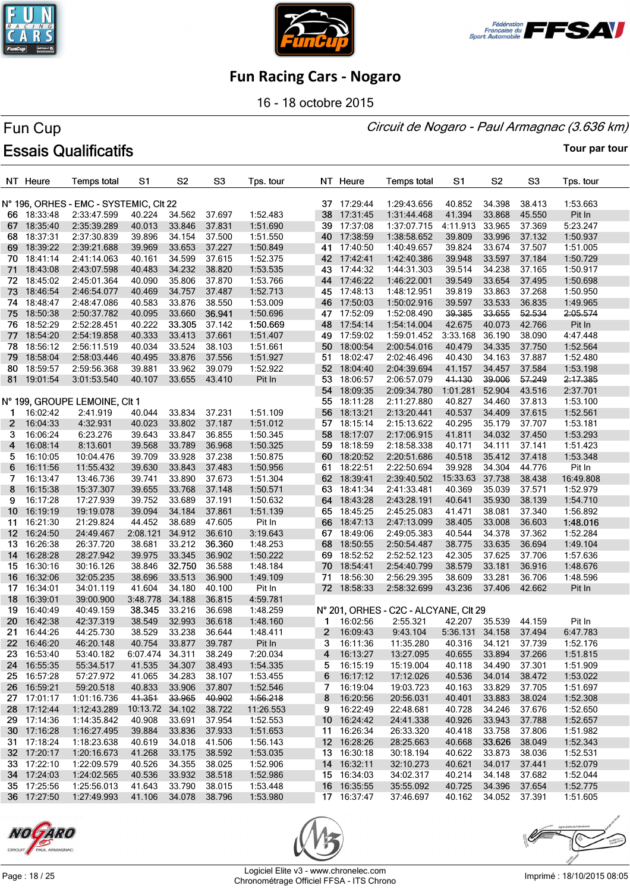# Fun Racing Cars - Nogaro

16 - 18 octobre 2015

## Fun Cup

*Circuit de Nogaro - Paul Armagnac (3.636 km)*

## Essais Qualificatifs

**Tour par tour**

**N° 196, ORHES - EMC - SYSTEMIC, Clt 22**

| NT | Heure | Temps total | S1 | S2 | S3 | Tps. tour |
|---|---|---|---|---|---|---|
| 66 | 18:33:48 | 2:33:47.599 | 40.224 | 34.562 | 37.697 | 1:52.483 |
| 67 | 18:35:40 | 2:35:39.289 | 40.013 | 33.846 | 37.831 | 1:51.690 |
| 68 | 18:37:31 | 2:37:30.839 | 39.896 | 34.154 | 37.500 | 1:51.550 |
| 69 | 18:39:22 | 2:39:21.688 | 39.969 | 33.653 | 37.227 | 1:50.849 |
| 70 | 18:41:14 | 2:41:14.063 | 40.161 | 34.599 | 37.615 | 1:52.375 |
| 71 | 18:43:08 | 2:43:07.598 | 40.483 | 34.232 | 38.820 | 1:53.535 |
| 72 | 18:45:02 | 2:45:01.364 | 40.090 | 35.806 | 37.870 | 1:53.766 |
| 73 | 18:46:54 | 2:46:54.077 | 40.469 | 34.757 | 37.487 | 1:52.713 |
| 74 | 18:48:47 | 2:48:47.086 | 40.583 | 33.876 | 38.550 | 1:53.009 |
| 75 | 18:50:38 | 2:50:37.782 | 40.095 | 33.660 | 36.941 | 1:50.696 |
| 76 | 18:52:29 | 2:52:28.451 | 40.222 | 33.305 | 37.142 | 1:50.669 |
| 77 | 18:54:20 | 2:54:19.858 | 40.333 | 33.413 | 37.661 | 1:51.407 |
| 78 | 18:56:12 | 2:56:11.519 | 40.034 | 33.524 | 38.103 | 1:51.661 |
| 79 | 18:58:04 | 2:58:03.446 | 40.495 | 33.876 | 37.556 | 1:51.927 |
| 80 | 18:59:57 | 2:59:56.368 | 39.881 | 33.962 | 39.079 | 1:52.922 |
| 81 | 19:01:54 | 3:01:53.540 | 40.107 | 33.655 | 43.410 | Pit In |

**N° 199, GROUPE LEMOINE, Clt 1**

| NT | Heure | Temps total | S1 | S2 | S3 | Tps. tour |
|---|---|---|---|---|---|---|
| 1 | 16:02:42 | 2:41.919 | 40.044 | 33.834 | 37.231 | 1:51.109 |
| 2 | 16:04:33 | 4:32.931 | 40.023 | 33.802 | 37.187 | 1:51.012 |
| 3 | 16:06:24 | 6:23.276 | 39.643 | 33.847 | 36.855 | 1:50.345 |
| 4 | 16:08:14 | 8:13.601 | 39.568 | 33.789 | 36.968 | 1:50.325 |
| 5 | 16:10:05 | 10:04.476 | 39.709 | 33.928 | 37.238 | 1:50.875 |
| 6 | 16:11:56 | 11:55.432 | 39.630 | 33.843 | 37.483 | 1:50.956 |
| 7 | 16:13:47 | 13:46.736 | 39.741 | 33.890 | 37.673 | 1:51.304 |
| 8 | 16:15:38 | 15:37.307 | 39.655 | 33.768 | 37.148 | 1:50.571 |
| 9 | 16:17:28 | 17:27.939 | 39.752 | 33.689 | 37.191 | 1:50.632 |
| 10 | 16:19:19 | 19:19.078 | 39.094 | 34.184 | 37.861 | 1:51.139 |
| 11 | 16:21:30 | 21:29.824 | 44.452 | 38.689 | 47.605 | Pit In |
| 12 | 16:24:50 | 24:49.467 | 2:08.121 | 34.912 | 36.610 | 3:19.643 |
| 13 | 16:26:38 | 26:37.720 | 38.681 | 33.212 | 36.360 | 1:48.253 |
| 14 | 16:28:28 | 28:27.942 | 39.975 | 33.345 | 36.902 | 1:50.222 |
| 15 | 16:30:16 | 30:16.126 | 38.846 | 32.750 | 36.588 | 1:48.184 |
| 16 | 16:32:06 | 32:05.235 | 38.696 | 33.513 | 36.900 | 1:49.109 |
| 17 | 16:34:01 | 34:01.119 | 41.604 | 34.180 | 40.100 | Pit In |
| 18 | 16:39:01 | 39:00.900 | 3:48.778 | 34.188 | 36.815 | 4:59.781 |
| 19 | 16:40:49 | 40:49.159 | 38.345 | 33.216 | 36.698 | 1:48.259 |
| 20 | 16:42:38 | 42:37.319 | 38.549 | 32.993 | 36.618 | 1:48.160 |
| 21 | 16:44:26 | 44:25.730 | 38.529 | 33.238 | 36.644 | 1:48.411 |
| 22 | 16:46:20 | 46:20.148 | 40.754 | 33.877 | 39.787 | Pit In |
| 23 | 16:53:40 | 53:40.182 | 6:07.474 | 34.311 | 38.249 | 7:20.034 |
| 24 | 16:55:35 | 55:34.517 | 41.535 | 34.307 | 38.493 | 1:54.335 |
| 25 | 16:57:28 | 57:27.972 | 41.065 | 34.283 | 38.107 | 1:53.455 |
| 26 | 16:59:21 | 59:20.518 | 40.833 | 33.906 | 37.807 | 1:52.546 |
| 27 | 17:01:17 | 1:01:16.736 | ~~41.351~~ | ~~33.965~~ | ~~40.902~~ | ~~1:56.218~~ |
| 28 | 17:12:44 | 1:12:43.289 | 10:13.72 | 34.102 | 38.722 | 11:26.553 |
| 29 | 17:14:36 | 1:14:35.842 | 40.908 | 33.691 | 37.954 | 1:52.553 |
| 30 | 17:16:28 | 1:16:27.495 | 39.884 | 33.836 | 37.933 | 1:51.653 |
| 31 | 17:18:24 | 1:18:23.638 | 40.619 | 34.018 | 41.506 | 1:56.143 |
| 32 | 17:20:17 | 1:20:16.673 | 41.268 | 33.175 | 38.592 | 1:53.035 |
| 33 | 17:22:10 | 1:22:09.579 | 40.526 | 34.355 | 38.025 | 1:52.906 |
| 34 | 17:24:03 | 1:24:02.565 | 40.536 | 33.932 | 38.518 | 1:52.986 |
| 35 | 17:25:56 | 1:25:56.013 | 41.643 | 33.790 | 38.015 | 1:53.448 |
| 36 | 17:27:50 | 1:27:49.993 | 41.106 | 34.078 | 38.796 | 1:53.980 |
| 37 | 17:29:44 | 1:29:43.656 | 40.852 | 34.398 | 38.413 | 1:53.663 |
| 38 | 17:31:45 | 1:31:44.468 | 41.394 | 33.868 | 45.550 | Pit In |
| 39 | 17:37:08 | 1:37:07.715 | 4:11.913 | 33.965 | 37.369 | 5:23.247 |
| 40 | 17:38:59 | 1:38:58.652 | 39.809 | 33.996 | 37.132 | 1:50.937 |
| 41 | 17:40:50 | 1:40:49.657 | 39.824 | 33.674 | 37.507 | 1:51.005 |
| 42 | 17:42:41 | 1:42:40.386 | 39.948 | 33.597 | 37.184 | 1:50.729 |
| 43 | 17:44:32 | 1:44:31.303 | 39.514 | 34.238 | 37.165 | 1:50.917 |
| 44 | 17:46:22 | 1:46:22.001 | 39.549 | 33.654 | 37.495 | 1:50.698 |
| 45 | 17:48:13 | 1:48:12.951 | 39.819 | 33.863 | 37.268 | 1:50.950 |
| 46 | 17:50:03 | 1:50:02.916 | 39.597 | 33.533 | 36.835 | 1:49.965 |
| 47 | 17:52:09 | 1:52:08.490 | ~~39.385~~ | ~~33.655~~ | ~~52.534~~ | ~~2:05.574~~ |
| 48 | 17:54:14 | 1:54:14.004 | 42.675 | 40.073 | 42.766 | Pit In |
| 49 | 17:59:02 | 1:59:01.452 | 3:33.168 | 36.190 | 38.090 | 4:47.448 |
| 50 | 18:00:54 | 2:00:54.016 | 40.479 | 34.335 | 37.750 | 1:52.564 |
| 51 | 18:02:47 | 2:02:46.496 | 40.430 | 34.163 | 37.887 | 1:52.480 |
| 52 | 18:04:40 | 2:04:39.694 | 41.157 | 34.457 | 37.584 | 1:53.198 |
| 53 | 18:06:57 | 2:06:57.079 | ~~41.130~~ | ~~39.006~~ | ~~57.249~~ | ~~2:17.385~~ |
| 54 | 18:09:35 | 2:09:34.780 | 1:01.281 | 52.904 | 43.516 | 2:37.701 |
| 55 | 18:11:28 | 2:11:27.880 | 40.827 | 34.460 | 37.813 | 1:53.100 |
| 56 | 18:13:21 | 2:13:20.441 | 40.537 | 34.409 | 37.615 | 1:52.561 |
| 57 | 18:15:14 | 2:15:13.622 | 40.295 | 35.179 | 37.707 | 1:53.181 |
| 58 | 18:17:07 | 2:17:06.915 | 41.811 | 34.032 | 37.450 | 1:53.293 |
| 59 | 18:18:59 | 2:18:58.338 | 40.171 | 34.111 | 37.141 | 1:51.423 |
| 60 | 18:20:52 | 2:20:51.686 | 40.518 | 35.412 | 37.418 | 1:53.348 |
| 61 | 18:22:51 | 2:22:50.694 | 39.928 | 34.304 | 44.776 | Pit In |
| 62 | 18:39:41 | 2:39:40.502 | 15:33.63 | 37.738 | 38.438 | 16:49.808 |
| 63 | 18:41:34 | 2:41:33.481 | 40.369 | 35.039 | 37.571 | 1:52.979 |
| 64 | 18:43:28 | 2:43:28.191 | 40.641 | 35.930 | 38.139 | 1:54.710 |
| 65 | 18:45:25 | 2:45:25.083 | 41.471 | 38.081 | 37.340 | 1:56.892 |
| 66 | 18:47:13 | 2:47:13.099 | 38.405 | 33.008 | 36.603 | 1:48.016 |
| 67 | 18:49:06 | 2:49:05.383 | 40.544 | 34.378 | 37.362 | 1:52.284 |
| 68 | 18:50:55 | 2:50:54.487 | 38.775 | 33.635 | 36.694 | 1:49.104 |
| 69 | 18:52:52 | 2:52:52.123 | 42.305 | 37.625 | 37.706 | 1:57.636 |
| 70 | 18:54:41 | 2:54:40.799 | 38.579 | 33.181 | 36.916 | 1:48.676 |
| 71 | 18:56:30 | 2:56:29.395 | 38.609 | 33.281 | 36.706 | 1:48.596 |
| 72 | 18:58:33 | 2:58:32.699 | 43.236 | 37.406 | 42.662 | Pit In |

**N° 201, ORHES - C2C - ALCYANE, Clt 29**

| NT | Heure | Temps total | S1 | S2 | S3 | Tps. tour |
|---|---|---|---|---|---|---|
| 1 | 16:02:56 | 2:55.321 | 42.207 | 35.539 | 44.159 | Pit In |
| 2 | 16:09:43 | 9:43.104 | 5:36.131 | 34.158 | 37.494 | 6:47.783 |
| 3 | 16:11:36 | 11:35.280 | 40.316 | 34.121 | 37.739 | 1:52.176 |
| 4 | 16:13:27 | 13:27.095 | 40.655 | 33.894 | 37.266 | 1:51.815 |
| 5 | 16:15:19 | 15:19.004 | 40.118 | 34.490 | 37.301 | 1:51.909 |
| 6 | 16:17:12 | 17:12.026 | 40.536 | 34.014 | 38.472 | 1:53.022 |
| 7 | 16:19:04 | 19:03.723 | 40.163 | 33.829 | 37.705 | 1:51.697 |
| 8 | 16:20:56 | 20:56.031 | 40.401 | 33.883 | 38.024 | 1:52.308 |
| 9 | 16:22:49 | 22:48.681 | 40.728 | 34.246 | 37.676 | 1:52.650 |
| 10 | 16:24:42 | 24:41.338 | 40.926 | 33.943 | 37.788 | 1:52.657 |
| 11 | 16:26:34 | 26:33.320 | 40.418 | 33.758 | 37.806 | 1:51.982 |
| 12 | 16:28:26 | 28:25.663 | 40.668 | 33.626 | 38.049 | 1:52.343 |
| 13 | 16:30:18 | 30:18.194 | 40.622 | 33.873 | 38.036 | 1:52.531 |
| 14 | 16:32:11 | 32:10.273 | 40.621 | 34.017 | 37.441 | 1:52.079 |
| 15 | 16:34:03 | 34:02.317 | 40.214 | 34.148 | 37.682 | 1:52.044 |
| 16 | 16:35:55 | 35:55.092 | 40.725 | 34.396 | 37.654 | 1:52.775 |
| 17 | 16:37:47 | 37:46.697 | 40.162 | 34.052 | 37.391 | 1:51.605 |

Logiciel Elite v3 - www.chronelec.com
Chronométrage Officiel FFSA - ITS Chrono

Imprimé : 18/10/2015 08:05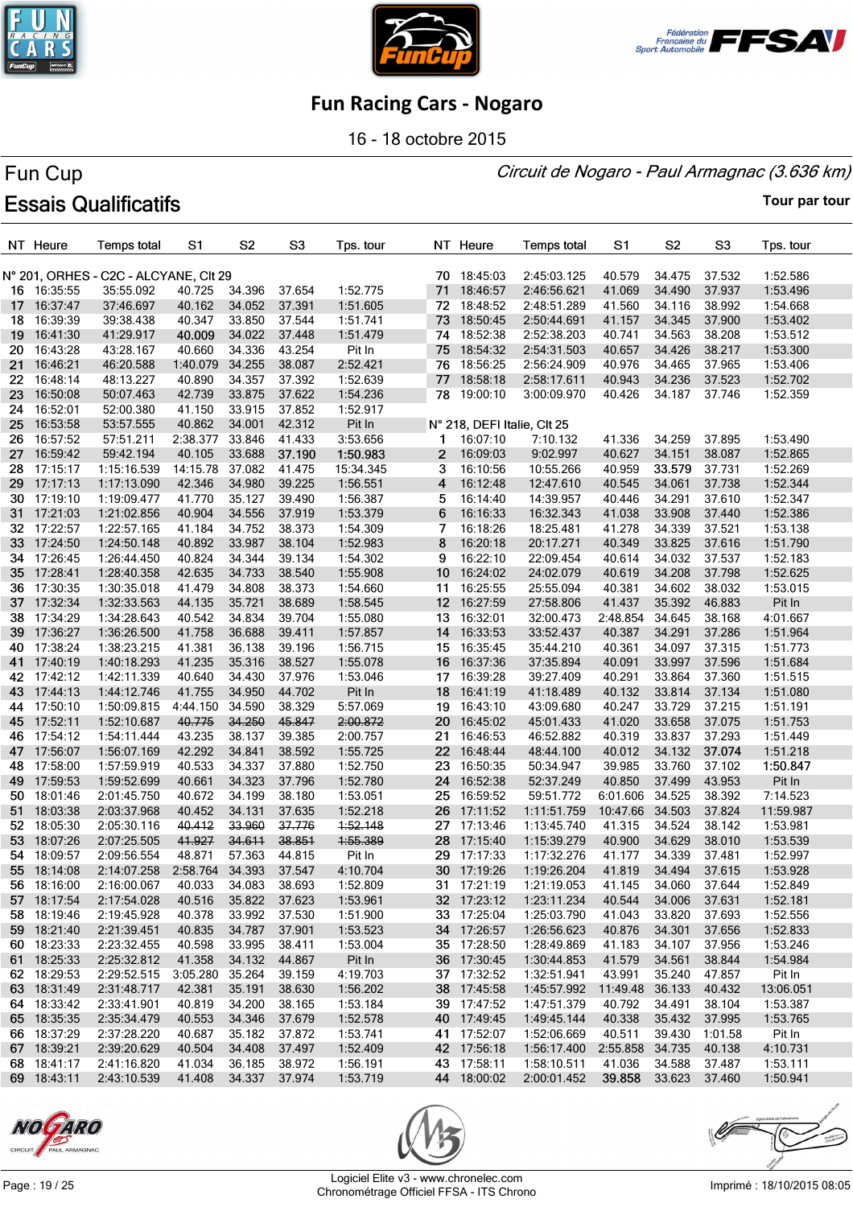# Fun Racing Cars - Nogaro

16 - 18 octobre 2015

## Fun Cup

*Circuit de Nogaro - Paul Armagnac (3.636 km)*

## Essais Qualificatifs

Tour par tour

N° 201, ORHES - C2C - ALCYANE, Clt 29

| NT | Heure | Temps total | S1 | S2 | S3 | Tps. tour |
|---|---|---|---|---|---|---|
| 16 | 16:35:55 | 35:55.092 | 40.725 | 34.396 | 37.654 | 1:52.775 |
| 17 | 16:37:47 | 37:46.697 | 40.162 | 34.052 | 37.391 | 1:51.605 |
| 18 | 16:39:39 | 39:38.438 | 40.347 | 33.850 | 37.544 | 1:51.741 |
| 19 | 16:41:30 | 41:29.917 | 40.009 | 34.022 | 37.448 | 1:51.479 |
| 20 | 16:43:28 | 43:28.167 | 40.660 | 34.336 | 43.254 | Pit In |
| 21 | 16:46:21 | 46:20.588 | 1:40.079 | 34.255 | 38.087 | 2:52.421 |
| 22 | 16:48:14 | 48:13.227 | 40.890 | 34.357 | 37.392 | 1:52.639 |
| 23 | 16:50:08 | 50:07.463 | 42.739 | 33.875 | 37.622 | 1:54.236 |
| 24 | 16:52:01 | 52:00.380 | 41.150 | 33.915 | 37.852 | 1:52.917 |
| 25 | 16:53:58 | 53:57.555 | 40.862 | 34.001 | 42.312 | Pit In |
| 26 | 16:57:52 | 57:51.211 | 2:38.377 | 33.846 | 41.433 | 3:53.656 |
| 27 | 16:59:42 | 59:42.194 | 40.105 | 33.688 | 37.190 | 1:50.983 |
| 28 | 17:15:17 | 1:15:16.539 | 14:15.78 | 37.082 | 41.475 | 15:34.345 |
| 29 | 17:17:13 | 1:17:13.090 | 42.346 | 34.980 | 39.225 | 1:56.551 |
| 30 | 17:19:10 | 1:19:09.477 | 41.770 | 35.127 | 39.490 | 1:56.387 |
| 31 | 17:21:03 | 1:21:02.856 | 40.904 | 34.556 | 37.919 | 1:53.379 |
| 32 | 17:22:57 | 1:22:57.165 | 41.184 | 34.752 | 38.373 | 1:54.309 |
| 33 | 17:24:50 | 1:24:50.148 | 40.892 | 33.987 | 38.104 | 1:52.983 |
| 34 | 17:26:45 | 1:26:44.450 | 40.824 | 34.344 | 39.134 | 1:54.302 |
| 35 | 17:28:41 | 1:28:40.358 | 42.635 | 34.733 | 38.540 | 1:55.908 |
| 36 | 17:30:35 | 1:30:35.018 | 41.479 | 34.808 | 38.373 | 1:54.660 |
| 37 | 17:32:34 | 1:32:33.563 | 44.135 | 35.721 | 38.689 | 1:58.545 |
| 38 | 17:34:29 | 1:34:28.643 | 40.542 | 34.834 | 39.704 | 1:55.080 |
| 39 | 17:36:27 | 1:36:26.500 | 41.758 | 36.688 | 39.411 | 1:57.857 |
| 40 | 17:38:24 | 1:38:23.215 | 41.381 | 36.138 | 39.196 | 1:56.715 |
| 41 | 17:40:19 | 1:40:18.293 | 41.235 | 35.316 | 38.527 | 1:55.078 |
| 42 | 17:42:12 | 1:42:11.339 | 40.640 | 34.430 | 37.976 | 1:53.046 |
| 43 | 17:44:13 | 1:44:12.746 | 41.755 | 34.950 | 44.702 | Pit In |
| 44 | 17:50:10 | 1:50:09.815 | 4:44.150 | 34.590 | 38.329 | 5:57.069 |
| 45 | 17:52:11 | 1:52:10.687 | ~~40.775~~ | ~~34.250~~ | ~~45.847~~ | ~~2:00.872~~ |
| 46 | 17:54:12 | 1:54:11.444 | 43.235 | 38.137 | 39.385 | 2:00.757 |
| 47 | 17:56:07 | 1:56:07.169 | 42.292 | 34.841 | 38.592 | 1:55.725 |
| 48 | 17:58:00 | 1:57:59.919 | 40.533 | 34.337 | 37.880 | 1:52.750 |
| 49 | 17:59:53 | 1:59:52.699 | 40.661 | 34.323 | 37.796 | 1:52.780 |
| 50 | 18:01:46 | 2:01:45.750 | 40.672 | 34.199 | 38.180 | 1:53.051 |
| 51 | 18:03:38 | 2:03:37.968 | 40.452 | 34.131 | 37.635 | 1:52.218 |
| 52 | 18:05:30 | 2:05:30.116 | ~~40.412~~ | ~~33.960~~ | ~~37.776~~ | ~~1:52.148~~ |
| 53 | 18:07:26 | 2:07:25.505 | ~~41.927~~ | ~~34.611~~ | ~~38.851~~ | ~~1:55.389~~ |
| 54 | 18:09:57 | 2:09:56.554 | 48.871 | 57.363 | 44.815 | Pit In |
| 55 | 18:14:08 | 2:14:07.258 | 2:58.764 | 34.393 | 37.547 | 4:10.704 |
| 56 | 18:16:00 | 2:16:00.067 | 40.033 | 34.083 | 38.693 | 1:52.809 |
| 57 | 18:17:54 | 2:17:54.028 | 40.516 | 35.822 | 37.623 | 1:53.961 |
| 58 | 18:19:46 | 2:19:45.928 | 40.378 | 33.992 | 37.530 | 1:51.900 |
| 59 | 18:21:40 | 2:21:39.451 | 40.835 | 34.787 | 37.901 | 1:53.523 |
| 60 | 18:23:33 | 2:23:32.455 | 40.598 | 33.995 | 38.411 | 1:53.004 |
| 61 | 18:25:33 | 2:25:32.812 | 41.358 | 34.132 | 44.867 | Pit In |
| 62 | 18:29:53 | 2:29:52.515 | 3:05.280 | 35.264 | 39.159 | 4:19.703 |
| 63 | 18:31:49 | 2:31:48.717 | 42.381 | 35.191 | 38.630 | 1:56.202 |
| 64 | 18:33:42 | 2:33:41.901 | 40.819 | 34.200 | 38.165 | 1:53.184 |
| 65 | 18:35:35 | 2:35:34.479 | 40.553 | 34.346 | 37.679 | 1:52.578 |
| 66 | 18:37:29 | 2:37:28.220 | 40.687 | 35.182 | 37.872 | 1:53.741 |
| 67 | 18:39:21 | 2:39:20.629 | 40.504 | 34.408 | 37.497 | 1:52.409 |
| 68 | 18:41:17 | 2:41:16.820 | 41.034 | 36.185 | 38.972 | 1:56.191 |
| 69 | 18:43:11 | 2:43:10.539 | 41.408 | 34.337 | 37.974 | 1:53.719 |
| 70 | 18:45:03 | 2:45:03.125 | 40.579 | 34.475 | 37.532 | 1:52.586 |
| 71 | 18:46:57 | 2:46:56.621 | 41.069 | 34.490 | 37.937 | 1:53.496 |
| 72 | 18:48:52 | 2:48:51.289 | 41.560 | 34.116 | 38.992 | 1:54.668 |
| 73 | 18:50:45 | 2:50:44.691 | 41.157 | 34.345 | 37.900 | 1:53.402 |
| 74 | 18:52:38 | 2:52:38.203 | 40.741 | 34.563 | 38.208 | 1:53.512 |
| 75 | 18:54:32 | 2:54:31.503 | 40.657 | 34.426 | 38.217 | 1:53.300 |
| 76 | 18:56:25 | 2:56:24.909 | 40.976 | 34.465 | 37.965 | 1:53.406 |
| 77 | 18:58:18 | 2:58:17.611 | 40.943 | 34.236 | 37.523 | 1:52.702 |
| 78 | 19:00:10 | 3:00:09.970 | 40.426 | 34.187 | 37.746 | 1:52.359 |

N° 218, DEFI Italie, Clt 25

| NT | Heure | Temps total | S1 | S2 | S3 | Tps. tour |
|---|---|---|---|---|---|---|
| 1 | 16:07:10 | 7:10.132 | 41.336 | 34.259 | 37.895 | 1:53.490 |
| 2 | 16:09:03 | 9:02.997 | 40.627 | 34.151 | 38.087 | 1:52.865 |
| 3 | 16:10:56 | 10:55.266 | 40.959 | 33.579 | 37.731 | 1:52.269 |
| 4 | 16:12:48 | 12:47.610 | 40.545 | 34.061 | 37.738 | 1:52.344 |
| 5 | 16:14:40 | 14:39.957 | 40.446 | 34.291 | 37.610 | 1:52.347 |
| 6 | 16:16:33 | 16:32.343 | 41.038 | 33.908 | 37.440 | 1:52.386 |
| 7 | 16:18:26 | 18:25.481 | 41.278 | 34.339 | 37.521 | 1:53.138 |
| 8 | 16:20:18 | 20:17.271 | 40.349 | 33.825 | 37.616 | 1:51.790 |
| 9 | 16:22:10 | 22:09.454 | 40.614 | 34.032 | 37.537 | 1:52.183 |
| 10 | 16:24:02 | 24:02.079 | 40.619 | 34.208 | 37.798 | 1:52.625 |
| 11 | 16:25:55 | 25:55.094 | 40.381 | 34.602 | 38.032 | 1:53.015 |
| 12 | 16:27:59 | 27:58.806 | 41.437 | 35.392 | 46.883 | Pit In |
| 13 | 16:32:01 | 32:00.473 | 2:48.854 | 34.645 | 38.168 | 4:01.667 |
| 14 | 16:33:53 | 33:52.437 | 40.387 | 34.291 | 37.286 | 1:51.964 |
| 15 | 16:35:45 | 35:44.210 | 40.361 | 34.097 | 37.315 | 1:51.773 |
| 16 | 16:37:36 | 37:35.894 | 40.091 | 33.997 | 37.596 | 1:51.684 |
| 17 | 16:39:28 | 39:27.409 | 40.291 | 33.864 | 37.360 | 1:51.515 |
| 18 | 16:41:19 | 41:18.489 | 40.132 | 33.814 | 37.134 | 1:51.080 |
| 19 | 16:43:10 | 43:09.680 | 40.247 | 33.729 | 37.215 | 1:51.191 |
| 20 | 16:45:02 | 45:01.433 | 41.020 | 33.658 | 37.075 | 1:51.753 |
| 21 | 16:46:53 | 46:52.882 | 40.319 | 33.837 | 37.293 | 1:51.449 |
| 22 | 16:48:44 | 48:44.100 | 40.012 | 34.132 | 37.074 | 1:51.218 |
| 23 | 16:50:35 | 50:34.947 | 39.985 | 33.760 | 37.102 | 1:50.847 |
| 24 | 16:52:38 | 52:37.249 | 40.850 | 37.499 | 43.953 | Pit In |
| 25 | 16:59:52 | 59:51.772 | 6:01.606 | 34.525 | 38.392 | 7:14.523 |
| 26 | 17:11:52 | 1:11:51.759 | 10:47.66 | 34.503 | 37.824 | 11:59.987 |
| 27 | 17:13:46 | 1:13:45.740 | 41.315 | 34.524 | 38.142 | 1:53.981 |
| 28 | 17:15:40 | 1:15:39.279 | 40.900 | 34.629 | 38.010 | 1:53.539 |
| 29 | 17:17:33 | 1:17:32.276 | 41.177 | 34.339 | 37.481 | 1:52.997 |
| 30 | 17:19:26 | 1:19:26.204 | 41.819 | 34.494 | 37.615 | 1:53.928 |
| 31 | 17:21:19 | 1:21:19.053 | 41.145 | 34.060 | 37.644 | 1:52.849 |
| 32 | 17:23:12 | 1:23:11.234 | 40.544 | 34.006 | 37.631 | 1:52.181 |
| 33 | 17:25:04 | 1:25:03.790 | 41.043 | 33.820 | 37.693 | 1:52.556 |
| 34 | 17:26:57 | 1:26:56.623 | 40.876 | 34.301 | 37.656 | 1:52.833 |
| 35 | 17:28:50 | 1:28:49.869 | 41.183 | 34.107 | 37.956 | 1:53.246 |
| 36 | 17:30:45 | 1:30:44.853 | 41.579 | 34.561 | 38.844 | 1:54.984 |
| 37 | 17:32:52 | 1:32:51.944 | 43.991 | 35.240 | 47.857 | Pit In |
| 38 | 17:45:58 | 1:45:57.992 | 11:49.48 | 36.133 | 40.432 | 13:06.051 |
| 39 | 17:47:52 | 1:47:51.379 | 40.792 | 34.491 | 38.104 | 1:53.387 |
| 40 | 17:49:45 | 1:49:45.144 | 40.338 | 35.432 | 37.995 | 1:53.765 |
| 41 | 17:52:07 | 1:52:06.669 | 40.511 | 39.430 | 1:01.58 | Pit In |
| 42 | 17:56:18 | 1:56:17.400 | 2:55.858 | 34.735 | 40.138 | 4:10.731 |
| 43 | 17:58:11 | 1:58:10.511 | 41.036 | 34.588 | 37.487 | 1:53.111 |
| 44 | 18:00:02 | 2:00:01.452 | 39.858 | 33.623 | 37.460 | 1:50.941 |

Logiciel Elite v3 - www.chronelec.com
Chronométrage Officiel FFSA - ITS Chrono

Imprimé : 18/10/2015 08:05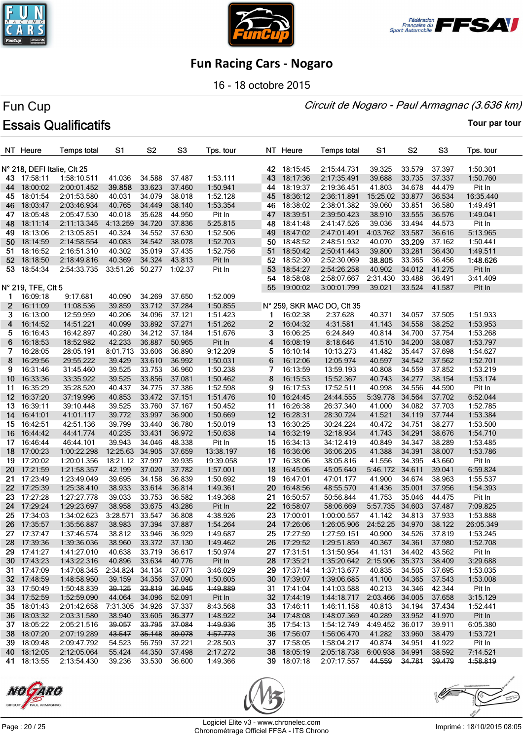# Fun Racing Cars - Nogaro

16 - 18 octobre 2015

## Fun Cup

*Circuit de Nogaro - Paul Armagnac (3.636 km)*

## Essais Qualificatifs

Tour par tour

| NT | Heure | Temps total | S1 | S2 | S3 | Tps. tour |
|---|---|---|---|---|---|---|
| **N° 218, DEFI Italie, Clt 25** | | | | | | |
| 43 | 17:58:11 | 1:58:10.511 | 41.036 | 34.588 | 37.487 | 1:53.111 |
| 44 | 18:00:02 | 2:00:01.452 | 39.858 | 33.623 | 37.460 | 1:50.941 |
| 45 | 18:01:54 | 2:01:53.580 | 40.031 | 34.079 | 38.018 | 1:52.128 |
| 46 | 18:03:47 | 2:03:46.934 | 40.765 | 34.449 | 38.140 | 1:53.354 |
| 47 | 18:05:48 | 2:05:47.530 | 40.018 | 35.628 | 44.950 | Pit In |
| 48 | 18:11:14 | 2:11:13.345 | 4:13.259 | 34.720 | 37.836 | 5:25.815 |
| 49 | 18:13:06 | 2:13:05.851 | 40.324 | 34.552 | 37.630 | 1:52.506 |
| 50 | 18:14:59 | 2:14:58.554 | 40.083 | 34.542 | 38.078 | 1:52.703 |
| 51 | 18:16:52 | 2:16:51.310 | 40.302 | 35.019 | 37.435 | 1:52.756 |
| 52 | 18:18:50 | 2:18:49.816 | 40.369 | 34.324 | 43.813 | Pit In |
| 53 | 18:54:34 | 2:54:33.735 | 33:51.26 | 50.277 | 1:02.37 | Pit In |
| **N° 219, TFE, Clt 5** | | | | | | |
| 1 | 16:09:18 | 9:17.681 | 40.090 | 34.269 | 37.650 | 1:52.009 |
| 2 | 16:11:09 | 11:08.536 | 39.859 | 33.712 | 37.284 | 1:50.855 |
| 3 | 16:13:00 | 12:59.959 | 40.206 | 34.096 | 37.121 | 1:51.423 |
| 4 | 16:14:52 | 14:51.221 | 40.099 | 33.892 | 37.271 | 1:51.262 |
| 5 | 16:16:43 | 16:42.897 | 40.280 | 34.212 | 37.184 | 1:51.676 |
| 6 | 16:18:53 | 18:52.982 | 42.233 | 36.887 | 50.965 | Pit In |
| 7 | 16:28:05 | 28:05.191 | 8:01.713 | 33.606 | 36.890 | 9:12.209 |
| 8 | 16:29:56 | 29:55.222 | 39.429 | 33.610 | 36.992 | 1:50.031 |
| 9 | 16:31:46 | 31:45.460 | 39.525 | 33.753 | 36.960 | 1:50.238 |
| 10 | 16:33:36 | 33:35.922 | 39.525 | 33.856 | 37.081 | 1:50.462 |
| 11 | 16:35:29 | 35:28.520 | 40.437 | 34.775 | 37.386 | 1:52.598 |
| 12 | 16:37:20 | 37:19.996 | 40.853 | 33.472 | 37.151 | 1:51.476 |
| 13 | 16:39:11 | 39:10.448 | 39.525 | 33.760 | 37.167 | 1:50.452 |
| 14 | 16:41:01 | 41:01.117 | 39.772 | 33.997 | 36.900 | 1:50.669 |
| 15 | 16:42:51 | 42:51.136 | 39.799 | 33.440 | 36.780 | 1:50.019 |
| 16 | 16:44:42 | 44:41.774 | 40.235 | 33.431 | 36.972 | 1:50.638 |
| 17 | 16:46:44 | 46:44.101 | 39.943 | 34.046 | 48.338 | Pit In |
| 18 | 17:00:23 | 1:00:22.298 | 12:25.63 | 34.905 | 37.659 | 13:38.197 |
| 19 | 17:20:02 | 1:20:01.356 | 18:21.12 | 37.997 | 39.935 | 19:39.058 |
| 20 | 17:21:59 | 1:21:58.357 | 42.199 | 37.020 | 37.782 | 1:57.001 |
| 21 | 17:23:49 | 1:23:49.049 | 39.695 | 34.158 | 36.839 | 1:50.692 |
| 22 | 17:25:39 | 1:25:38.410 | 38.933 | 33.614 | 36.814 | 1:49.361 |
| 23 | 17:27:28 | 1:27:27.778 | 39.033 | 33.753 | 36.582 | 1:49.368 |
| 24 | 17:29:24 | 1:29:23.697 | 38.958 | 33.675 | 43.286 | Pit In |
| 25 | 17:34:03 | 1:34:02.623 | 3:28.571 | 33.547 | 36.808 | 4:38.926 |
| 26 | 17:35:57 | 1:35:56.887 | 38.983 | 37.394 | 37.887 | 1:54.264 |
| 27 | 17:37:47 | 1:37:46.574 | 38.812 | 33.946 | 36.929 | 1:49.687 |
| 28 | 17:39:36 | 1:39:36.036 | 38.960 | 33.372 | 37.130 | 1:49.462 |
| 29 | 17:41:27 | 1:41:27.010 | 40.638 | 33.719 | 36.617 | 1:50.974 |
| 30 | 17:43:23 | 1:43:22.316 | 40.896 | 33.634 | 40.776 | Pit In |
| 31 | 17:47:09 | 1:47:08.345 | 2:34.824 | 34.134 | 37.071 | 3:46.029 |
| 32 | 17:48:59 | 1:48:58.950 | 39.159 | 34.356 | 37.090 | 1:50.605 |
| 33 | 17:50:49 | 1:50:48.839 | ~~39.125~~ | ~~33.819~~ | ~~36.945~~ | ~~1:49.889~~ |
| 34 | 17:52:59 | 1:52:59.090 | 44.064 | 34.096 | 52.091 | Pit In |
| 35 | 18:01:43 | 2:01:42.658 | 7:31.305 | 34.926 | 37.337 | 8:43.568 |
| 36 | 18:03:32 | 2:03:31.580 | 38.940 | 33.605 | 36.377 | 1:48.922 |
| 37 | 18:05:22 | 2:05:21.516 | ~~39.057~~ | ~~33.795~~ | ~~37.084~~ | ~~1:49.936~~ |
| 38 | 18:07:20 | 2:07:19.289 | ~~43.547~~ | ~~35.148~~ | ~~39.078~~ | ~~1:57.773~~ |
| 39 | 18:09:48 | 2:09:47.792 | 54.523 | 56.759 | 37.221 | 2:28.503 |
| 40 | 18:12:05 | 2:12:05.064 | 55.424 | 44.350 | 37.498 | 2:17.272 |
| 41 | 18:13:55 | 2:13:54.430 | 39.236 | 33.530 | 36.600 | 1:49.366 |
| 42 | 18:15:45 | 2:15:44.731 | 39.325 | 33.579 | 37.397 | 1:50.301 |
| 43 | 18:17:36 | 2:17:35.491 | 39.688 | 33.735 | 37.337 | 1:50.760 |
| 44 | 18:19:37 | 2:19:36.451 | 41.803 | 34.678 | 44.479 | Pit In |
| 45 | 18:36:12 | 2:36:11.891 | 15:25.02 | 33.877 | 36.534 | 16:35.440 |
| 46 | 18:38:02 | 2:38:01.382 | 39.060 | 33.851 | 36.580 | 1:49.491 |
| 47 | 18:39:51 | 2:39:50.423 | 38.910 | 33.555 | 36.576 | 1:49.041 |
| 48 | 18:41:48 | 2:41:47.526 | 39.036 | 33.494 | 44.573 | Pit In |
| 49 | 18:47:02 | 2:47:01.491 | 4:03.762 | 33.587 | 36.616 | 5:13.965 |
| 50 | 18:48:52 | 2:48:51.932 | 40.070 | 33.209 | 37.162 | 1:50.441 |
| 51 | 18:50:42 | 2:50:41.443 | 39.800 | 33.281 | 36.430 | 1:49.511 |
| 52 | 18:52:30 | 2:52:30.069 | 38.805 | 33.365 | 36.456 | 1:48.626 |
| 53 | 18:54:27 | 2:54:26.258 | 40.902 | 34.012 | 41.275 | Pit In |
| 54 | 18:58:08 | 2:58:07.667 | 2:31.430 | 33.488 | 36.491 | 3:41.409 |
| 55 | 19:00:02 | 3:00:01.799 | 39.021 | 33.524 | 41.587 | Pit In |
| **N° 259, SKR MAC DO, Clt 35** | | | | | | |
| 1 | 16:02:38 | 2:37.628 | 40.371 | 34.057 | 37.505 | 1:51.933 |
| 2 | 16:04:32 | 4:31.581 | 41.143 | 34.558 | 38.252 | 1:53.953 |
| 3 | 16:06:25 | 6:24.849 | 40.814 | 34.700 | 37.754 | 1:53.268 |
| 4 | 16:08:19 | 8:18.646 | 41.510 | 34.200 | 38.087 | 1:53.797 |
| 5 | 16:10:14 | 10:13.273 | 41.482 | 35.447 | 37.698 | 1:54.627 |
| 6 | 16:12:06 | 12:05.974 | 40.597 | 34.542 | 37.562 | 1:52.701 |
| 7 | 16:13:59 | 13:59.193 | 40.808 | 34.559 | 37.852 | 1:53.219 |
| 8 | 16:15:53 | 15:52.367 | 40.743 | 34.277 | 38.154 | 1:53.174 |
| 9 | 16:17:53 | 17:52.511 | 40.998 | 34.556 | 44.590 | Pit In |
| 10 | 16:24:45 | 24:44.555 | 5:39.778 | 34.564 | 37.702 | 6:52.044 |
| 11 | 16:26:38 | 26:37.340 | 41.000 | 34.082 | 37.703 | 1:52.785 |
| 12 | 16:28:31 | 28:30.724 | 41.521 | 34.119 | 37.744 | 1:53.384 |
| 13 | 16:30:25 | 30:24.224 | 40.472 | 34.751 | 38.277 | 1:53.500 |
| 14 | 16:32:19 | 32:18.934 | 41.743 | 34.291 | 38.676 | 1:54.710 |
| 15 | 16:34:13 | 34:12.419 | 40.849 | 34.347 | 38.289 | 1:53.485 |
| 16 | 16:36:06 | 36:06.205 | 41.388 | 34.391 | 38.007 | 1:53.786 |
| 17 | 16:38:06 | 38:05.816 | 41.556 | 34.395 | 43.660 | Pit In |
| 18 | 16:45:06 | 45:05.640 | 5:46.172 | 34.611 | 39.041 | 6:59.824 |
| 19 | 16:47:01 | 47:01.177 | 41.900 | 34.674 | 38.963 | 1:55.537 |
| 20 | 16:48:56 | 48:55.570 | 41.436 | 35.001 | 37.956 | 1:54.393 |
| 21 | 16:50:57 | 50:56.844 | 41.753 | 35.046 | 44.475 | Pit In |
| 22 | 16:58:07 | 58:06.669 | 5:57.735 | 34.603 | 37.487 | 7:09.825 |
| 23 | 17:00:01 | 1:00:00.557 | 41.142 | 34.813 | 37.933 | 1:53.888 |
| 24 | 17:26:06 | 1:26:05.906 | 24:52.25 | 34.970 | 38.122 | 26:05.349 |
| 25 | 17:27:59 | 1:27:59.151 | 40.900 | 34.526 | 37.819 | 1:53.245 |
| 26 | 17:29:52 | 1:29:51.859 | 40.367 | 34.361 | 37.980 | 1:52.708 |
| 27 | 17:31:51 | 1:31:50.954 | 41.131 | 34.402 | 43.562 | Pit In |
| 28 | 17:35:21 | 1:35:20.642 | 2:15.906 | 35.373 | 38.409 | 3:29.688 |
| 29 | 17:37:14 | 1:37:13.677 | 40.835 | 34.505 | 37.695 | 1:53.035 |
| 30 | 17:39:07 | 1:39:06.685 | 41.100 | 34.365 | 37.543 | 1:53.008 |
| 31 | 17:41:04 | 1:41:03.588 | 40.213 | 34.346 | 42.344 | Pit In |
| 32 | 17:44:19 | 1:44:18.717 | 2:03.466 | 34.005 | 37.658 | 3:15.129 |
| 33 | 17:46:11 | 1:46:11.158 | 40.813 | 34.194 | 37.434 | 1:52.441 |
| 34 | 17:48:08 | 1:48:07.369 | 40.289 | 33.952 | 41.970 | Pit In |
| 35 | 17:54:13 | 1:54:12.749 | 4:49.452 | 36.017 | 39.911 | 6:05.380 |
| 36 | 17:56:07 | 1:56:06.470 | 41.282 | 33.960 | 38.479 | 1:53.721 |
| 37 | 17:58:05 | 1:58:04.217 | 40.874 | 34.951 | 41.922 | Pit In |
| 38 | 18:05:19 | 2:05:18.738 | ~~6:00.938~~ | ~~34.991~~ | ~~38.592~~ | ~~7:14.521~~ |
| 39 | 18:07:18 | 2:07:17.557 | ~~44.559~~ | ~~34.781~~ | ~~39.479~~ | ~~1:58.819~~ |

Logiciel Elite v3 - www.chronelec.com
Chronométrage Officiel FFSA - ITS Chrono

Imprimé : 18/10/2015 08:05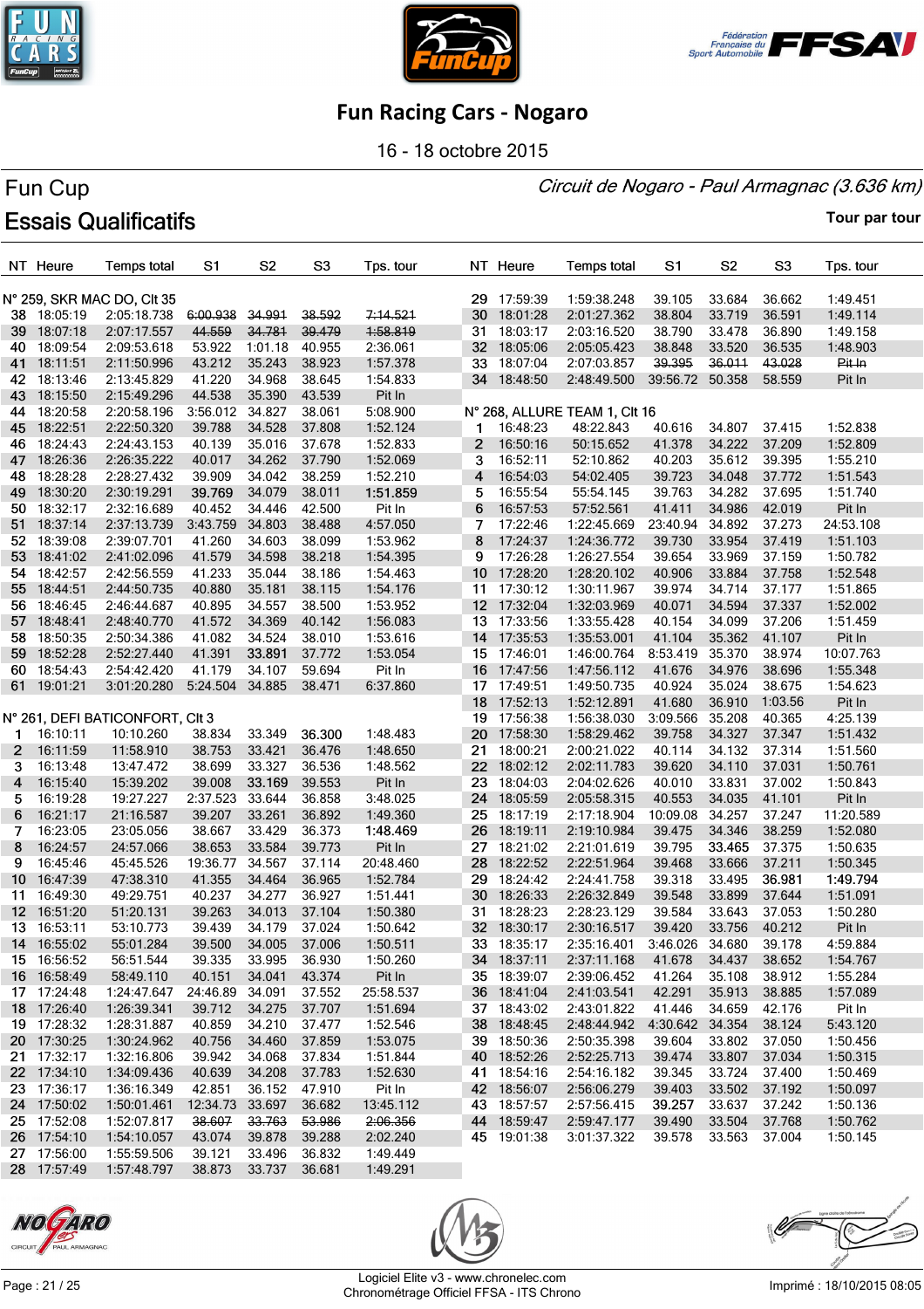# Fun Racing Cars - Nogaro

16 - 18 octobre 2015

## Fun Cup

*Circuit de Nogaro - Paul Armagnac (3.636 km)*

## Essais Qualificatifs

Tour par tour

**N° 259, SKR MAC DO, Clt 35**

| NT | Heure | Temps total | S1 | S2 | S3 | Tps. tour |
|---|---|---|---|---|---|---|
| 38 | 18:05:19 | 2:05:18.738 | ~~6:00.938~~ | ~~34.991~~ | ~~38.592~~ | ~~7:14.521~~ |
| 39 | 18:07:18 | 2:07:17.557 | ~~44.559~~ | ~~34.781~~ | ~~39.479~~ | ~~1:58.819~~ |
| 40 | 18:09:54 | 2:09:53.618 | 53.922 | 1:01.18 | 40.955 | 2:36.061 |
| 41 | 18:11:51 | 2:11:50.996 | 43.212 | 35.243 | 38.923 | 1:57.378 |
| 42 | 18:13:46 | 2:13:45.829 | 41.220 | 34.968 | 38.645 | 1:54.833 |
| 43 | 18:15:50 | 2:15:49.296 | 44.538 | 35.390 | 43.539 | Pit In |
| 44 | 18:20:58 | 2:20:58.196 | 3:56.012 | 34.827 | 38.061 | 5:08.900 |
| 45 | 18:22:51 | 2:22:50.320 | 39.788 | 34.528 | 37.808 | 1:52.124 |
| 46 | 18:24:43 | 2:24:43.153 | 40.139 | 35.016 | 37.678 | 1:52.833 |
| 47 | 18:26:36 | 2:26:35.222 | 40.017 | 34.262 | 37.790 | 1:52.069 |
| 48 | 18:28:28 | 2:28:27.432 | 39.909 | 34.042 | 38.259 | 1:52.210 |
| 49 | 18:30:20 | 2:30:19.291 | **39.769** | 34.079 | 38.011 | **1:51.859** |
| 50 | 18:32:17 | 2:32:16.689 | 40.452 | 34.446 | 42.500 | Pit In |
| 51 | 18:37:14 | 2:37:13.739 | 3:43.759 | 34.803 | 38.488 | 4:57.050 |
| 52 | 18:39:08 | 2:39:07.701 | 41.260 | 34.603 | 38.099 | 1:53.962 |
| 53 | 18:41:02 | 2:41:02.096 | 41.579 | 34.598 | 38.218 | 1:54.395 |
| 54 | 18:42:57 | 2:42:56.559 | 41.233 | 35.044 | 38.186 | 1:54.463 |
| 55 | 18:44:51 | 2:44:50.735 | 40.880 | 35.181 | 38.115 | 1:54.176 |
| 56 | 18:46:45 | 2:46:44.687 | 40.895 | 34.557 | 38.500 | 1:53.952 |
| 57 | 18:48:41 | 2:48:40.770 | 41.572 | 34.369 | 40.142 | 1:56.083 |
| 58 | 18:50:35 | 2:50:34.386 | 41.082 | 34.524 | 38.010 | 1:53.616 |
| 59 | 18:52:28 | 2:52:27.440 | 41.391 | **33.891** | 37.772 | 1:53.054 |
| 60 | 18:54:43 | 2:54:42.420 | 41.179 | 34.107 | 59.694 | Pit In |
| 61 | 19:01:21 | 3:01:20.280 | 5:24.504 | 34.885 | 38.471 | 6:37.860 |

**N° 261, DEFI BATICONFORT, Clt 3**

| NT | Heure | Temps total | S1 | S2 | S3 | Tps. tour |
|---|---|---|---|---|---|---|
| 1 | 16:10:11 | 10:10.260 | 38.834 | 33.349 | **36.300** | 1:48.483 |
| 2 | 16:11:59 | 11:58.910 | 38.753 | 33.421 | 36.476 | 1:48.650 |
| 3 | 16:13:48 | 13:47.472 | 38.699 | 33.327 | 36.536 | 1:48.562 |
| 4 | 16:15:40 | 15:39.202 | 39.008 | **33.169** | 39.553 | Pit In |
| 5 | 16:19:28 | 19:27.227 | 2:37.523 | 33.644 | 36.858 | 3:48.025 |
| 6 | 16:21:17 | 21:16.587 | 39.207 | 33.261 | 36.892 | 1:49.360 |
| 7 | 16:23:05 | 23:05.056 | 38.667 | 33.429 | 36.373 | **1:48.469** |
| 8 | 16:24:57 | 24:57.066 | 38.653 | 33.584 | 39.773 | Pit In |
| 9 | 16:45:46 | 45:45.526 | 19:36.77 | 34.567 | 37.114 | 20:48.460 |
| 10 | 16:47:39 | 47:38.310 | 41.355 | 34.464 | 36.965 | 1:52.784 |
| 11 | 16:49:30 | 49:29.751 | 40.237 | 34.277 | 36.927 | 1:51.441 |
| 12 | 16:51:20 | 51:20.131 | 39.263 | 34.013 | 37.104 | 1:50.380 |
| 13 | 16:53:11 | 53:10.773 | 39.439 | 34.179 | 37.024 | 1:50.642 |
| 14 | 16:55:02 | 55:01.284 | 39.500 | 34.005 | 37.006 | 1:50.511 |
| 15 | 16:56:52 | 56:51.544 | 39.335 | 33.995 | 36.930 | 1:50.260 |
| 16 | 16:58:49 | 58:49.110 | 40.151 | 34.041 | 43.374 | Pit In |
| 17 | 17:24:48 | 1:24:47.647 | 24:46.89 | 34.091 | 37.552 | 25:58.537 |
| 18 | 17:26:40 | 1:26:39.341 | 39.712 | 34.275 | 37.707 | 1:51.694 |
| 19 | 17:28:32 | 1:28:31.887 | 40.859 | 34.210 | 37.477 | 1:52.546 |
| 20 | 17:30:25 | 1:30:24.962 | 40.756 | 34.460 | 37.859 | 1:53.075 |
| 21 | 17:32:17 | 1:32:16.806 | 39.942 | 34.068 | 37.834 | 1:51.844 |
| 22 | 17:34:10 | 1:34:09.436 | 40.639 | 34.208 | 37.783 | 1:52.630 |
| 23 | 17:36:17 | 1:36:16.349 | 42.851 | 36.152 | 47.910 | Pit In |
| 24 | 17:50:02 | 1:50:01.461 | 12:34.73 | 33.697 | 36.682 | 13:45.112 |
| 25 | 17:52:08 | 1:52:07.817 | ~~38.607~~ | ~~33.763~~ | ~~53.986~~ | ~~2:06.356~~ |
| 26 | 17:54:10 | 1:54:10.057 | 43.074 | 39.878 | 39.288 | 2:02.240 |
| 27 | 17:56:00 | 1:55:59.506 | 39.121 | 33.496 | 36.832 | 1:49.449 |
| 28 | 17:57:49 | 1:57:48.797 | 38.873 | 33.737 | 36.681 | 1:49.291 |
| 29 | 17:59:39 | 1:59:38.248 | 39.105 | 33.684 | 36.662 | 1:49.451 |
| 30 | 18:01:28 | 2:01:27.362 | 38.804 | 33.719 | 36.591 | 1:49.114 |
| 31 | 18:03:17 | 2:03:16.520 | 38.790 | 33.478 | 36.890 | 1:49.158 |
| 32 | 18:05:06 | 2:05:05.423 | 38.848 | 33.520 | 36.535 | 1:48.903 |
| 33 | 18:07:04 | 2:07:03.857 | ~~39.395~~ | ~~36.011~~ | ~~43.028~~ | ~~Pit In~~ |
| 34 | 18:48:50 | 2:48:49.500 | 39:56.72 | 50.358 | 58.559 | Pit In |

**N° 268, ALLURE TEAM 1, Clt 16**

| NT | Heure | Temps total | S1 | S2 | S3 | Tps. tour |
|---|---|---|---|---|---|---|
| 1 | 16:48:23 | 48:22.843 | 40.616 | 34.807 | 37.415 | 1:52.838 |
| 2 | 16:50:16 | 50:15.652 | 41.378 | 34.222 | 37.209 | 1:52.809 |
| 3 | 16:52:11 | 52:10.862 | 40.203 | 35.612 | 39.395 | 1:55.210 |
| 4 | 16:54:03 | 54:02.405 | 39.723 | 34.048 | 37.772 | 1:51.543 |
| 5 | 16:55:54 | 55:54.145 | 39.763 | 34.282 | 37.695 | 1:51.740 |
| 6 | 16:57:53 | 57:52.561 | 41.411 | 34.986 | 42.019 | Pit In |
| 7 | 17:22:46 | 1:22:45.669 | 23:40.94 | 34.892 | 37.273 | 24:53.108 |
| 8 | 17:24:37 | 1:24:36.772 | 39.730 | 33.954 | 37.419 | 1:51.103 |
| 9 | 17:26:28 | 1:26:27.554 | 39.654 | 33.969 | 37.159 | 1:50.782 |
| 10 | 17:28:20 | 1:28:20.102 | 40.906 | 33.884 | 37.758 | 1:52.548 |
| 11 | 17:30:12 | 1:30:11.967 | 39.974 | 34.714 | 37.177 | 1:51.865 |
| 12 | 17:32:04 | 1:32:03.969 | 40.071 | 34.594 | 37.337 | 1:52.002 |
| 13 | 17:33:56 | 1:33:55.428 | 40.154 | 34.099 | 37.206 | 1:51.459 |
| 14 | 17:35:53 | 1:35:53.001 | 41.104 | 35.362 | 41.107 | Pit In |
| 15 | 17:46:01 | 1:46:00.764 | 8:53.419 | 35.370 | 38.974 | 10:07.763 |
| 16 | 17:47:56 | 1:47:56.112 | 41.676 | 34.976 | 38.696 | 1:55.348 |
| 17 | 17:49:51 | 1:49:50.735 | 40.924 | 35.024 | 38.675 | 1:54.623 |
| 18 | 17:52:13 | 1:52:12.891 | 41.680 | 36.910 | 1:03.56 | Pit In |
| 19 | 17:56:38 | 1:56:38.030 | 3:09.566 | 35.208 | 40.365 | 4:25.139 |
| 20 | 17:58:30 | 1:58:29.462 | 39.758 | 34.327 | 37.347 | 1:51.432 |
| 21 | 18:00:21 | 2:00:21.022 | 40.114 | 34.132 | 37.314 | 1:51.560 |
| 22 | 18:02:12 | 2:02:11.783 | 39.620 | 34.110 | 37.031 | 1:50.761 |
| 23 | 18:04:03 | 2:04:02.626 | 40.010 | 33.831 | 37.002 | 1:50.843 |
| 24 | 18:05:59 | 2:05:58.315 | 40.553 | 34.035 | 41.101 | Pit In |
| 25 | 18:17:19 | 2:17:18.904 | 10:09.08 | 34.257 | 37.247 | 11:20.589 |
| 26 | 18:19:11 | 2:19:10.984 | 39.475 | 34.346 | 38.259 | 1:52.080 |
| 27 | 18:21:02 | 2:21:01.619 | 39.795 | **33.465** | 37.375 | 1:50.635 |
| 28 | 18:22:52 | 2:22:51.964 | 39.468 | 33.666 | 37.211 | 1:50.345 |
| 29 | 18:24:42 | 2:24:41.758 | 39.318 | 33.495 | **36.981** | **1:49.794** |
| 30 | 18:26:33 | 2:26:32.849 | 39.548 | 33.899 | 37.644 | 1:51.091 |
| 31 | 18:28:23 | 2:28:23.129 | 39.584 | 33.643 | 37.053 | 1:50.280 |
| 32 | 18:30:17 | 2:30:16.517 | 39.420 | 33.756 | 40.212 | Pit In |
| 33 | 18:35:17 | 2:35:16.401 | 3:46.026 | 34.680 | 39.178 | 4:59.884 |
| 34 | 18:37:11 | 2:37:11.168 | 41.678 | 34.437 | 38.652 | 1:54.767 |
| 35 | 18:39:07 | 2:39:06.452 | 41.264 | 35.108 | 38.912 | 1:55.284 |
| 36 | 18:41:04 | 2:41:03.541 | 42.291 | 35.913 | 38.885 | 1:57.089 |
| 37 | 18:43:02 | 2:43:01.822 | 41.446 | 34.659 | 42.176 | Pit In |
| 38 | 18:48:45 | 2:48:44.942 | 4:30.642 | 34.354 | 38.124 | 5:43.120 |
| 39 | 18:50:36 | 2:50:35.398 | 39.604 | 33.802 | 37.050 | 1:50.456 |
| 40 | 18:52:26 | 2:52:25.713 | 39.474 | 33.807 | 37.034 | 1:50.315 |
| 41 | 18:54:16 | 2:54:16.182 | 39.345 | 33.724 | 37.400 | 1:50.469 |
| 42 | 18:56:07 | 2:56:06.279 | 39.403 | 33.502 | 37.192 | 1:50.097 |
| 43 | 18:57:57 | 2:57:56.415 | **39.257** | 33.637 | 37.242 | 1:50.136 |
| 44 | 18:59:47 | 2:59:47.177 | 39.490 | 33.504 | 37.768 | 1:50.762 |
| 45 | 19:01:38 | 3:01:37.322 | 39.578 | 33.563 | 37.004 | 1:50.145 |

Logiciel Elite v3 - www.chronelec.com
Chronométrage Officiel FFSA - ITS Chrono

Imprimé : 18/10/2015 08:05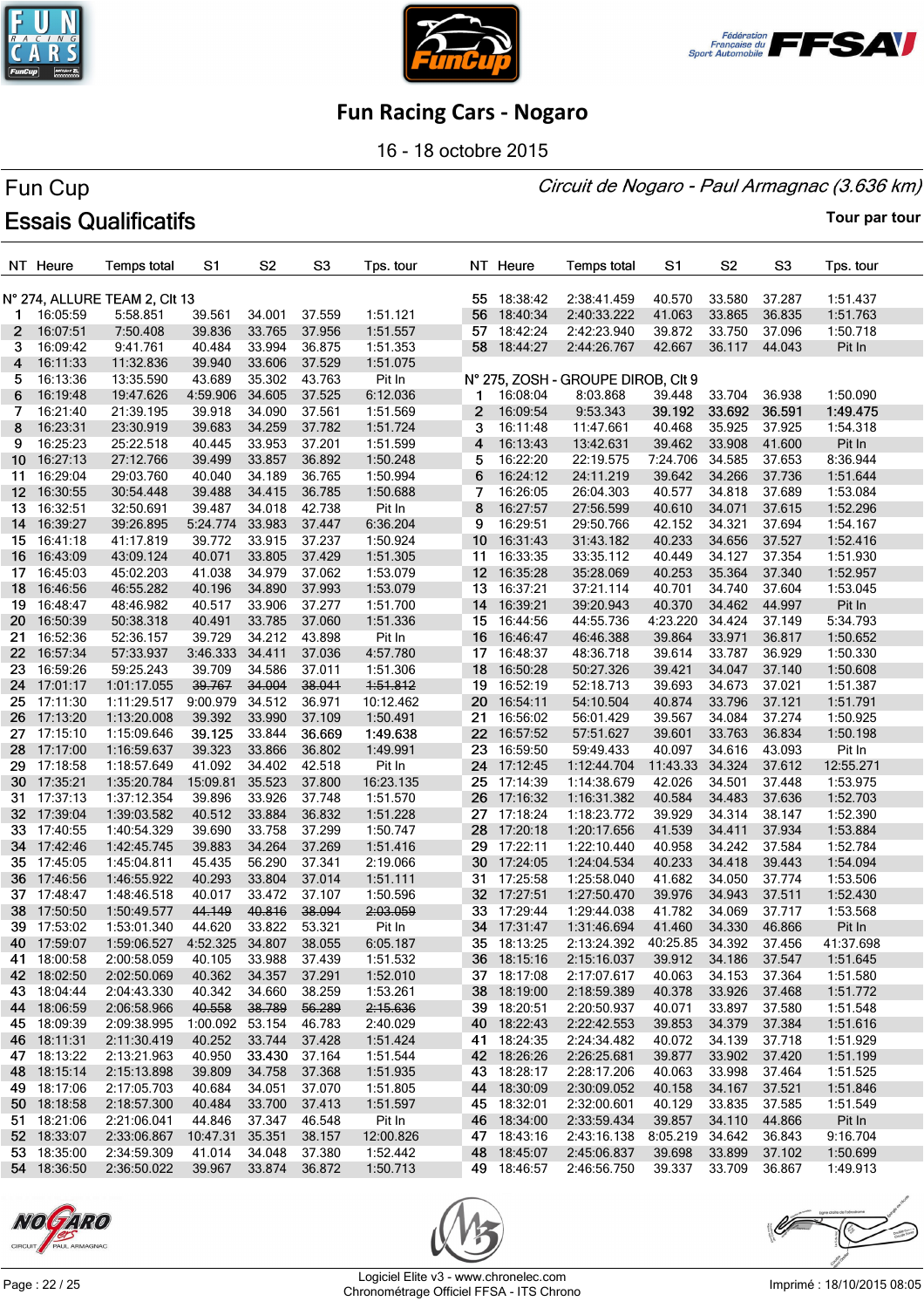# Fun Racing Cars - Nogaro

16 - 18 octobre 2015

**Fun Cup** — *Circuit de Nogaro - Paul Armagnac (3.636 km)*

## Essais Qualificatifs

Tour par tour

**N° 274, ALLURE TEAM 2, Clt 13**

| NT | Heure | Temps total | S1 | S2 | S3 | Tps. tour |
|---|---|---|---|---|---|---|
| 1 | 16:05:59 | 5:58.851 | 39.561 | 34.001 | 37.559 | 1:51.121 |
| 2 | 16:07:51 | 7:50.408 | 39.836 | 33.765 | 37.956 | 1:51.557 |
| 3 | 16:09:42 | 9:41.761 | 40.484 | 33.994 | 36.875 | 1:51.353 |
| 4 | 16:11:33 | 11:32.836 | 39.940 | 33.606 | 37.529 | 1:51.075 |
| 5 | 16:13:36 | 13:35.590 | 43.689 | 35.302 | 43.763 | Pit In |
| 6 | 16:19:48 | 19:47.626 | 4:59.906 | 34.605 | 37.525 | 6:12.036 |
| 7 | 16:21:40 | 21:39.195 | 39.918 | 34.090 | 37.561 | 1:51.569 |
| 8 | 16:23:31 | 23:30.919 | 39.683 | 34.259 | 37.782 | 1:51.724 |
| 9 | 16:25:23 | 25:22.518 | 40.445 | 33.953 | 37.201 | 1:51.599 |
| 10 | 16:27:13 | 27:12.766 | 39.499 | 33.857 | 36.892 | 1:50.248 |
| 11 | 16:29:04 | 29:03.760 | 40.040 | 34.189 | 36.765 | 1:50.994 |
| 12 | 16:30:55 | 30:54.448 | 39.488 | 34.415 | 36.785 | 1:50.688 |
| 13 | 16:32:51 | 32:50.691 | 39.487 | 34.018 | 42.738 | Pit In |
| 14 | 16:39:27 | 39:26.895 | 5:24.774 | 33.983 | 37.447 | 6:36.204 |
| 15 | 16:41:18 | 41:17.819 | 39.772 | 33.915 | 37.237 | 1:50.924 |
| 16 | 16:43:09 | 43:09.124 | 40.071 | 33.805 | 37.429 | 1:51.305 |
| 17 | 16:45:03 | 45:02.203 | 41.038 | 34.979 | 37.062 | 1:53.079 |
| 18 | 16:46:56 | 46:55.282 | 40.196 | 34.890 | 37.993 | 1:53.079 |
| 19 | 16:48:47 | 48:46.982 | 40.517 | 33.906 | 37.277 | 1:51.700 |
| 20 | 16:50:39 | 50:38.318 | 40.491 | 33.785 | 37.060 | 1:51.336 |
| 21 | 16:52:36 | 52:36.157 | 39.729 | 34.212 | 43.898 | Pit In |
| 22 | 16:57:34 | 57:33.937 | 3:46.333 | 34.411 | 37.036 | 4:57.780 |
| 23 | 16:59:26 | 59:25.243 | 39.709 | 34.586 | 37.011 | 1:51.306 |
| 24 | 17:01:17 | 1:01:17.055 | ~~39.767~~ | ~~34.004~~ | ~~38.041~~ | ~~1:51.812~~ |
| 25 | 17:11:30 | 1:11:29.517 | 9:00.979 | 34.512 | 36.971 | 10:12.462 |
| 26 | 17:13:20 | 1:13:20.008 | 39.392 | 33.990 | 37.109 | 1:50.491 |
| 27 | 17:15:10 | 1:15:09.646 | 39.125 | 33.844 | 36.669 | 1:49.638 |
| 28 | 17:17:00 | 1:16:59.637 | 39.323 | 33.866 | 36.802 | 1:49.991 |
| 29 | 17:18:58 | 1:18:57.649 | 41.092 | 34.402 | 42.518 | Pit In |
| 30 | 17:35:21 | 1:35:20.784 | 15:09.81 | 35.523 | 37.800 | 16:23.135 |
| 31 | 17:37:13 | 1:37:12.354 | 39.896 | 33.926 | 37.748 | 1:51.570 |
| 32 | 17:39:04 | 1:39:03.582 | 40.512 | 33.884 | 36.832 | 1:51.228 |
| 33 | 17:40:55 | 1:40:54.329 | 39.690 | 33.758 | 37.299 | 1:50.747 |
| 34 | 17:42:46 | 1:42:45.745 | 39.883 | 34.264 | 37.269 | 1:51.416 |
| 35 | 17:45:05 | 1:45:04.811 | 45.435 | 56.290 | 37.341 | 2:19.066 |
| 36 | 17:46:56 | 1:46:55.922 | 40.293 | 33.804 | 37.014 | 1:51.111 |
| 37 | 17:48:47 | 1:48:46.518 | 40.017 | 33.472 | 37.107 | 1:50.596 |
| 38 | 17:50:50 | 1:50:49.577 | ~~44.149~~ | ~~40.816~~ | ~~38.094~~ | ~~2:03.059~~ |
| 39 | 17:53:02 | 1:53:01.340 | 44.620 | 33.822 | 53.321 | Pit In |
| 40 | 17:59:07 | 1:59:06.527 | 4:52.325 | 34.807 | 38.055 | 6:05.187 |
| 41 | 18:00:58 | 2:00:58.059 | 40.105 | 33.988 | 37.439 | 1:51.532 |
| 42 | 18:02:50 | 2:02:50.069 | 40.362 | 34.357 | 37.291 | 1:52.010 |
| 43 | 18:04:44 | 2:04:43.330 | 40.342 | 34.660 | 38.259 | 1:53.261 |
| 44 | 18:06:59 | 2:06:58.966 | ~~40.558~~ | ~~38.789~~ | ~~56.289~~ | ~~2:15.636~~ |
| 45 | 18:09:39 | 2:09:38.995 | 1:00.092 | 53.154 | 46.783 | 2:40.029 |
| 46 | 18:11:31 | 2:11:30.419 | 40.252 | 33.744 | 37.428 | 1:51.424 |
| 47 | 18:13:22 | 2:13:21.963 | 40.950 | 33.430 | 37.164 | 1:51.544 |
| 48 | 18:15:14 | 2:15:13.898 | 39.809 | 34.758 | 37.368 | 1:51.935 |
| 49 | 18:17:06 | 2:17:05.703 | 40.684 | 34.051 | 37.070 | 1:51.805 |
| 50 | 18:18:58 | 2:18:57.300 | 40.484 | 33.700 | 37.413 | 1:51.597 |
| 51 | 18:21:06 | 2:21:06.041 | 44.846 | 37.347 | 46.548 | Pit In |
| 52 | 18:33:07 | 2:33:06.867 | 10:47.31 | 35.351 | 38.157 | 12:00.826 |
| 53 | 18:35:00 | 2:34:59.309 | 41.014 | 34.048 | 37.380 | 1:52.442 |
| 54 | 18:36:50 | 2:36:50.022 | 39.967 | 33.874 | 36.872 | 1:50.713 |
| 55 | 18:38:42 | 2:38:41.459 | 40.570 | 33.580 | 37.287 | 1:51.437 |
| 56 | 18:40:34 | 2:40:33.222 | 41.063 | 33.865 | 36.835 | 1:51.763 |
| 57 | 18:42:24 | 2:42:23.940 | 39.872 | 33.750 | 37.096 | 1:50.718 |
| 58 | 18:44:27 | 2:44:26.767 | 42.667 | 36.117 | 44.043 | Pit In |

**N° 275, ZOSH - GROUPE DIROB, Clt 9**

| NT | Heure | Temps total | S1 | S2 | S3 | Tps. tour |
|---|---|---|---|---|---|---|
| 1 | 16:08:04 | 8:03.868 | 39.448 | 33.704 | 36.938 | 1:50.090 |
| 2 | 16:09:54 | 9:53.343 | 39.192 | 33.692 | 36.591 | 1:49.475 |
| 3 | 16:11:48 | 11:47.661 | 40.468 | 35.925 | 37.925 | 1:54.318 |
| 4 | 16:13:43 | 13:42.631 | 39.462 | 33.908 | 41.600 | Pit In |
| 5 | 16:22:20 | 22:19.575 | 7:24.706 | 34.585 | 37.653 | 8:36.944 |
| 6 | 16:24:12 | 24:11.219 | 39.642 | 34.266 | 37.736 | 1:51.644 |
| 7 | 16:26:05 | 26:04.303 | 40.577 | 34.818 | 37.689 | 1:53.084 |
| 8 | 16:27:57 | 27:56.599 | 40.610 | 34.071 | 37.615 | 1:52.296 |
| 9 | 16:29:51 | 29:50.766 | 42.152 | 34.321 | 37.694 | 1:54.167 |
| 10 | 16:31:43 | 31:43.182 | 40.233 | 34.656 | 37.527 | 1:52.416 |
| 11 | 16:33:35 | 33:35.112 | 40.449 | 34.127 | 37.354 | 1:51.930 |
| 12 | 16:35:28 | 35:28.069 | 40.253 | 35.364 | 37.340 | 1:52.957 |
| 13 | 16:37:21 | 37:21.114 | 40.701 | 34.740 | 37.604 | 1:53.045 |
| 14 | 16:39:21 | 39:20.943 | 40.370 | 34.462 | 44.997 | Pit In |
| 15 | 16:44:56 | 44:55.736 | 4:23.220 | 34.424 | 37.149 | 5:34.793 |
| 16 | 16:46:47 | 46:46.388 | 39.864 | 33.971 | 36.817 | 1:50.652 |
| 17 | 16:48:37 | 48:36.718 | 39.614 | 33.787 | 36.929 | 1:50.330 |
| 18 | 16:50:28 | 50:27.326 | 39.421 | 34.047 | 37.140 | 1:50.608 |
| 19 | 16:52:19 | 52:18.713 | 39.693 | 34.673 | 37.021 | 1:51.387 |
| 20 | 16:54:11 | 54:10.504 | 40.874 | 33.796 | 37.121 | 1:51.791 |
| 21 | 16:56:02 | 56:01.429 | 39.567 | 34.084 | 37.274 | 1:50.925 |
| 22 | 16:57:52 | 57:51.627 | 39.601 | 33.763 | 36.834 | 1:50.198 |
| 23 | 16:59:50 | 59:49.433 | 40.097 | 34.616 | 43.093 | Pit In |
| 24 | 17:12:45 | 1:12:44.704 | 11:43.33 | 34.324 | 37.612 | 12:55.271 |
| 25 | 17:14:39 | 1:14:38.679 | 42.026 | 34.501 | 37.448 | 1:53.975 |
| 26 | 17:16:32 | 1:16:31.382 | 40.584 | 34.483 | 37.636 | 1:52.703 |
| 27 | 17:18:24 | 1:18:23.772 | 39.929 | 34.314 | 38.147 | 1:52.390 |
| 28 | 17:20:18 | 1:20:17.656 | 41.539 | 34.411 | 37.934 | 1:53.884 |
| 29 | 17:22:11 | 1:22:10.440 | 40.958 | 34.242 | 37.584 | 1:52.784 |
| 30 | 17:24:05 | 1:24:04.534 | 40.233 | 34.418 | 39.443 | 1:54.094 |
| 31 | 17:25:58 | 1:25:58.040 | 41.682 | 34.050 | 37.774 | 1:53.506 |
| 32 | 17:27:51 | 1:27:50.470 | 39.976 | 34.943 | 37.511 | 1:52.430 |
| 33 | 17:29:44 | 1:29:44.038 | 41.782 | 34.069 | 37.717 | 1:53.568 |
| 34 | 17:31:47 | 1:31:46.694 | 41.460 | 34.330 | 46.866 | Pit In |
| 35 | 18:13:25 | 2:13:24.392 | 40:25.85 | 34.392 | 37.456 | 41:37.698 |
| 36 | 18:15:16 | 2:15:16.037 | 39.912 | 34.186 | 37.547 | 1:51.645 |
| 37 | 18:17:08 | 2:17:07.617 | 40.063 | 34.153 | 37.364 | 1:51.580 |
| 38 | 18:19:00 | 2:18:59.389 | 40.378 | 33.926 | 37.468 | 1:51.772 |
| 39 | 18:20:51 | 2:20:50.937 | 40.071 | 33.897 | 37.580 | 1:51.548 |
| 40 | 18:22:43 | 2:22:42.553 | 39.853 | 34.379 | 37.384 | 1:51.616 |
| 41 | 18:24:35 | 2:24:34.482 | 40.072 | 34.139 | 37.718 | 1:51.929 |
| 42 | 18:26:26 | 2:26:25.681 | 39.877 | 33.902 | 37.420 | 1:51.199 |
| 43 | 18:28:17 | 2:28:17.206 | 40.063 | 33.998 | 37.464 | 1:51.525 |
| 44 | 18:30:09 | 2:30:09.052 | 40.158 | 34.167 | 37.521 | 1:51.846 |
| 45 | 18:32:01 | 2:32:00.601 | 40.129 | 33.835 | 37.585 | 1:51.549 |
| 46 | 18:34:00 | 2:33:59.434 | 39.857 | 34.110 | 44.866 | Pit In |
| 47 | 18:43:16 | 2:43:16.138 | 8:05.219 | 34.642 | 36.843 | 9:16.704 |
| 48 | 18:45:07 | 2:45:06.837 | 39.698 | 33.899 | 37.102 | 1:50.699 |
| 49 | 18:46:57 | 2:46:56.750 | 39.337 | 33.709 | 36.867 | 1:49.913 |

Logiciel Elite v3 - www.chronelec.com
Chronométrage Officiel FFSA - ITS Chrono

Imprimé : 18/10/2015 08:05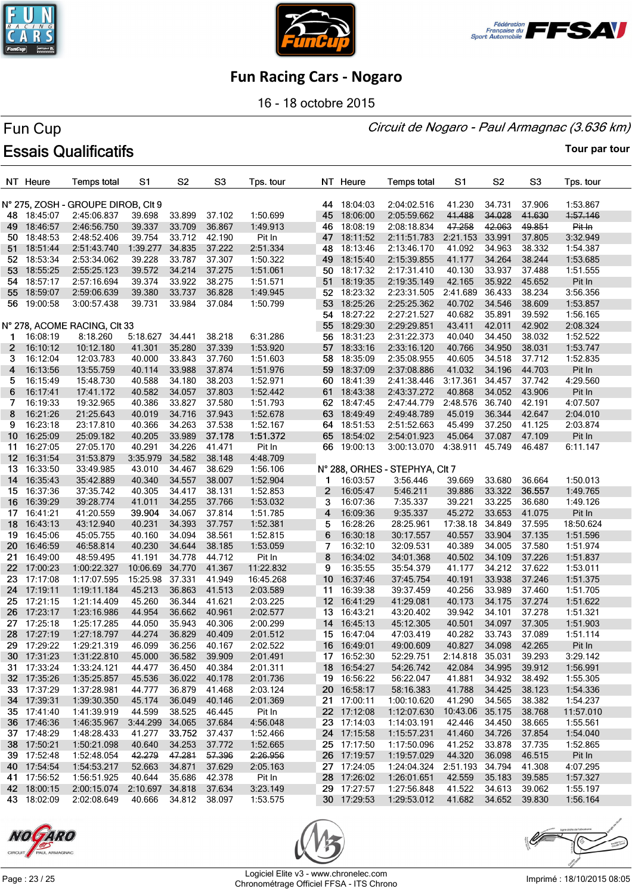# Fun Racing Cars - Nogaro

16 - 18 octobre 2015

## Fun Cup

*Circuit de Nogaro - Paul Armagnac (3.636 km)*

## Essais Qualificatifs

Tour par tour

| NT | Heure | Temps total | S1 | S2 | S3 | Tps. tour |
|---|---|---|---|---|---|---|
| **N° 275, ZOSH - GROUPE DIROB, Clt 9** | | | | | | |
| 48 | 18:45:07 | 2:45:06.837 | 39.698 | 33.899 | 37.102 | 1:50.699 |
| 49 | 18:46:57 | 2:46:56.750 | 39.337 | 33.709 | 36.867 | 1:49.913 |
| 50 | 18:48:53 | 2:48:52.406 | 39.754 | 33.712 | 42.190 | Pit In |
| 51 | 18:51:44 | 2:51:43.740 | 1:39.277 | 34.835 | 37.222 | 2:51.334 |
| 52 | 18:53:34 | 2:53:34.062 | 39.228 | 33.787 | 37.307 | 1:50.322 |
| 53 | 18:55:25 | 2:55:25.123 | 39.572 | 34.214 | 37.275 | 1:51.061 |
| 54 | 18:57:17 | 2:57:16.694 | 39.374 | 33.922 | 38.275 | 1:51.571 |
| 55 | 18:59:07 | 2:59:06.639 | 39.380 | 33.737 | 36.828 | 1:49.945 |
| 56 | 19:00:58 | 3:00:57.438 | 39.731 | 33.984 | 37.084 | 1:50.799 |
| **N° 278, ACOME RACING, Clt 33** | | | | | | |
| 1 | 16:08:19 | 8:18.260 | 5:18.627 | 34.441 | 38.218 | 6:31.286 |
| 2 | 16:10:12 | 10:12.180 | 41.301 | 35.280 | 37.339 | 1:53.920 |
| 3 | 16:12:04 | 12:03.783 | 40.000 | 33.843 | 37.760 | 1:51.603 |
| 4 | 16:13:56 | 13:55.759 | 40.114 | 33.988 | 37.874 | 1:51.976 |
| 5 | 16:15:49 | 15:48.730 | 40.588 | 34.180 | 38.203 | 1:52.971 |
| 6 | 16:17:41 | 17:41.172 | 40.582 | 34.057 | 37.803 | 1:52.442 |
| 7 | 16:19:33 | 19:32.965 | 40.386 | 33.827 | 37.580 | 1:51.793 |
| 8 | 16:21:26 | 21:25.643 | 40.019 | 34.716 | 37.943 | 1:52.678 |
| 9 | 16:23:18 | 23:17.810 | 40.366 | 34.263 | 37.538 | 1:52.167 |
| 10 | 16:25:09 | 25:09.182 | 40.205 | 33.989 | **37.178** | **1:51.372** |
| 11 | 16:27:05 | 27:05.170 | 40.291 | 34.226 | 41.471 | Pit In |
| 12 | 16:31:54 | 31:53.879 | 3:35.979 | 34.582 | 38.148 | 4:48.709 |
| 13 | 16:33:50 | 33:49.985 | 43.010 | 34.467 | 38.629 | 1:56.106 |
| 14 | 16:35:43 | 35:42.889 | 40.340 | 34.557 | 38.007 | 1:52.904 |
| 15 | 16:37:36 | 37:35.742 | 40.305 | 34.417 | 38.131 | 1:52.853 |
| 16 | 16:39:29 | 39:28.774 | 41.011 | 34.255 | 37.766 | 1:53.032 |
| 17 | 16:41:21 | 41:20.559 | **39.904** | 34.067 | 37.814 | 1:51.785 |
| 18 | 16:43:13 | 43:12.940 | 40.231 | 34.393 | 37.757 | 1:52.381 |
| 19 | 16:45:06 | 45:05.755 | 40.160 | 34.094 | 38.561 | 1:52.815 |
| 20 | 16:46:59 | 46:58.814 | 40.230 | 34.644 | 38.185 | 1:53.059 |
| 21 | 16:49:00 | 48:59.495 | 41.191 | 34.778 | 44.712 | Pit In |
| 22 | 17:00:23 | 1:00:22.327 | 10:06.69 | 34.770 | 41.367 | 11:22.832 |
| 23 | 17:17:08 | 1:17:07.595 | 15:25.98 | 37.331 | 41.949 | 16:45.268 |
| 24 | 17:19:11 | 1:19:11.184 | 45.213 | 36.863 | 41.513 | 2:03.589 |
| 25 | 17:21:15 | 1:21:14.409 | 45.260 | 36.344 | 41.621 | 2:03.225 |
| 26 | 17:23:17 | 1:23:16.986 | 44.954 | 36.662 | 40.961 | 2:02.577 |
| 27 | 17:25:18 | 1:25:17.285 | 44.050 | 35.943 | 40.306 | 2:00.299 |
| 28 | 17:27:19 | 1:27:18.797 | 44.274 | 36.829 | 40.409 | 2:01.512 |
| 29 | 17:29:22 | 1:29:21.319 | 46.099 | 36.256 | 40.167 | 2:02.522 |
| 30 | 17:31:23 | 1:31:22.810 | 45.000 | 36.582 | 39.909 | 2:01.491 |
| 31 | 17:33:24 | 1:33:24.121 | 44.477 | 36.450 | 40.384 | 2:01.311 |
| 32 | 17:35:26 | 1:35:25.857 | 45.536 | 36.022 | 40.178 | 2:01.736 |
| 33 | 17:37:29 | 1:37:28.981 | 44.777 | 36.879 | 41.468 | 2:03.124 |
| 34 | 17:39:31 | 1:39:30.350 | 45.174 | 36.049 | 40.146 | 2:01.369 |
| 35 | 17:41:40 | 1:41:39.919 | 44.599 | 38.525 | 46.445 | Pit In |
| 36 | 17:46:36 | 1:46:35.967 | 3:44.299 | 34.065 | 37.684 | 4:56.048 |
| 37 | 17:48:29 | 1:48:28.433 | 41.277 | **33.752** | 37.437 | 1:52.466 |
| 38 | 17:50:21 | 1:50:21.098 | 40.640 | 34.253 | 37.772 | 1:52.665 |
| 39 | 17:52:48 | 1:52:48.054 | ~~42.279~~ | ~~47.281~~ | ~~57.396~~ | ~~2:26.956~~ |
| 40 | 17:54:54 | 1:54:53.217 | 52.663 | 34.871 | 37.629 | 2:05.163 |
| 41 | 17:56:52 | 1:56:51.925 | 40.644 | 35.686 | 42.378 | Pit In |
| 42 | 18:00:15 | 2:00:15.074 | 2:10.697 | 34.818 | 37.634 | 3:23.149 |
| 43 | 18:02:09 | 2:02:08.649 | 40.666 | 34.812 | 38.097 | 1:53.575 |
| 44 | 18:04:03 | 2:04:02.516 | 41.230 | 34.731 | 37.906 | 1:53.867 |
| 45 | 18:06:00 | 2:05:59.662 | ~~41.488~~ | ~~34.028~~ | ~~41.630~~ | ~~1:57.146~~ |
| 46 | 18:08:19 | 2:08:18.834 | ~~47.258~~ | ~~42.063~~ | ~~49.851~~ | ~~Pit In~~ |
| 47 | 18:11:52 | 2:11:51.783 | 2:21.153 | 33.991 | 37.805 | 3:32.949 |
| 48 | 18:13:46 | 2:13:46.170 | 41.092 | 34.963 | 38.332 | 1:54.387 |
| 49 | 18:15:40 | 2:15:39.855 | 41.177 | 34.264 | 38.244 | 1:53.685 |
| 50 | 18:17:32 | 2:17:31.410 | 40.130 | 33.937 | 37.488 | 1:51.555 |
| 51 | 18:19:35 | 2:19:35.149 | 42.165 | 35.922 | 45.652 | Pit In |
| 52 | 18:23:32 | 2:23:31.505 | 2:41.689 | 36.433 | 38.234 | 3:56.356 |
| 53 | 18:25:26 | 2:25:25.362 | 40.702 | 34.546 | 38.609 | 1:53.857 |
| 54 | 18:27:22 | 2:27:21.527 | 40.682 | 35.891 | 39.592 | 1:56.165 |
| 55 | 18:29:30 | 2:29:29.851 | 43.411 | 42.011 | 42.902 | 2:08.324 |
| 56 | 18:31:23 | 2:31:22.373 | 40.040 | 34.450 | 38.032 | 1:52.522 |
| 57 | 18:33:16 | 2:33:16.120 | 40.766 | 34.950 | 38.031 | 1:53.747 |
| 58 | 18:35:09 | 2:35:08.955 | 40.605 | 34.518 | 37.712 | 1:52.835 |
| 59 | 18:37:09 | 2:37:08.886 | 41.032 | 34.196 | 44.703 | Pit In |
| 60 | 18:41:39 | 2:41:38.446 | 3:17.361 | 34.457 | 37.742 | 4:29.560 |
| 61 | 18:43:38 | 2:43:37.272 | 40.868 | 34.052 | 43.906 | Pit In |
| 62 | 18:47:45 | 2:47:44.779 | 2:48.576 | 36.740 | 42.191 | 4:07.507 |
| 63 | 18:49:49 | 2:49:48.789 | 45.019 | 36.344 | 42.647 | 2:04.010 |
| 64 | 18:51:53 | 2:51:52.663 | 45.499 | 37.250 | 41.125 | 2:03.874 |
| 65 | 18:54:02 | 2:54:01.923 | 45.064 | 37.087 | 47.109 | Pit In |
| 66 | 19:00:13 | 3:00:13.070 | 4:38.911 | 45.749 | 46.487 | 6:11.147 |
| **N° 288, ORHES - STEPHYA, Clt 7** | | | | | | |
| 1 | 16:03:57 | 3:56.446 | 39.669 | 33.680 | 36.664 | 1:50.013 |
| 2 | 16:05:47 | 5:46.211 | 39.886 | 33.322 | **36.557** | 1:49.765 |
| 3 | 16:07:36 | 7:35.337 | 39.221 | 33.225 | 36.680 | 1:49.126 |
| 4 | 16:09:36 | 9:35.337 | 45.272 | 33.653 | 41.075 | Pit In |
| 5 | 16:28:26 | 28:25.961 | 17:38.18 | 34.849 | 37.595 | 18:50.624 |
| 6 | 16:30:18 | 30:17.557 | 40.557 | 33.904 | 37.135 | 1:51.596 |
| 7 | 16:32:10 | 32:09.531 | 40.389 | 34.005 | 37.580 | 1:51.974 |
| 8 | 16:34:02 | 34:01.368 | 40.502 | 34.109 | 37.226 | 1:51.837 |
| 9 | 16:35:55 | 35:54.379 | 41.177 | 34.212 | 37.622 | 1:53.011 |
| 10 | 16:37:46 | 37:45.754 | 40.191 | 33.938 | 37.246 | 1:51.375 |
| 11 | 16:39:38 | 39:37.459 | 40.256 | 33.989 | 37.460 | 1:51.705 |
| 12 | 16:41:29 | 41:29.081 | 40.173 | 34.175 | 37.274 | 1:51.622 |
| 13 | 16:43:21 | 43:20.402 | 39.942 | 34.101 | 37.278 | 1:51.321 |
| 14 | 16:45:13 | 45:12.305 | 40.501 | 34.097 | 37.305 | 1:51.903 |
| 15 | 16:47:04 | 47:03.419 | 40.282 | 33.743 | 37.089 | 1:51.114 |
| 16 | 16:49:01 | 49:00.609 | 40.827 | 34.098 | 42.265 | Pit In |
| 17 | 16:52:30 | 52:29.751 | 2:14.818 | 35.031 | 39.293 | 3:29.142 |
| 18 | 16:54:27 | 54:26.742 | 42.084 | 34.995 | 39.912 | 1:56.991 |
| 19 | 16:56:22 | 56:22.047 | 41.881 | 34.932 | 38.492 | 1:55.305 |
| 20 | 16:58:17 | 58:16.383 | 41.788 | 34.425 | 38.123 | 1:54.336 |
| 21 | 17:00:11 | 1:00:10.620 | 41.290 | 34.565 | 38.382 | 1:54.237 |
| 22 | 17:12:08 | 1:12:07.630 | 10:43.06 | 35.175 | 38.768 | 11:57.010 |
| 23 | 17:14:03 | 1:14:03.191 | 42.446 | 34.450 | 38.665 | 1:55.561 |
| 24 | 17:15:58 | 1:15:57.231 | 41.460 | 34.726 | 37.854 | 1:54.040 |
| 25 | 17:17:50 | 1:17:50.096 | 41.252 | 33.878 | 37.735 | 1:52.865 |
| 26 | 17:19:57 | 1:19:57.029 | 44.320 | 36.098 | 46.515 | Pit In |
| 27 | 17:24:05 | 1:24:04.324 | 2:51.193 | 34.794 | 41.308 | 4:07.295 |
| 28 | 17:26:02 | 1:26:01.651 | 42.559 | 35.183 | 39.585 | 1:57.327 |
| 29 | 17:27:57 | 1:27:56.848 | 41.522 | 34.613 | 39.062 | 1:55.197 |
| 30 | 17:29:53 | 1:29:53.012 | 41.682 | 34.652 | 39.830 | 1:56.164 |

Logiciel Elite v3 - www.chronelec.com
Chronométrage Officiel FFSA - ITS Chrono

Imprimé : 18/10/2015 08:05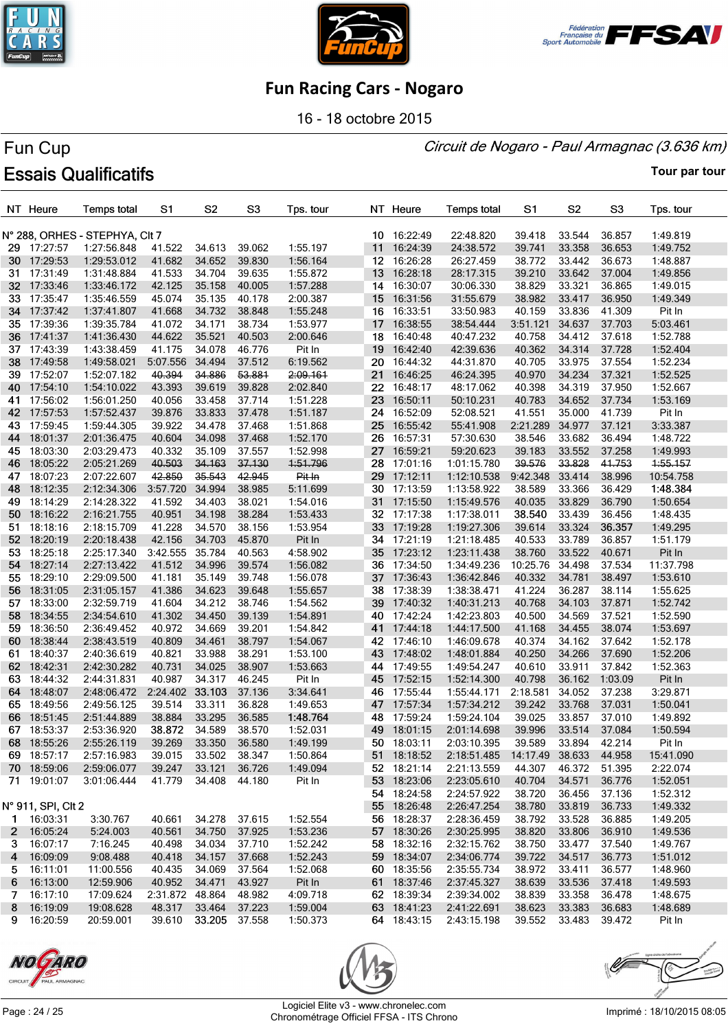# Fun Racing Cars - Nogaro

16 - 18 octobre 2015

## Fun Cup

*Circuit de Nogaro - Paul Armagnac (3.636 km)*

## Essais Qualificatifs

Tour par tour

| NT | Heure | Temps total | S1 | S2 | S3 | Tps. tour |
|---|---|---|---|---|---|---|
| **N° 288, ORHES - STEPHYA, Clt 7** | | | | | | |
| 29 | 17:27:57 | 1:27:56.848 | 41.522 | 34.613 | 39.062 | 1:55.197 |
| 30 | 17:29:53 | 1:29:53.012 | 41.682 | 34.652 | 39.830 | 1:56.164 |
| 31 | 17:31:49 | 1:31:48.884 | 41.533 | 34.704 | 39.635 | 1:55.872 |
| 32 | 17:33:46 | 1:33:46.172 | 42.125 | 35.158 | 40.005 | 1:57.288 |
| 33 | 17:35:47 | 1:35:46.559 | 45.074 | 35.135 | 40.178 | 2:00.387 |
| 34 | 17:37:42 | 1:37:41.807 | 41.668 | 34.732 | 38.848 | 1:55.248 |
| 35 | 17:39:36 | 1:39:35.784 | 41.072 | 34.171 | 38.734 | 1:53.977 |
| 36 | 17:41:37 | 1:41:36.430 | 44.622 | 35.521 | 40.503 | 2:00.646 |
| 37 | 17:43:39 | 1:43:38.459 | 41.175 | 34.078 | 46.776 | Pit In |
| 38 | 17:49:58 | 1:49:58.021 | 5:07.556 | 34.494 | 37.512 | 6:19.562 |
| 39 | 17:52:07 | 1:52:07.182 | ~~40.394~~ | ~~34.886~~ | ~~53.881~~ | ~~2:09.161~~ |
| 40 | 17:54:10 | 1:54:10.022 | 43.393 | 39.619 | 39.828 | 2:02.840 |
| 41 | 17:56:02 | 1:56:01.250 | 40.056 | 33.458 | 37.714 | 1:51.228 |
| 42 | 17:57:53 | 1:57:52.437 | 39.876 | 33.833 | 37.478 | 1:51.187 |
| 43 | 17:59:45 | 1:59:44.305 | 39.922 | 34.478 | 37.468 | 1:51.868 |
| 44 | 18:01:37 | 2:01:36.475 | 40.604 | 34.098 | 37.468 | 1:52.170 |
| 45 | 18:03:30 | 2:03:29.473 | 40.332 | 35.109 | 37.557 | 1:52.998 |
| 46 | 18:05:22 | 2:05:21.269 | ~~40.503~~ | ~~34.163~~ | ~~37.130~~ | ~~1:51.796~~ |
| 47 | 18:07:23 | 2:07:22.607 | ~~42.850~~ | ~~35.543~~ | ~~42.945~~ | ~~Pit In~~ |
| 48 | 18:12:35 | 2:12:34.306 | 3:57.720 | 34.994 | 38.985 | 5:11.699 |
| 49 | 18:14:29 | 2:14:28.322 | 41.592 | 34.403 | 38.021 | 1:54.016 |
| 50 | 18:16:22 | 2:16:21.755 | 40.951 | 34.198 | 38.284 | 1:53.433 |
| 51 | 18:18:16 | 2:18:15.709 | 41.228 | 34.570 | 38.156 | 1:53.954 |
| 52 | 18:20:19 | 2:20:18.438 | 42.156 | 34.703 | 45.870 | Pit In |
| 53 | 18:25:18 | 2:25:17.340 | 3:42.555 | 35.784 | 40.563 | 4:58.902 |
| 54 | 18:27:14 | 2:27:13.422 | 41.512 | 34.996 | 39.574 | 1:56.082 |
| 55 | 18:29:10 | 2:29:09.500 | 41.181 | 35.149 | 39.748 | 1:56.078 |
| 56 | 18:31:05 | 2:31:05.157 | 41.386 | 34.623 | 39.648 | 1:55.657 |
| 57 | 18:33:00 | 2:32:59.719 | 41.604 | 34.212 | 38.746 | 1:54.562 |
| 58 | 18:34:55 | 2:34:54.610 | 41.302 | 34.450 | 39.139 | 1:54.891 |
| 59 | 18:36:50 | 2:36:49.452 | 40.972 | 34.669 | 39.201 | 1:54.842 |
| 60 | 18:38:44 | 2:38:43.519 | 40.809 | 34.461 | 38.797 | 1:54.067 |
| 61 | 18:40:37 | 2:40:36.619 | 40.821 | 33.988 | 38.291 | 1:53.100 |
| 62 | 18:42:31 | 2:42:30.282 | 40.731 | 34.025 | 38.907 | 1:53.663 |
| 63 | 18:44:32 | 2:44:31.831 | 40.987 | 34.317 | 46.245 | Pit In |
| 64 | 18:48:07 | 2:48:06.472 | 2:24.402 | **33.103** | 37.136 | 3:34.641 |
| 65 | 18:49:56 | 2:49:56.125 | 39.514 | 33.311 | 36.828 | 1:49.653 |
| 66 | 18:51:45 | 2:51:44.889 | 38.884 | 33.295 | 36.585 | **1:48.764** |
| 67 | 18:53:37 | 2:53:36.920 | **38.872** | 34.589 | 38.570 | 1:52.031 |
| 68 | 18:55:26 | 2:55:26.119 | 39.269 | 33.350 | 36.580 | 1:49.199 |
| 69 | 18:57:17 | 2:57:16.983 | 39.015 | 33.502 | 38.347 | 1:50.864 |
| 70 | 18:59:06 | 2:59:06.077 | 39.247 | 33.121 | 36.726 | 1:49.094 |
| 71 | 19:01:07 | 3:01:06.444 | 41.779 | 34.408 | 44.180 | Pit In |
| **N° 911, SPI, Clt 2** | | | | | | |
| 1 | 16:03:31 | 3:30.767 | 40.661 | 34.278 | 37.615 | 1:52.554 |
| 2 | 16:05:24 | 5:24.003 | 40.561 | 34.750 | 37.925 | 1:53.236 |
| 3 | 16:07:17 | 7:16.245 | 40.498 | 34.034 | 37.710 | 1:52.242 |
| 4 | 16:09:09 | 9:08.488 | 40.418 | 34.157 | 37.668 | 1:52.243 |
| 5 | 16:11:01 | 11:00.556 | 40.435 | 34.069 | 37.564 | 1:52.068 |
| 6 | 16:13:00 | 12:59.906 | 40.952 | 34.471 | 43.927 | Pit In |
| 7 | 16:17:10 | 17:09.624 | 2:31.872 | 48.864 | 48.982 | 4:09.718 |
| 8 | 16:19:09 | 19:08.628 | 48.317 | 33.464 | 37.223 | 1:59.004 |
| 9 | 16:20:59 | 20:59.001 | 39.610 | **33.205** | 37.558 | 1:50.373 |
| 10 | 16:22:49 | 22:48.820 | 39.418 | 33.544 | 36.857 | 1:49.819 |
| 11 | 16:24:39 | 24:38.572 | 39.741 | 33.358 | 36.653 | 1:49.752 |
| 12 | 16:26:28 | 26:27.459 | 38.772 | 33.442 | 36.673 | 1:48.887 |
| 13 | 16:28:18 | 28:17.315 | 39.210 | 33.642 | 37.004 | 1:49.856 |
| 14 | 16:30:07 | 30:06.330 | 38.829 | 33.321 | 36.865 | 1:49.015 |
| 15 | 16:31:56 | 31:55.679 | 38.982 | 33.417 | 36.950 | 1:49.349 |
| 16 | 16:33:51 | 33:50.983 | 40.159 | 33.836 | 41.309 | Pit In |
| 17 | 16:38:55 | 38:54.444 | 3:51.121 | 34.637 | 37.703 | 5:03.461 |
| 18 | 16:40:48 | 40:47.232 | 40.758 | 34.412 | 37.618 | 1:52.788 |
| 19 | 16:42:40 | 42:39.636 | 40.362 | 34.314 | 37.728 | 1:52.404 |
| 20 | 16:44:32 | 44:31.870 | 40.705 | 33.975 | 37.554 | 1:52.234 |
| 21 | 16:46:25 | 46:24.395 | 40.970 | 34.234 | 37.321 | 1:52.525 |
| 22 | 16:48:17 | 48:17.062 | 40.398 | 34.319 | 37.950 | 1:52.667 |
| 23 | 16:50:11 | 50:10.231 | 40.783 | 34.652 | 37.734 | 1:53.169 |
| 24 | 16:52:09 | 52:08.521 | 41.551 | 35.000 | 41.739 | Pit In |
| 25 | 16:55:42 | 55:41.908 | 2:21.289 | 34.977 | 37.121 | 3:33.387 |
| 26 | 16:57:31 | 57:30.630 | 38.546 | 33.682 | 36.494 | 1:48.722 |
| 27 | 16:59:21 | 59:20.623 | 39.183 | 33.552 | 37.258 | 1:49.993 |
| 28 | 17:01:16 | 1:01:15.780 | ~~39.576~~ | ~~33.828~~ | ~~41.753~~ | ~~1:55.157~~ |
| 29 | 17:12:11 | 1:12:10.538 | 9:42.348 | 33.414 | 38.996 | 10:54.758 |
| 30 | 17:13:59 | 1:13:58.922 | 38.589 | 33.366 | 36.429 | **1:48.384** |
| 31 | 17:15:50 | 1:15:49.576 | 40.035 | 33.829 | 36.790 | 1:50.654 |
| 32 | 17:17:38 | 1:17:38.011 | **38.540** | 33.439 | 36.456 | 1:48.435 |
| 33 | 17:19:28 | 1:19:27.306 | 39.614 | 33.324 | **36.357** | 1:49.295 |
| 34 | 17:21:19 | 1:21:18.485 | 40.533 | 33.789 | 36.857 | 1:51.179 |
| 35 | 17:23:12 | 1:23:11.438 | 38.760 | 33.522 | 40.671 | Pit In |
| 36 | 17:34:50 | 1:34:49.236 | 10:25.76 | 34.498 | 37.534 | 11:37.798 |
| 37 | 17:36:43 | 1:36:42.846 | 40.332 | 34.781 | 38.497 | 1:53.610 |
| 38 | 17:38:39 | 1:38:38.471 | 41.224 | 36.287 | 38.114 | 1:55.625 |
| 39 | 17:40:32 | 1:40:31.213 | 40.768 | 34.103 | 37.871 | 1:52.742 |
| 40 | 17:42:24 | 1:42:23.803 | 40.500 | 34.569 | 37.521 | 1:52.590 |
| 41 | 17:44:18 | 1:44:17.500 | 41.168 | 34.455 | 38.074 | 1:53.697 |
| 42 | 17:46:10 | 1:46:09.678 | 40.374 | 34.162 | 37.642 | 1:52.178 |
| 43 | 17:48:02 | 1:48:01.884 | 40.250 | 34.266 | 37.690 | 1:52.206 |
| 44 | 17:49:55 | 1:49:54.247 | 40.610 | 33.911 | 37.842 | 1:52.363 |
| 45 | 17:52:15 | 1:52:14.300 | 40.798 | 36.162 | 1:03.09 | Pit In |
| 46 | 17:55:44 | 1:55:44.171 | 2:18.581 | 34.052 | 37.238 | 3:29.871 |
| 47 | 17:57:34 | 1:57:34.212 | 39.242 | 33.768 | 37.031 | 1:50.041 |
| 48 | 17:59:24 | 1:59:24.104 | 39.025 | 33.857 | 37.010 | 1:49.892 |
| 49 | 18:01:15 | 2:01:14.698 | 39.996 | 33.514 | 37.084 | 1:50.594 |
| 50 | 18:03:11 | 2:03:10.395 | 39.589 | 33.894 | 42.214 | Pit In |
| 51 | 18:18:52 | 2:18:51.485 | 14:17.49 | 34.498 | 44.958 | 15:41.090 |
| 52 | 18:21:14 | 2:21:13.559 | 44.307 | 46.372 | 51.395 | 2:22.074 |
| 53 | 18:23:06 | 2:23:05.610 | 40.704 | 34.571 | 36.776 | 1:52.051 |
| 54 | 18:24:58 | 2:24:57.922 | 38.720 | 36.456 | 37.136 | 1:52.312 |
| 55 | 18:26:48 | 2:26:47.254 | 38.780 | 33.819 | 36.733 | 1:49.332 |
| 56 | 18:28:37 | 2:28:36.459 | 38.792 | 33.528 | 36.885 | 1:49.205 |
| 57 | 18:30:26 | 2:30:25.995 | 38.820 | 33.806 | 36.910 | 1:49.536 |
| 58 | 18:32:16 | 2:32:15.762 | 38.750 | 33.477 | 37.540 | 1:49.767 |
| 59 | 18:34:07 | 2:34:06.774 | 39.722 | 34.517 | 36.773 | 1:51.012 |
| 60 | 18:35:56 | 2:35:55.734 | 38.972 | 33.411 | 36.577 | 1:48.960 |
| 61 | 18:37:46 | 2:37:45.327 | 38.639 | 33.536 | 37.418 | 1:49.593 |
| 62 | 18:39:34 | 2:39:34.002 | 38.839 | 33.358 | 36.478 | 1:48.675 |
| 63 | 18:41:23 | 2:41:22.691 | 38.623 | 33.383 | 36.683 | 1:48.689 |
| 64 | 18:43:15 | 2:43:15.198 | 39.552 | 33.483 | 39.472 | Pit In |

Logiciel Elite v3 - www.chronelec.com
Chronométrage Officiel FFSA - ITS Chrono

Imprimé : 18/10/2015 08:05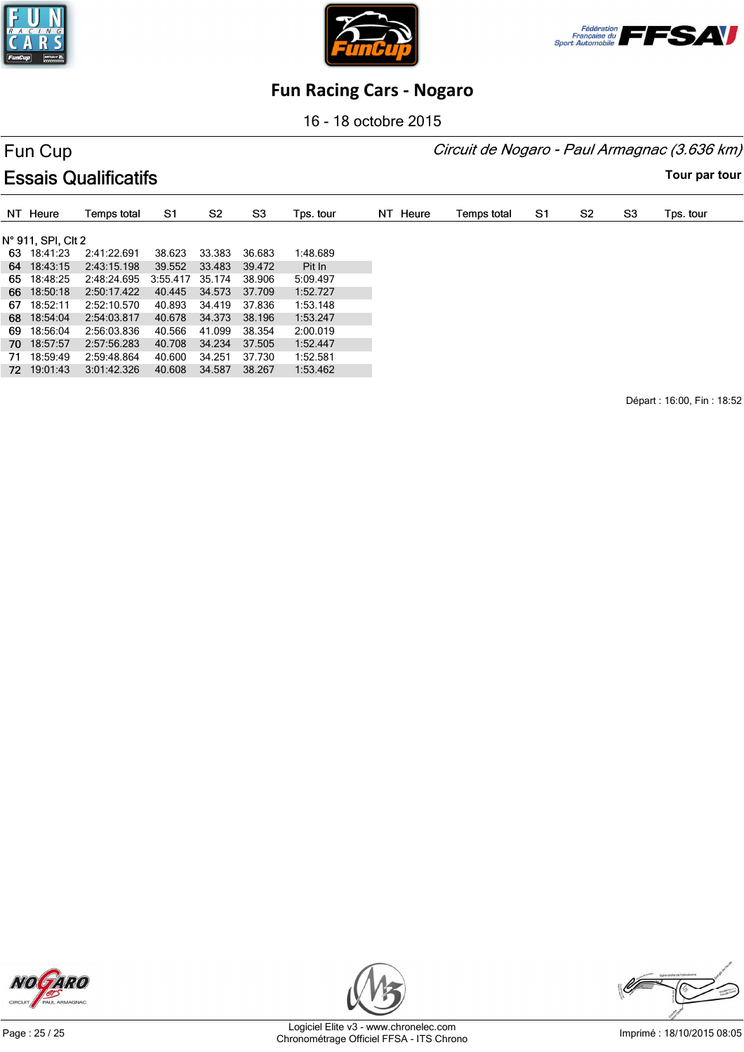# Fun Racing Cars - Nogaro

16 - 18 octobre 2015

## Fun Cup

*Circuit de Nogaro - Paul Armagnac (3.636 km)*

## Essais Qualificatifs

**Tour par tour**

N° 911, SPI, Clt 2

| NT | Heure | Temps total | S1 | S2 | S3 | Tps. tour |
|---|---|---|---|---|---|---|
| 63 | 18:41:23 | 2:41:22.691 | 38.623 | 33.383 | 36.683 | 1:48.689 |
| 64 | 18:43:15 | 2:43:15.198 | 39.552 | 33.483 | 39.472 | Pit In |
| 65 | 18:48:25 | 2:48:24.695 | 3:55.417 | 35.174 | 38.906 | 5:09.497 |
| 66 | 18:50:18 | 2:50:17.422 | 40.445 | 34.573 | 37.709 | 1:52.727 |
| 67 | 18:52:11 | 2:52:10.570 | 40.893 | 34.419 | 37.836 | 1:53.148 |
| 68 | 18:54:04 | 2:54:03.817 | 40.678 | 34.373 | 38.196 | 1:53.247 |
| 69 | 18:56:04 | 2:56:03.836 | 40.566 | 41.099 | 38.354 | 2:00.019 |
| 70 | 18:57:57 | 2:57:56.283 | 40.708 | 34.234 | 37.505 | 1:52.447 |
| 71 | 18:59:49 | 2:59:48.864 | 40.600 | 34.251 | 37.730 | 1:52.581 |
| 72 | 19:01:43 | 3:01:42.326 | 40.608 | 34.587 | 38.267 | 1:53.462 |

Départ : 16:00, Fin : 18:52

Logiciel Elite v3 - www.chronelec.com
Chronométrage Officiel FFSA - ITS Chrono

Imprimé : 18/10/2015 08:05